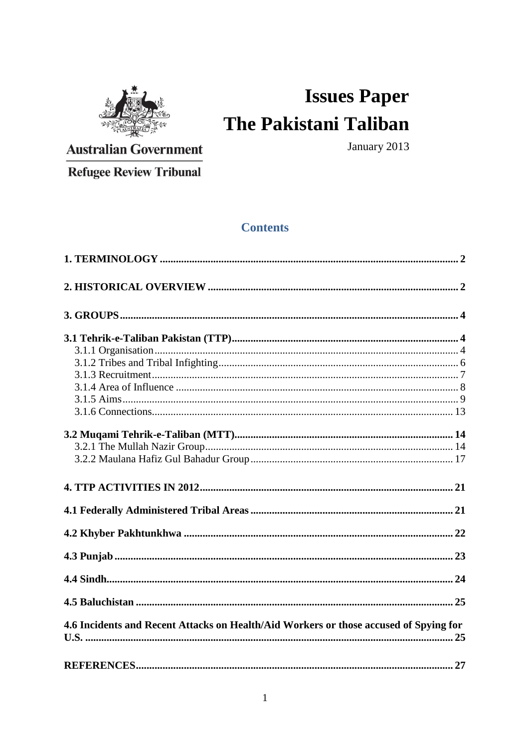Australian Government

Refugee Review Tribunal

# Issues Paper
# The Pakistani Taliban

January 2013

## Contents

**1. TERMINOLOGY** .......... **2**

**2. HISTORICAL OVERVIEW** .......... **2**

**3. GROUPS** .......... **4**

**3.1 Tehrik-e-Taliban Pakistan (TTP)** .......... **4**
- 3.1.1 Organisation .......... 4
- 3.1.2 Tribes and Tribal Infighting .......... 6
- 3.1.3 Recruitment .......... 7
- 3.1.4 Area of Influence .......... 8
- 3.1.5 Aims .......... 9
- 3.1.6 Connections .......... 13

**3.2 Muqami Tehrik-e-Taliban (MTT)** .......... **14**
- 3.2.1 The Mullah Nazir Group .......... 14
- 3.2.2 Maulana Hafiz Gul Bahadur Group .......... 17

**4. TTP ACTIVITIES IN 2012** .......... **21**

**4.1 Federally Administered Tribal Areas** .......... **21**

**4.2 Khyber Pakhtunkhwa** .......... **22**

**4.3 Punjab** .......... **23**

**4.4 Sindh** .......... **24**

**4.5 Baluchistan** .......... **25**

**4.6 Incidents and Recent Attacks on Health/Aid Workers or those accused of Spying for U.S.** .......... **25**

**REFERENCES** .......... **27**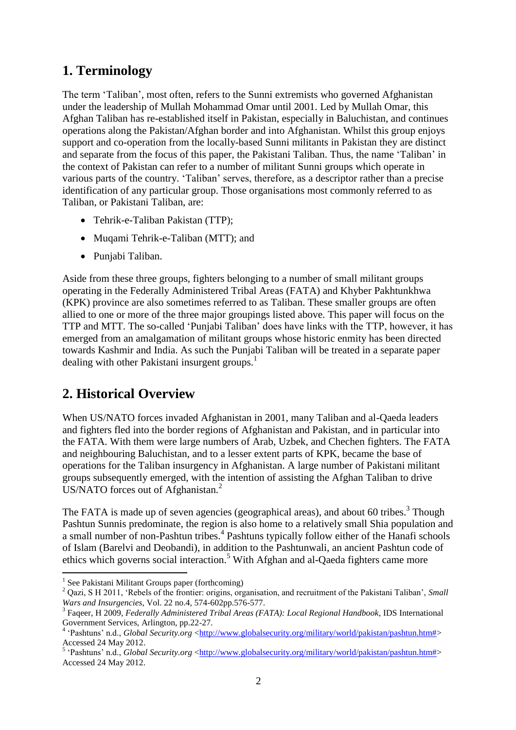## 1. Terminology

The term 'Taliban', most often, refers to the Sunni extremists who governed Afghanistan under the leadership of Mullah Mohammad Omar until 2001. Led by Mullah Omar, this Afghan Taliban has re-established itself in Pakistan, especially in Baluchistan, and continues operations along the Pakistan/Afghan border and into Afghanistan. Whilst this group enjoys support and co-operation from the locally-based Sunni militants in Pakistan they are distinct and separate from the focus of this paper, the Pakistani Taliban. Thus, the name 'Taliban' in the context of Pakistan can refer to a number of militant Sunni groups which operate in various parts of the country. 'Taliban' serves, therefore, as a descriptor rather than a precise identification of any particular group. Those organisations most commonly referred to as Taliban, or Pakistani Taliban, are:

- Tehrik-e-Taliban Pakistan (TTP);
- Muqami Tehrik-e-Taliban (MTT); and
- Punjabi Taliban.

Aside from these three groups, fighters belonging to a number of small militant groups operating in the Federally Administered Tribal Areas (FATA) and Khyber Pakhtunkhwa (KPK) province are also sometimes referred to as Taliban. These smaller groups are often allied to one or more of the three major groupings listed above. This paper will focus on the TTP and MTT. The so-called 'Punjabi Taliban' does have links with the TTP, however, it has emerged from an amalgamation of militant groups whose historic enmity has been directed towards Kashmir and India. As such the Punjabi Taliban will be treated in a separate paper dealing with other Pakistani insurgent groups.[1]

## 2. Historical Overview

When US/NATO forces invaded Afghanistan in 2001, many Taliban and al-Qaeda leaders and fighters fled into the border regions of Afghanistan and Pakistan, and in particular into the FATA. With them were large numbers of Arab, Uzbek, and Chechen fighters. The FATA and neighbouring Baluchistan, and to a lesser extent parts of KPK, became the base of operations for the Taliban insurgency in Afghanistan. A large number of Pakistani militant groups subsequently emerged, with the intention of assisting the Afghan Taliban to drive US/NATO forces out of Afghanistan.[2]

The FATA is made up of seven agencies (geographical areas), and about 60 tribes.[3] Though Pashtun Sunnis predominate, the region is also home to a relatively small Shia population and a small number of non-Pashtun tribes.[4] Pashtuns typically follow either of the Hanafi schools of Islam (Barelvi and Deobandi), in addition to the Pashtunwali, an ancient Pashtun code of ethics which governs social interaction.[5] With Afghan and al-Qaeda fighters came more

---

[1] See Pakistani Militant Groups paper (forthcoming)

[2] Qazi, S H 2011, 'Rebels of the frontier: origins, organisation, and recruitment of the Pakistani Taliban', *Small Wars and Insurgencies*, Vol. 22 no.4, 574-602pp.576-577.

[3] Faqeer, H 2009, *Federally Administered Tribal Areas (FATA): Local Regional Handbook*, IDS International Government Services, Arlington, pp.22-27.

[4] 'Pashtuns' n.d., *Global Security.org* <http://www.globalsecurity.org/military/world/pakistan/pashtun.htm#> Accessed 24 May 2012.

[5] 'Pashtuns' n.d., *Global Security.org* <http://www.globalsecurity.org/military/world/pakistan/pashtun.htm#> Accessed 24 May 2012.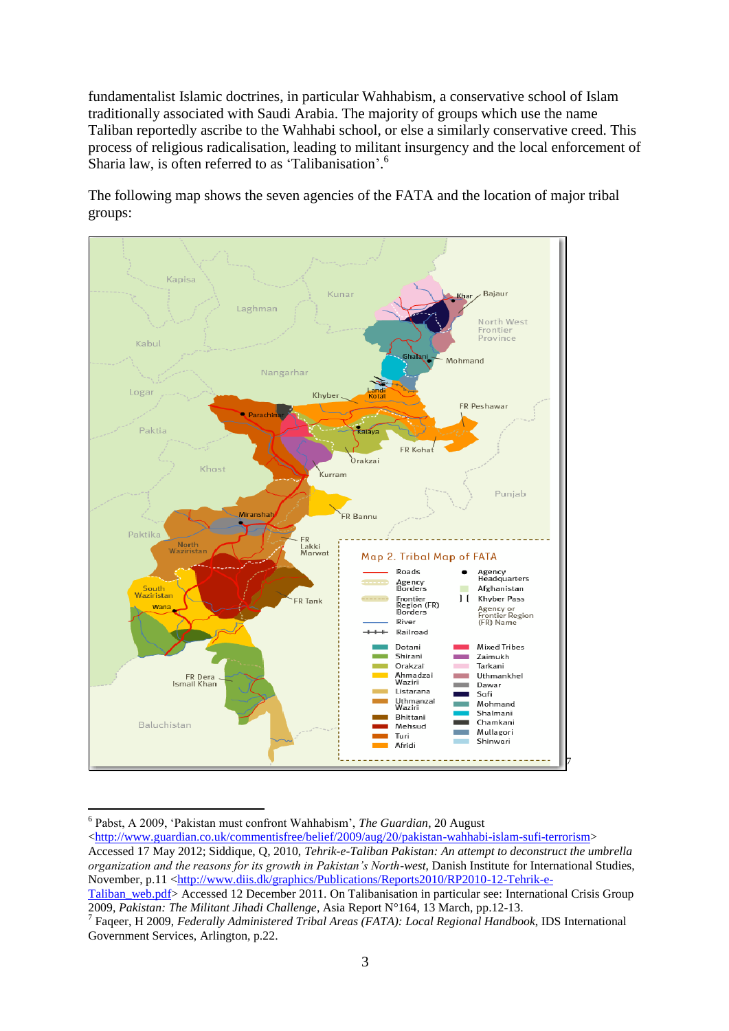fundamentalist Islamic doctrines, in particular Wahhabism, a conservative school of Islam traditionally associated with Saudi Arabia. The majority of groups which use the name Taliban reportedly ascribe to the Wahhabi school, or else a similarly conservative creed. This process of religious radicalisation, leading to militant insurgency and the local enforcement of Sharia law, is often referred to as 'Talibanisation'.[6]

The following map shows the seven agencies of the FATA and the location of major tribal groups:

[7]

---

[6] Pabst, A 2009, 'Pakistan must confront Wahhabism', *The Guardian*, 20 August <http://www.guardian.co.uk/commentisfree/belief/2009/aug/20/pakistan-wahhabi-islam-sufi-terrorism> Accessed 17 May 2012; Siddique, Q, 2010, *Tehrik-e-Taliban Pakistan: An attempt to deconstruct the umbrella organization and the reasons for its growth in Pakistan's North-west*, Danish Institute for International Studies, November, p.11 <http://www.diis.dk/graphics/Publications/Reports2010/RP2010-12-Tehrik-e-Taliban_web.pdf> Accessed 12 December 2011. On Talibanisation in particular see: International Crisis Group 2009, *Pakistan: The Militant Jihadi Challenge*, Asia Report N°164, 13 March, pp.12-13.

[7] Faqeer, H 2009, *Federally Administered Tribal Areas (FATA): Local Regional Handbook*, IDS International Government Services, Arlington, p.22.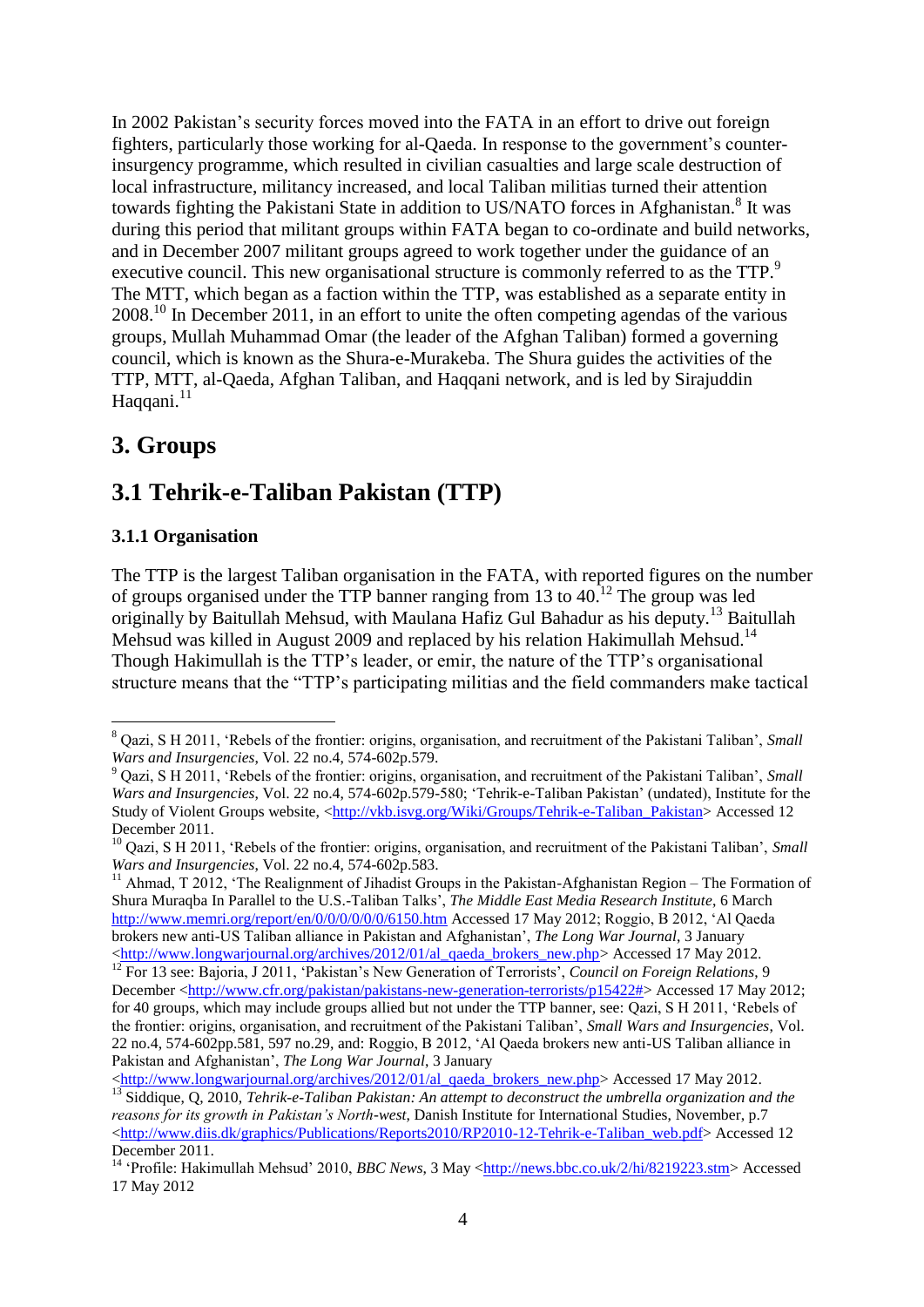In 2002 Pakistan's security forces moved into the FATA in an effort to drive out foreign fighters, particularly those working for al-Qaeda. In response to the government's counter-insurgency programme, which resulted in civilian casualties and large scale destruction of local infrastructure, militancy increased, and local Taliban militias turned their attention towards fighting the Pakistani State in addition to US/NATO forces in Afghanistan.[8] It was during this period that militant groups within FATA began to co-ordinate and build networks, and in December 2007 militant groups agreed to work together under the guidance of an executive council. This new organisational structure is commonly referred to as the TTP.[9] The MTT, which began as a faction within the TTP, was established as a separate entity in 2008.[10] In December 2011, in an effort to unite the often competing agendas of the various groups, Mullah Muhammad Omar (the leader of the Afghan Taliban) formed a governing council, which is known as the Shura-e-Murakeba. The Shura guides the activities of the TTP, MTT, al-Qaeda, Afghan Taliban, and Haqqani network, and is led by Sirajuddin Haqqani.[11]

# 3. Groups

## 3.1 Tehrik-e-Taliban Pakistan (TTP)

### 3.1.1 Organisation

The TTP is the largest Taliban organisation in the FATA, with reported figures on the number of groups organised under the TTP banner ranging from 13 to 40.[12] The group was led originally by Baitullah Mehsud, with Maulana Hafiz Gul Bahadur as his deputy.[13] Baitullah Mehsud was killed in August 2009 and replaced by his relation Hakimullah Mehsud.[14] Though Hakimullah is the TTP's leader, or emir, the nature of the TTP's organisational structure means that the "TTP's participating militias and the field commanders make tactical

---

[8] Qazi, S H 2011, 'Rebels of the frontier: origins, organisation, and recruitment of the Pakistani Taliban', *Small Wars and Insurgencies*, Vol. 22 no.4, 574-602p.579.

[9] Qazi, S H 2011, 'Rebels of the frontier: origins, organisation, and recruitment of the Pakistani Taliban', *Small Wars and Insurgencies*, Vol. 22 no.4, 574-602p.579-580; 'Tehrik-e-Taliban Pakistan' (undated), Institute for the Study of Violent Groups website, <http://vkb.isvg.org/Wiki/Groups/Tehrik-e-Taliban_Pakistan> Accessed 12 December 2011.

[10] Qazi, S H 2011, 'Rebels of the frontier: origins, organisation, and recruitment of the Pakistani Taliban', *Small Wars and Insurgencies*, Vol. 22 no.4, 574-602p.583.

[11] Ahmad, T 2012, 'The Realignment of Jihadist Groups in the Pakistan-Afghanistan Region – The Formation of Shura Muraqba In Parallel to the U.S.-Taliban Talks', *The Middle East Media Research Institute*, 6 March http://www.memri.org/report/en/0/0/0/0/0/0/6150.htm Accessed 17 May 2012; Roggio, B 2012, 'Al Qaeda brokers new anti-US Taliban alliance in Pakistan and Afghanistan', *The Long War Journal*, 3 January <http://www.longwarjournal.org/archives/2012/01/al_qaeda_brokers_new.php> Accessed 17 May 2012.

[12] For 13 see: Bajoria, J 2011, 'Pakistan's New Generation of Terrorists', *Council on Foreign Relations*, 9 December <http://www.cfr.org/pakistan/pakistans-new-generation-terrorists/p15422#> Accessed 17 May 2012; for 40 groups, which may include groups allied but not under the TTP banner, see: Qazi, S H 2011, 'Rebels of the frontier: origins, organisation, and recruitment of the Pakistani Taliban', *Small Wars and Insurgencies*, Vol. 22 no.4, 574-602pp.581, 597 no.29, and: Roggio, B 2012, 'Al Qaeda brokers new anti-US Taliban alliance in Pakistan and Afghanistan', *The Long War Journal*, 3 January <http://www.longwarjournal.org/archives/2012/01/al_qaeda_brokers_new.php> Accessed 17 May 2012.

[13] Siddique, Q, 2010, *Tehrik-e-Taliban Pakistan: An attempt to deconstruct the umbrella organization and the reasons for its growth in Pakistan's North-west*, Danish Institute for International Studies, November, p.7 <http://www.diis.dk/graphics/Publications/Reports2010/RP2010-12-Tehrik-e-Taliban_web.pdf> Accessed 12 December 2011.

[14] 'Profile: Hakimullah Mehsud' 2010, *BBC News*, 3 May <http://news.bbc.co.uk/2/hi/8219223.stm> Accessed 17 May 2012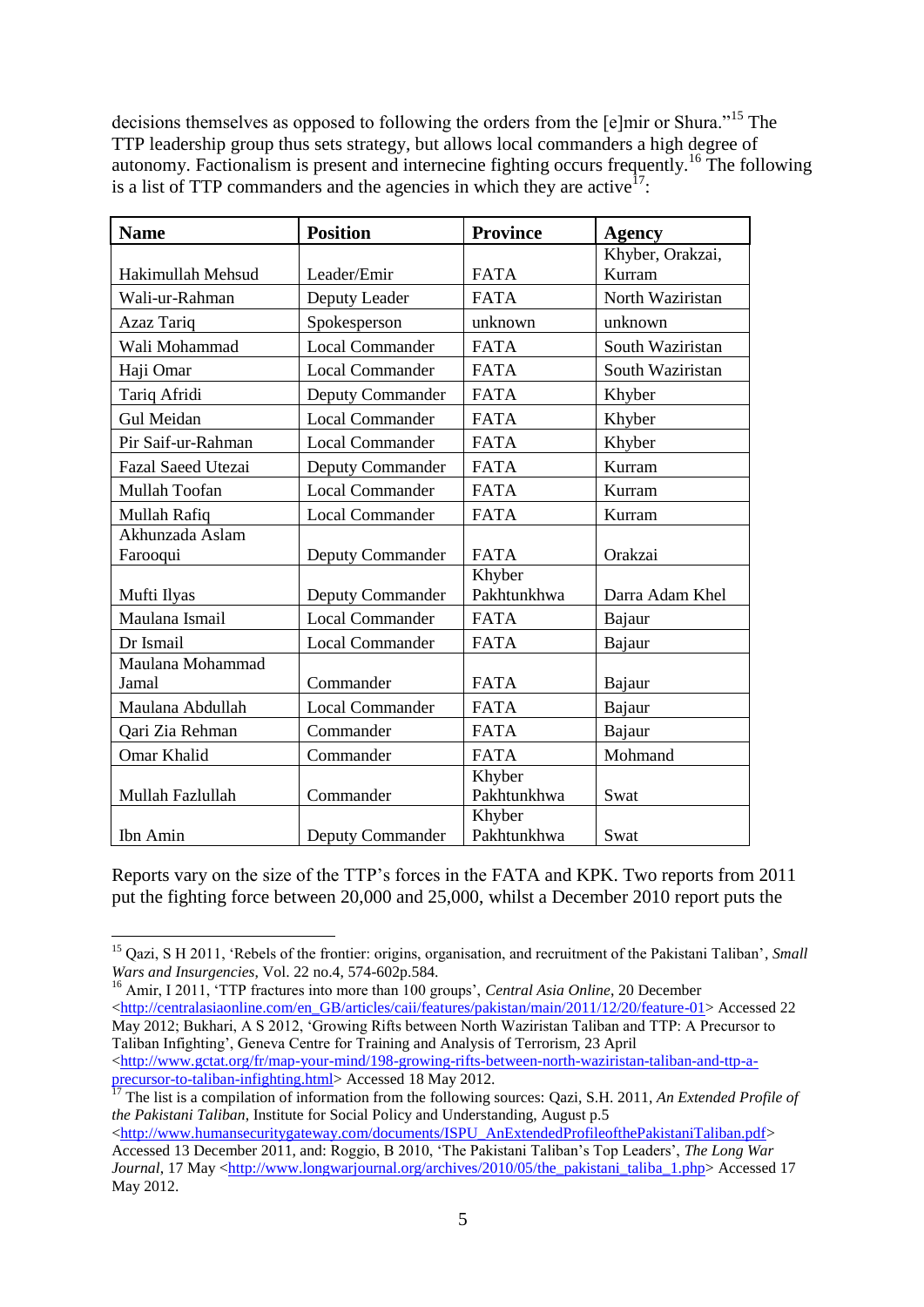decisions themselves as opposed to following the orders from the [e]mir or Shura."[15] The TTP leadership group thus sets strategy, but allows local commanders a high degree of autonomy. Factionalism is present and internecine fighting occurs frequently.[16] The following is a list of TTP commanders and the agencies in which they are active[17]:

| Name | Position | Province | Agency |
|---|---|---|---|
| Hakimullah Mehsud | Leader/Emir | FATA | Khyber, Orakzai, Kurram |
| Wali-ur-Rahman | Deputy Leader | FATA | North Waziristan |
| Azaz Tariq | Spokesperson | unknown | unknown |
| Wali Mohammad | Local Commander | FATA | South Waziristan |
| Haji Omar | Local Commander | FATA | South Waziristan |
| Tariq Afridi | Deputy Commander | FATA | Khyber |
| Gul Meidan | Local Commander | FATA | Khyber |
| Pir Saif-ur-Rahman | Local Commander | FATA | Khyber |
| Fazal Saeed Utezai | Deputy Commander | FATA | Kurram |
| Mullah Toofan | Local Commander | FATA | Kurram |
| Mullah Rafiq | Local Commander | FATA | Kurram |
| Akhunzada Aslam Farooqui | Deputy Commander | FATA | Orakzai |
| Mufti Ilyas | Deputy Commander | Khyber Pakhtunkhwa | Darra Adam Khel |
| Maulana Ismail | Local Commander | FATA | Bajaur |
| Dr Ismail | Local Commander | FATA | Bajaur |
| Maulana Mohammad Jamal | Commander | FATA | Bajaur |
| Maulana Abdullah | Local Commander | FATA | Bajaur |
| Qari Zia Rehman | Commander | FATA | Bajaur |
| Omar Khalid | Commander | FATA | Mohmand |
| Mullah Fazlullah | Commander | Khyber Pakhtunkhwa | Swat |
| Ibn Amin | Deputy Commander | Khyber Pakhtunkhwa | Swat |

Reports vary on the size of the TTP's forces in the FATA and KPK. Two reports from 2011 put the fighting force between 20,000 and 25,000, whilst a December 2010 report puts the

---

[15] Qazi, S H 2011, 'Rebels of the frontier: origins, organisation, and recruitment of the Pakistani Taliban', *Small Wars and Insurgencies*, Vol. 22 no.4, 574-602p.584.

[16] Amir, I 2011, 'TTP fractures into more than 100 groups', *Central Asia Online*, 20 December <http://centralasiaonline.com/en_GB/articles/caii/features/pakistan/main/2011/12/20/feature-01> Accessed 22 May 2012; Bukhari, A S 2012, 'Growing Rifts between North Waziristan Taliban and TTP: A Precursor to Taliban Infighting', Geneva Centre for Training and Analysis of Terrorism, 23 April <http://www.gctat.org/fr/map-your-mind/198-growing-rifts-between-north-waziristan-taliban-and-ttp-a-precursor-to-taliban-infighting.html> Accessed 18 May 2012.

[17] The list is a compilation of information from the following sources: Qazi, S.H. 2011, *An Extended Profile of the Pakistani Taliban*, Institute for Social Policy and Understanding, August p.5 <http://www.humansecuritygateway.com/documents/ISPU_AnExtendedProfileofthePakistaniTaliban.pdf> Accessed 13 December 2011, and: Roggio, B 2010, 'The Pakistani Taliban's Top Leaders', *The Long War Journal*, 17 May <http://www.longwarjournal.org/archives/2010/05/the_pakistani_taliba_1.php> Accessed 17 May 2012.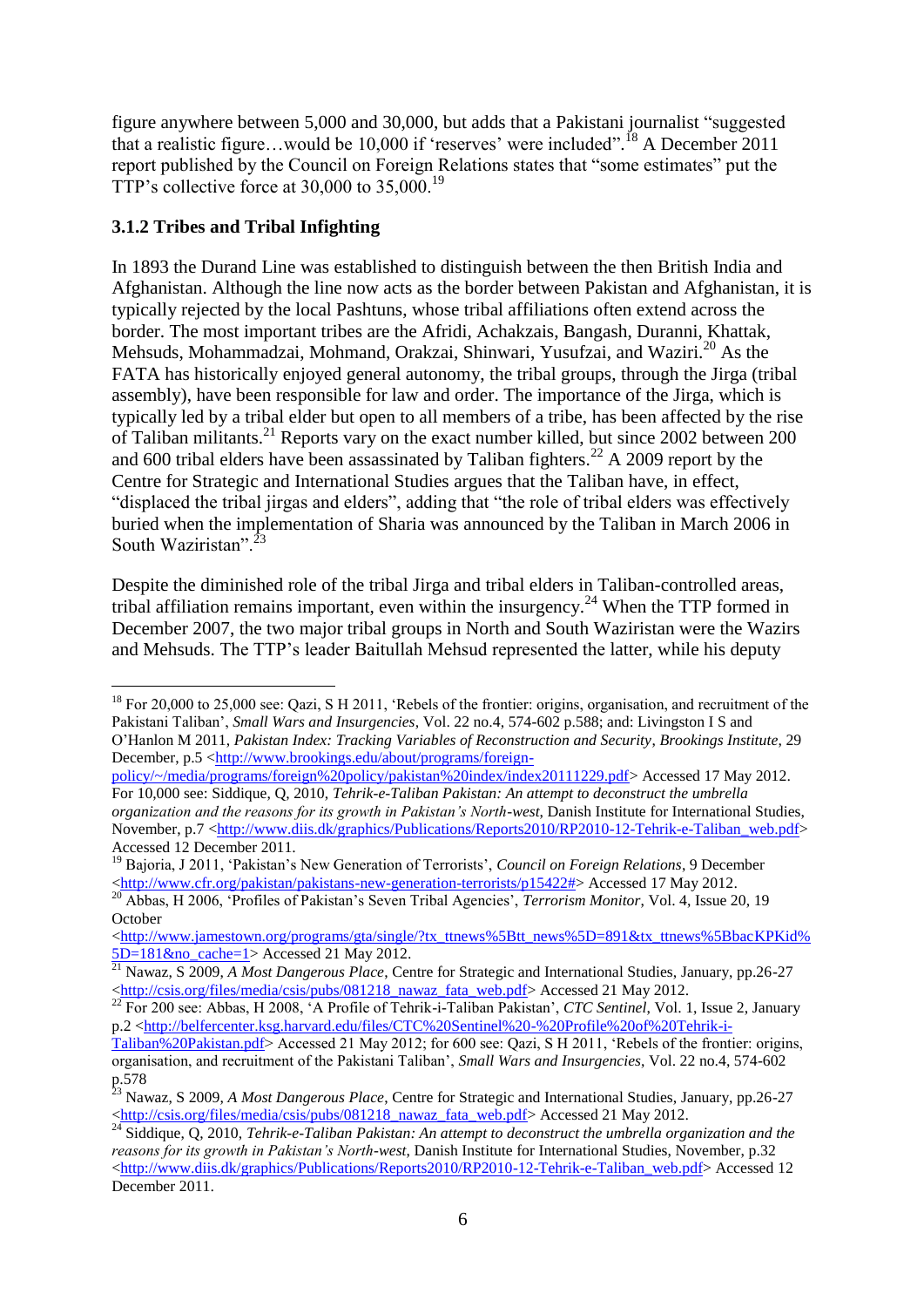figure anywhere between 5,000 and 30,000, but adds that a Pakistani journalist "suggested that a realistic figure…would be 10,000 if 'reserves' were included".[18] A December 2011 report published by the Council on Foreign Relations states that "some estimates" put the TTP's collective force at 30,000 to 35,000.[19]

### 3.1.2 Tribes and Tribal Infighting

In 1893 the Durand Line was established to distinguish between the then British India and Afghanistan. Although the line now acts as the border between Pakistan and Afghanistan, it is typically rejected by the local Pashtuns, whose tribal affiliations often extend across the border. The most important tribes are the Afridi, Achakzais, Bangash, Duranni, Khattak, Mehsuds, Mohammadzai, Mohmand, Orakzai, Shinwari, Yusufzai, and Waziri.[20] As the FATA has historically enjoyed general autonomy, the tribal groups, through the Jirga (tribal assembly), have been responsible for law and order. The importance of the Jirga, which is typically led by a tribal elder but open to all members of a tribe, has been affected by the rise of Taliban militants.[21] Reports vary on the exact number killed, but since 2002 between 200 and 600 tribal elders have been assassinated by Taliban fighters.[22] A 2009 report by the Centre for Strategic and International Studies argues that the Taliban have, in effect, "displaced the tribal jirgas and elders", adding that "the role of tribal elders was effectively buried when the implementation of Sharia was announced by the Taliban in March 2006 in South Waziristan".[23]

Despite the diminished role of the tribal Jirga and tribal elders in Taliban-controlled areas, tribal affiliation remains important, even within the insurgency.[24] When the TTP formed in December 2007, the two major tribal groups in North and South Waziristan were the Wazirs and Mehsuds. The TTP's leader Baitullah Mehsud represented the latter, while his deputy

---

[18] For 20,000 to 25,000 see: Qazi, S H 2011, 'Rebels of the frontier: origins, organisation, and recruitment of the Pakistani Taliban', *Small Wars and Insurgencies*, Vol. 22 no.4, 574-602 p.588; and: Livingston I S and O'Hanlon M 2011, *Pakistan Index: Tracking Variables of Reconstruction and Security*, *Brookings Institute*, 29 December, p.5 <http://www.brookings.edu/about/programs/foreign-policy/~/media/programs/foreign%20policy/pakistan%20index/index20111229.pdf> Accessed 17 May 2012. For 10,000 see: Siddique, Q, 2010, *Tehrik-e-Taliban Pakistan: An attempt to deconstruct the umbrella organization and the reasons for its growth in Pakistan's North-west*, Danish Institute for International Studies, November, p.7 <http://www.diis.dk/graphics/Publications/Reports2010/RP2010-12-Tehrik-e-Taliban_web.pdf> Accessed 12 December 2011.

[19] Bajoria, J 2011, 'Pakistan's New Generation of Terrorists', *Council on Foreign Relations*, 9 December <http://www.cfr.org/pakistan/pakistans-new-generation-terrorists/p15422#> Accessed 17 May 2012.

[20] Abbas, H 2006, 'Profiles of Pakistan's Seven Tribal Agencies', *Terrorism Monitor*, Vol. 4, Issue 20, 19 October <http://www.jamestown.org/programs/gta/single/?tx_ttnews%5Btt_news%5D=891&tx_ttnews%5BbackPid%5D=181&no_cache=1> Accessed 21 May 2012.

[21] Nawaz, S 2009, *A Most Dangerous Place*, Centre for Strategic and International Studies, January, pp.26-27 <http://csis.org/files/media/csis/pubs/081218_nawaz_fata_web.pdf> Accessed 21 May 2012.

[22] For 200 see: Abbas, H 2008, 'A Profile of Tehrik-i-Taliban Pakistan', *CTC Sentinel*, Vol. 1, Issue 2, January p.2 <http://belfercenter.ksg.harvard.edu/files/CTC%20Sentinel%20-%20Profile%20of%20Tehrik-i-Taliban%20Pakistan.pdf> Accessed 21 May 2012; for 600 see: Qazi, S H 2011, 'Rebels of the frontier: origins, organisation, and recruitment of the Pakistani Taliban', *Small Wars and Insurgencies*, Vol. 22 no.4, 574-602 p.578

[23] Nawaz, S 2009, *A Most Dangerous Place*, Centre for Strategic and International Studies, January, pp.26-27 <http://csis.org/files/media/csis/pubs/081218_nawaz_fata_web.pdf> Accessed 21 May 2012.

[24] Siddique, Q, 2010, *Tehrik-e-Taliban Pakistan: An attempt to deconstruct the umbrella organization and the reasons for its growth in Pakistan's North-west*, Danish Institute for International Studies, November, p.32 <http://www.diis.dk/graphics/Publications/Reports2010/RP2010-12-Tehrik-e-Taliban_web.pdf> Accessed 12 December 2011.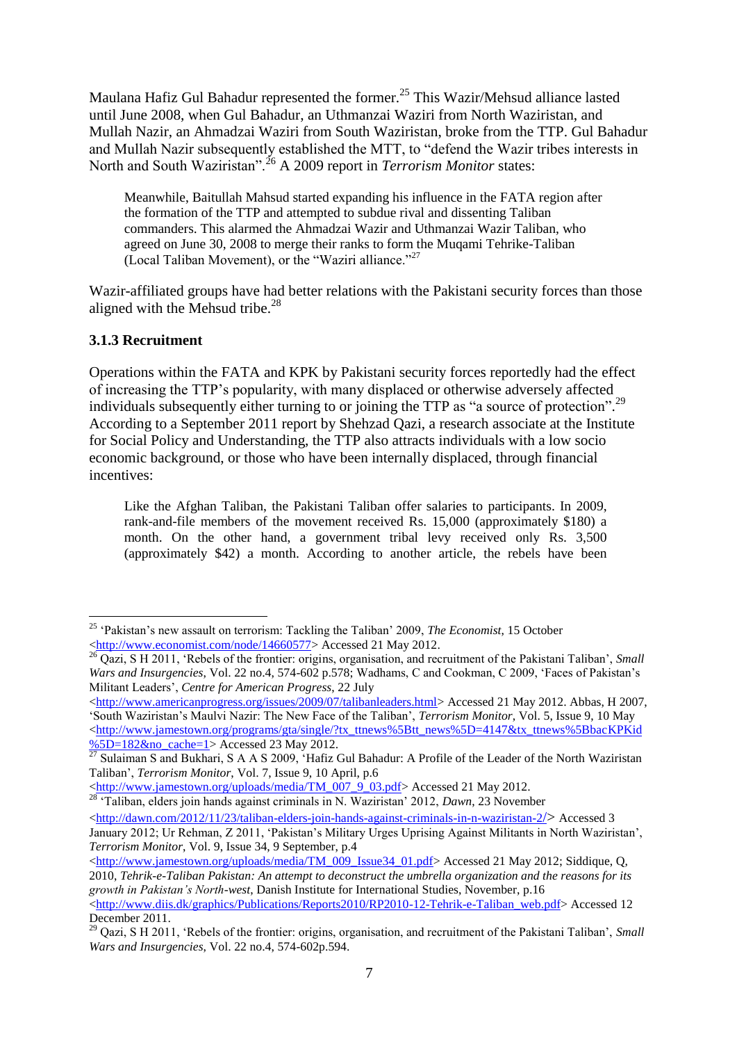Maulana Hafiz Gul Bahadur represented the former.[25] This Wazir/Mehsud alliance lasted until June 2008, when Gul Bahadur, an Uthmanzai Waziri from North Waziristan, and Mullah Nazir, an Ahmadzai Waziri from South Waziristan, broke from the TTP. Gul Bahadur and Mullah Nazir subsequently established the MTT, to "defend the Wazir tribes interests in North and South Waziristan".[26] A 2009 report in *Terrorism Monitor* states:

> Meanwhile, Baitullah Mahsud started expanding his influence in the FATA region after the formation of the TTP and attempted to subdue rival and dissenting Taliban commanders. This alarmed the Ahmadzai Wazir and Uthmanzai Wazir Taliban, who agreed on June 30, 2008 to merge their ranks to form the Muqami Tehrike-Taliban (Local Taliban Movement), or the "Waziri alliance."[27]

Wazir-affiliated groups have had better relations with the Pakistani security forces than those aligned with the Mehsud tribe.[28]

### 3.1.3 Recruitment

Operations within the FATA and KPK by Pakistani security forces reportedly had the effect of increasing the TTP's popularity, with many displaced or otherwise adversely affected individuals subsequently either turning to or joining the TTP as "a source of protection".[29] According to a September 2011 report by Shehzad Qazi, a research associate at the Institute for Social Policy and Understanding, the TTP also attracts individuals with a low socio economic background, or those who have been internally displaced, through financial incentives:

> Like the Afghan Taliban, the Pakistani Taliban offer salaries to participants. In 2009, rank-and-file members of the movement received Rs. 15,000 (approximately $180) a month. On the other hand, a government tribal levy received only Rs. 3,500 (approximately $42) a month. According to another article, the rebels have been

---

[25] 'Pakistan's new assault on terrorism: Tackling the Taliban' 2009, *The Economist*, 15 October <http://www.economist.com/node/14660577> Accessed 21 May 2012.

[26] Qazi, S H 2011, 'Rebels of the frontier: origins, organisation, and recruitment of the Pakistani Taliban', *Small Wars and Insurgencies*, Vol. 22 no.4, 574-602 p.578; Wadhams, C and Cookman, C 2009, 'Faces of Pakistan's Militant Leaders', *Centre for American Progress*, 22 July <http://www.americanprogress.org/issues/2009/07/talibanleaders.html> Accessed 21 May 2012. Abbas, H 2007, 'South Waziristan's Maulvi Nazir: The New Face of the Taliban', *Terrorism Monitor*, Vol. 5, Issue 9, 10 May <http://www.jamestown.org/programs/gta/single/?tx_ttnews%5Btt_news%5D=4147&tx_ttnews%5BbacKPKid%5D=182&no_cache=1> Accessed 23 May 2012.

[27] Sulaiman S and Bukhari, S A A S 2009, 'Hafiz Gul Bahadur: A Profile of the Leader of the North Waziristan Taliban', *Terrorism Monitor*, Vol. 7, Issue 9, 10 April, p.6 <http://www.jamestown.org/uploads/media/TM_007_9_03.pdf> Accessed 21 May 2012.

[28] 'Taliban, elders join hands against criminals in N. Waziristan' 2012, *Dawn*, 23 November <http://dawn.com/2012/11/23/taliban-elders-join-hands-against-criminals-in-n-waziristan-2/> Accessed 3 January 2012; Ur Rehman, Z 2011, 'Pakistan's Military Urges Uprising Against Militants in North Waziristan', *Terrorism Monitor*, Vol. 9, Issue 34, 9 September, p.4 <http://www.jamestown.org/uploads/media/TM_009_Issue34_01.pdf> Accessed 21 May 2012; Siddique, Q, 2010, *Tehrik-e-Taliban Pakistan: An attempt to deconstruct the umbrella organization and the reasons for its growth in Pakistan's North-west*, Danish Institute for International Studies, November, p.16 <http://www.diis.dk/graphics/Publications/Reports2010/RP2010-12-Tehrik-e-Taliban_web.pdf> Accessed 12 December 2011.

[29] Qazi, S H 2011, 'Rebels of the frontier: origins, organisation, and recruitment of the Pakistani Taliban', *Small Wars and Insurgencies*, Vol. 22 no.4, 574-602p.594.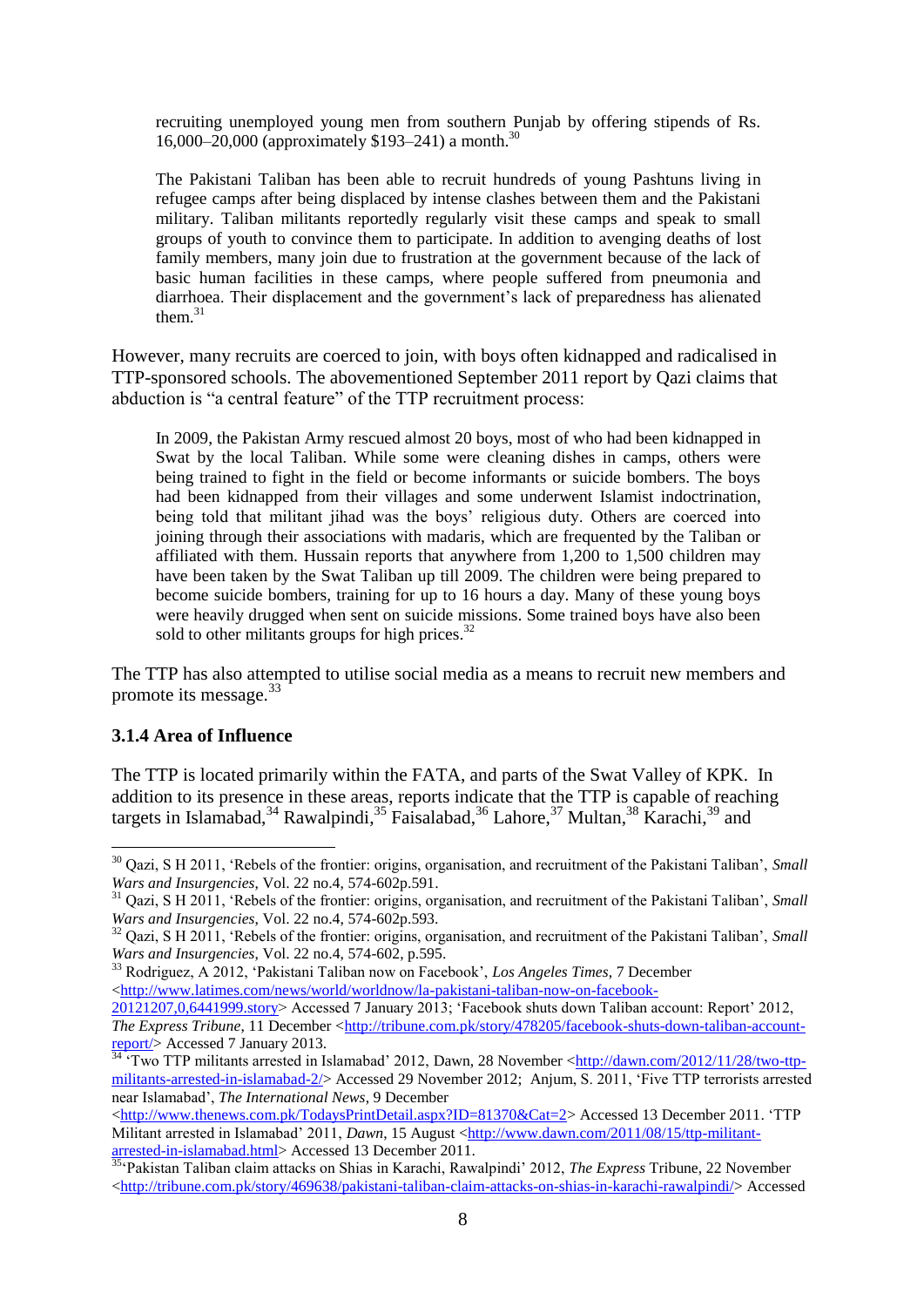> recruiting unemployed young men from southern Punjab by offering stipends of Rs. 16,000–20,000 (approximately $193–241) a month.[30]
>
> The Pakistani Taliban has been able to recruit hundreds of young Pashtuns living in refugee camps after being displaced by intense clashes between them and the Pakistani military. Taliban militants reportedly regularly visit these camps and speak to small groups of youth to convince them to participate. In addition to avenging deaths of lost family members, many join due to frustration at the government because of the lack of basic human facilities in these camps, where people suffered from pneumonia and diarrhoea. Their displacement and the government's lack of preparedness has alienated them.[31]

However, many recruits are coerced to join, with boys often kidnapped and radicalised in TTP-sponsored schools. The abovementioned September 2011 report by Qazi claims that abduction is "a central feature" of the TTP recruitment process:

> In 2009, the Pakistan Army rescued almost 20 boys, most of who had been kidnapped in Swat by the local Taliban. While some were cleaning dishes in camps, others were being trained to fight in the field or become informants or suicide bombers. The boys had been kidnapped from their villages and some underwent Islamist indoctrination, being told that militant jihad was the boys' religious duty. Others are coerced into joining through their associations with madaris, which are frequented by the Taliban or affiliated with them. Hussain reports that anywhere from 1,200 to 1,500 children may have been taken by the Swat Taliban up till 2009. The children were being prepared to become suicide bombers, training for up to 16 hours a day. Many of these young boys were heavily drugged when sent on suicide missions. Some trained boys have also been sold to other militants groups for high prices.[32]

The TTP has also attempted to utilise social media as a means to recruit new members and promote its message.[33]

### 3.1.4 Area of Influence

The TTP is located primarily within the FATA, and parts of the Swat Valley of KPK. In addition to its presence in these areas, reports indicate that the TTP is capable of reaching targets in Islamabad,[34] Rawalpindi,[35] Faisalabad,[36] Lahore,[37] Multan,[38] Karachi,[39] and

---

[30] Qazi, S H 2011, 'Rebels of the frontier: origins, organisation, and recruitment of the Pakistani Taliban', *Small Wars and Insurgencies*, Vol. 22 no.4, 574-602p.591.

[31] Qazi, S H 2011, 'Rebels of the frontier: origins, organisation, and recruitment of the Pakistani Taliban', *Small Wars and Insurgencies*, Vol. 22 no.4, 574-602p.593.

[32] Qazi, S H 2011, 'Rebels of the frontier: origins, organisation, and recruitment of the Pakistani Taliban', *Small Wars and Insurgencies*, Vol. 22 no.4, 574-602, p.595.

[33] Rodriguez, A 2012, 'Pakistani Taliban now on Facebook', *Los Angeles Times*, 7 December <http://www.latimes.com/news/world/worldnow/la-pakistani-taliban-now-on-facebook-20121207,0,6441999.story> Accessed 7 January 2013; 'Facebook shuts down Taliban account: Report' 2012, *The Express Tribune*, 11 December <http://tribune.com.pk/story/478205/facebook-shuts-down-taliban-account-report/> Accessed 7 January 2013.

[34] 'Two TTP militants arrested in Islamabad' 2012, Dawn, 28 November <http://dawn.com/2012/11/28/two-ttp-militants-arrested-in-islamabad-2/> Accessed 29 November 2012; Anjum, S. 2011, 'Five TTP terrorists arrested near Islamabad', *The International News*, 9 December <http://www.thenews.com.pk/TodaysPrintDetail.aspx?ID=81370&Cat=2> Accessed 13 December 2011. 'TTP Militant arrested in Islamabad' 2011, *Dawn*, 15 August <http://www.dawn.com/2011/08/15/ttp-militant-arrested-in-islamabad.html> Accessed 13 December 2011.

[35] 'Pakistan Taliban claim attacks on Shias in Karachi, Rawalpindi' 2012, *The Express* Tribune, 22 November <http://tribune.com.pk/story/469638/pakistani-taliban-claim-attacks-on-shias-in-karachi-rawalpindi/> Accessed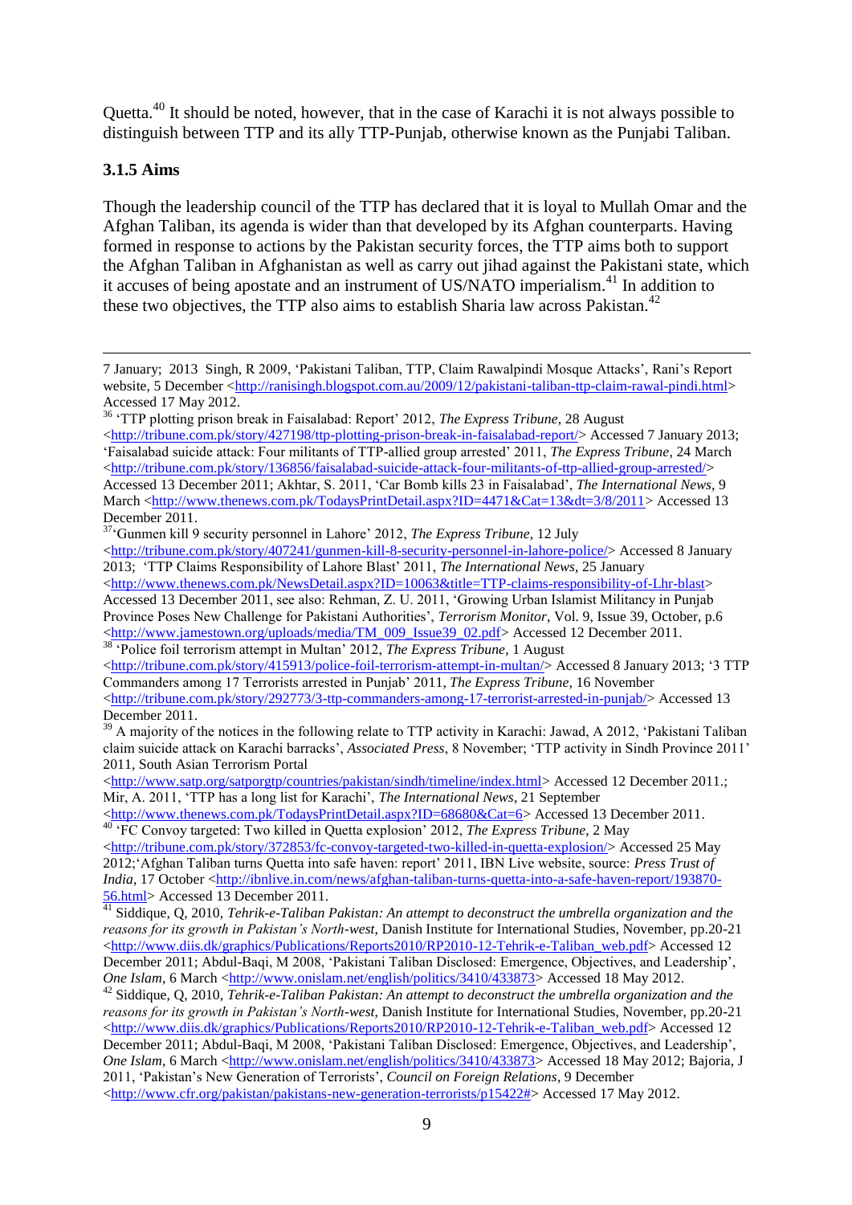Quetta.[40] It should be noted, however, that in the case of Karachi it is not always possible to distinguish between TTP and its ally TTP-Punjab, otherwise known as the Punjabi Taliban.

### 3.1.5 Aims

Though the leadership council of the TTP has declared that it is loyal to Mullah Omar and the Afghan Taliban, its agenda is wider than that developed by its Afghan counterparts. Having formed in response to actions by the Pakistan security forces, the TTP aims both to support the Afghan Taliban in Afghanistan as well as carry out jihad against the Pakistani state, which it accuses of being apostate and an instrument of US/NATO imperialism.[41] In addition to these two objectives, the TTP also aims to establish Sharia law across Pakistan.[42]

---

7 January; 2013 Singh, R 2009, 'Pakistani Taliban, TTP, Claim Rawalpindi Mosque Attacks', Rani's Report website, 5 December <http://ranisingh.blogspot.com.au/2009/12/pakistani-taliban-ttp-claim-rawal-pindi.html> Accessed 17 May 2012.

[36] 'TTP plotting prison break in Faisalabad: Report' 2012, *The Express Tribune*, 28 August <http://tribune.com.pk/story/427198/ttp-plotting-prison-break-in-faisalabad-report/> Accessed 7 January 2013; 'Faisalabad suicide attack: Four militants of TTP-allied group arrested' 2011, *The Express Tribune*, 24 March <http://tribune.com.pk/story/136856/faisalabad-suicide-attack-four-militants-of-ttp-allied-group-arrested/> Accessed 13 December 2011; Akhtar, S. 2011, 'Car Bomb kills 23 in Faisalabad', *The International News*, 9 March <http://www.thenews.com.pk/TodaysPrintDetail.aspx?ID=4471&Cat=13&dt=3/8/2011> Accessed 13 December 2011.

[37] 'Gunmen kill 9 security personnel in Lahore' 2012, *The Express Tribune*, 12 July <http://tribune.com.pk/story/407241/gunmen-kill-8-security-personnel-in-lahore-police/> Accessed 8 January 2013; 'TTP Claims Responsibility of Lahore Blast' 2011, *The International News*, 25 January <http://www.thenews.com.pk/NewsDetail.aspx?ID=10063&title=TTP-claims-responsibility-of-Lhr-blast> Accessed 13 December 2011, see also: Rehman, Z. U. 2011, 'Growing Urban Islamist Militancy in Punjab Province Poses New Challenge for Pakistani Authorities', *Terrorism Monitor*, Vol. 9, Issue 39, October, p.6 <http://www.jamestown.org/uploads/media/TM_009_Issue39_02.pdf> Accessed 12 December 2011.

[38] 'Police foil terrorism attempt in Multan' 2012, *The Express Tribune*, 1 August <http://tribune.com.pk/story/415913/police-foil-terrorism-attempt-in-multan/> Accessed 8 January 2013; '3 TTP Commanders among 17 Terrorists arrested in Punjab' 2011, *The Express Tribune*, 16 November <http://tribune.com.pk/story/292773/3-ttp-commanders-among-17-terrorist-arrested-in-punjab/> Accessed 13 December 2011.

[39] A majority of the notices in the following relate to TTP activity in Karachi: Jawad, A 2012, 'Pakistani Taliban claim suicide attack on Karachi barracks', *Associated Press*, 8 November; 'TTP activity in Sindh Province 2011' 2011, South Asian Terrorism Portal <http://www.satp.org/satporgtp/countries/pakistan/sindh/timeline/index.html> Accessed 12 December 2011.; Mir, A. 2011, 'TTP has a long list for Karachi', *The International News*, 21 September <http://www.thenews.com.pk/TodaysPrintDetail.aspx?ID=68680&Cat=6> Accessed 13 December 2011.

[40] 'FC Convoy targeted: Two killed in Quetta explosion' 2012, *The Express Tribune*, 2 May <http://tribune.com.pk/story/372853/fc-convoy-targeted-two-killed-in-quetta-explosion/> Accessed 25 May 2012;'Afghan Taliban turns Quetta into safe haven: report' 2011, IBN Live website, source: *Press Trust of India*, 17 October <http://ibnlive.in.com/news/afghan-taliban-turns-quetta-into-a-safe-haven-report/193870-56.html> Accessed 13 December 2011.

[41] Siddique, Q, 2010, *Tehrik-e-Taliban Pakistan: An attempt to deconstruct the umbrella organization and the reasons for its growth in Pakistan's North-west*, Danish Institute for International Studies, November, pp.20-21 <http://www.diis.dk/graphics/Publications/Reports2010/RP2010-12-Tehrik-e-Taliban_web.pdf> Accessed 12 December 2011; Abdul-Baqi, M 2008, 'Pakistani Taliban Disclosed: Emergence, Objectives, and Leadership', *One Islam*, 6 March <http://www.onislam.net/english/politics/3410/433873> Accessed 18 May 2012.

[42] Siddique, Q, 2010, *Tehrik-e-Taliban Pakistan: An attempt to deconstruct the umbrella organization and the reasons for its growth in Pakistan's North-west*, Danish Institute for International Studies, November, pp.20-21 <http://www.diis.dk/graphics/Publications/Reports2010/RP2010-12-Tehrik-e-Taliban_web.pdf> Accessed 12 December 2011; Abdul-Baqi, M 2008, 'Pakistani Taliban Disclosed: Emergence, Objectives, and Leadership', *One Islam*, 6 March <http://www.onislam.net/english/politics/3410/433873> Accessed 18 May 2012; Bajoria, J 2011, 'Pakistan's New Generation of Terrorists', *Council on Foreign Relations*, 9 December <http://www.cfr.org/pakistan/pakistans-new-generation-terrorists/p15422#> Accessed 17 May 2012.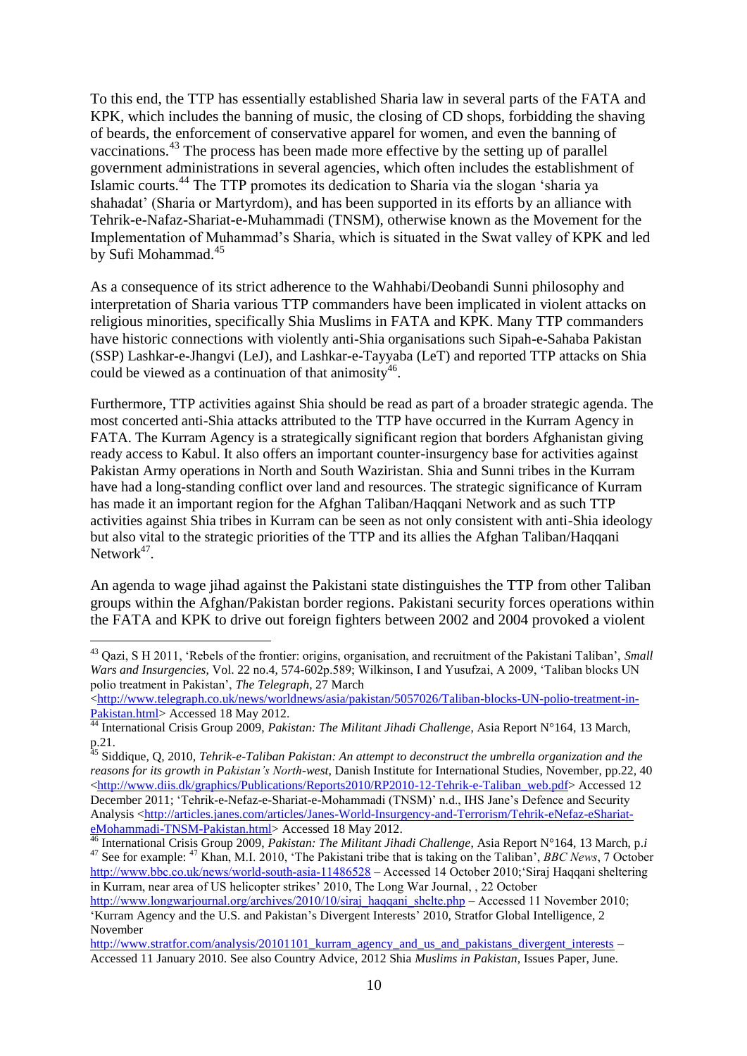To this end, the TTP has essentially established Sharia law in several parts of the FATA and KPK, which includes the banning of music, the closing of CD shops, forbidding the shaving of beards, the enforcement of conservative apparel for women, and even the banning of vaccinations.[43] The process has been made more effective by the setting up of parallel government administrations in several agencies, which often includes the establishment of Islamic courts.[44] The TTP promotes its dedication to Sharia via the slogan 'sharia ya shahadat' (Sharia or Martyrdom), and has been supported in its efforts by an alliance with Tehrik-e-Nafaz-Shariat-e-Muhammadi (TNSM), otherwise known as the Movement for the Implementation of Muhammad's Sharia, which is situated in the Swat valley of KPK and led by Sufi Mohammad.[45]

As a consequence of its strict adherence to the Wahhabi/Deobandi Sunni philosophy and interpretation of Sharia various TTP commanders have been implicated in violent attacks on religious minorities, specifically Shia Muslims in FATA and KPK. Many TTP commanders have historic connections with violently anti-Shia organisations such Sipah-e-Sahaba Pakistan (SSP) Lashkar-e-Jhangvi (LeJ), and Lashkar-e-Tayyaba (LeT) and reported TTP attacks on Shia could be viewed as a continuation of that animosity[46].

Furthermore, TTP activities against Shia should be read as part of a broader strategic agenda. The most concerted anti-Shia attacks attributed to the TTP have occurred in the Kurram Agency in FATA. The Kurram Agency is a strategically significant region that borders Afghanistan giving ready access to Kabul. It also offers an important counter-insurgency base for activities against Pakistan Army operations in North and South Waziristan. Shia and Sunni tribes in the Kurram have had a long-standing conflict over land and resources. The strategic significance of Kurram has made it an important region for the Afghan Taliban/Haqqani Network and as such TTP activities against Shia tribes in Kurram can be seen as not only consistent with anti-Shia ideology but also vital to the strategic priorities of the TTP and its allies the Afghan Taliban/Haqqani Network[47].

An agenda to wage jihad against the Pakistani state distinguishes the TTP from other Taliban groups within the Afghan/Pakistan border regions. Pakistani security forces operations within the FATA and KPK to drive out foreign fighters between 2002 and 2004 provoked a violent

---

[43] Qazi, S H 2011, 'Rebels of the frontier: origins, organisation, and recruitment of the Pakistani Taliban', *Small Wars and Insurgencies*, Vol. 22 no.4, 574-602p.589; Wilkinson, I and Yusufzai, A 2009, 'Taliban blocks UN polio treatment in Pakistan', *The Telegraph*, 27 March <http://www.telegraph.co.uk/news/worldnews/asia/pakistan/5057026/Taliban-blocks-UN-polio-treatment-in-Pakistan.html> Accessed 18 May 2012.

[44] International Crisis Group 2009, *Pakistan: The Militant Jihadi Challenge*, Asia Report N°164, 13 March, p.21.

[45] Siddique, Q, 2010, *Tehrik-e-Taliban Pakistan: An attempt to deconstruct the umbrella organization and the reasons for its growth in Pakistan's North-west*, Danish Institute for International Studies, November, pp.22, 40 <http://www.diis.dk/graphics/Publications/Reports2010/RP2010-12-Tehrik-e-Taliban_web.pdf> Accessed 12 December 2011; 'Tehrik-e-Nefaz-e-Shariat-e-Mohammadi (TNSM)' n.d., IHS Jane's Defence and Security Analysis <http://articles.janes.com/articles/Janes-World-Insurgency-and-Terrorism/Tehrik-eNefaz-eShariat-eMohammadi-TNSM-Pakistan.html> Accessed 18 May 2012.

[46] International Crisis Group 2009, *Pakistan: The Militant Jihadi Challenge*, Asia Report N°164, 13 March, p.*i*

[47] See for example: [47] Khan, M.I. 2010, 'The Pakistani tribe that is taking on the Taliban', *BBC News*, 7 October http://www.bbc.co.uk/news/world-south-asia-11486528 – Accessed 14 October 2010;'Siraj Haqqani sheltering in Kurram, near area of US helicopter strikes' 2010, The Long War Journal, , 22 October http://www.longwarjournal.org/archives/2010/10/siraj_haqqani_shelte.php – Accessed 11 November 2010; 'Kurram Agency and the U.S. and Pakistan's Divergent Interests' 2010, Stratfor Global Intelligence, 2 November http://www.stratfor.com/analysis/20101101_kurram_agency_and_us_and_pakistans_divergent_interests – Accessed 11 January 2010. See also Country Advice, 2012 Shia *Muslims in Pakistan*, Issues Paper, June.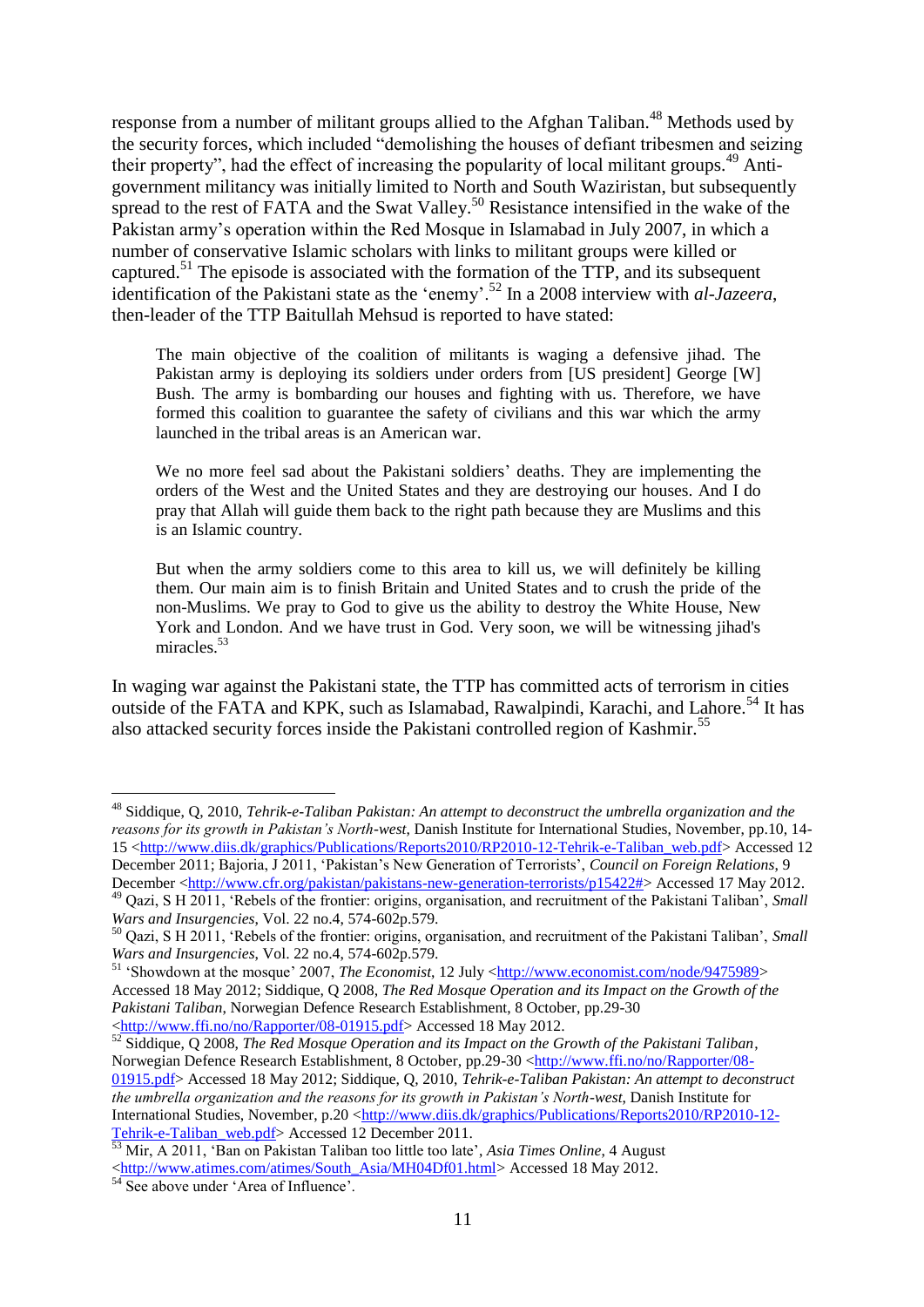response from a number of militant groups allied to the Afghan Taliban.[48] Methods used by the security forces, which included "demolishing the houses of defiant tribesmen and seizing their property", had the effect of increasing the popularity of local militant groups.[49] Anti-government militancy was initially limited to North and South Waziristan, but subsequently spread to the rest of FATA and the Swat Valley.[50] Resistance intensified in the wake of the Pakistan army's operation within the Red Mosque in Islamabad in July 2007, in which a number of conservative Islamic scholars with links to militant groups were killed or captured.[51] The episode is associated with the formation of the TTP, and its subsequent identification of the Pakistani state as the 'enemy'.[52] In a 2008 interview with *al-Jazeera*, then-leader of the TTP Baitullah Mehsud is reported to have stated:

> The main objective of the coalition of militants is waging a defensive jihad. The Pakistan army is deploying its soldiers under orders from [US president] George [W] Bush. The army is bombarding our houses and fighting with us. Therefore, we have formed this coalition to guarantee the safety of civilians and this war which the army launched in the tribal areas is an American war.
>
> We no more feel sad about the Pakistani soldiers' deaths. They are implementing the orders of the West and the United States and they are destroying our houses. And I do pray that Allah will guide them back to the right path because they are Muslims and this is an Islamic country.
>
> But when the army soldiers come to this area to kill us, we will definitely be killing them. Our main aim is to finish Britain and United States and to crush the pride of the non-Muslims. We pray to God to give us the ability to destroy the White House, New York and London. And we have trust in God. Very soon, we will be witnessing jihad's miracles.[53]

In waging war against the Pakistani state, the TTP has committed acts of terrorism in cities outside of the FATA and KPK, such as Islamabad, Rawalpindi, Karachi, and Lahore.[54] It has also attacked security forces inside the Pakistani controlled region of Kashmir.[55]

---

[48] Siddique, Q, 2010, *Tehrik-e-Taliban Pakistan: An attempt to deconstruct the umbrella organization and the reasons for its growth in Pakistan's North-west*, Danish Institute for International Studies, November, pp.10, 14-15 <http://www.diis.dk/graphics/Publications/Reports2010/RP2010-12-Tehrik-e-Taliban_web.pdf> Accessed 12 December 2011; Bajoria, J 2011, 'Pakistan's New Generation of Terrorists', *Council on Foreign Relations*, 9 December <http://www.cfr.org/pakistan/pakistans-new-generation-terrorists/p15422#> Accessed 17 May 2012.

[49] Qazi, S H 2011, 'Rebels of the frontier: origins, organisation, and recruitment of the Pakistani Taliban', *Small Wars and Insurgencies*, Vol. 22 no.4, 574-602p.579.

[50] Qazi, S H 2011, 'Rebels of the frontier: origins, organisation, and recruitment of the Pakistani Taliban', *Small Wars and Insurgencies*, Vol. 22 no.4, 574-602p.579.

[51] 'Showdown at the mosque' 2007, *The Economist*, 12 July <http://www.economist.com/node/9475989> Accessed 18 May 2012; Siddique, Q 2008, *The Red Mosque Operation and its Impact on the Growth of the Pakistani Taliban*, Norwegian Defence Research Establishment, 8 October, pp.29-30 <http://www.ffi.no/no/Rapporter/08-01915.pdf> Accessed 18 May 2012.

[52] Siddique, Q 2008, *The Red Mosque Operation and its Impact on the Growth of the Pakistani Taliban*, Norwegian Defence Research Establishment, 8 October, pp.29-30 <http://www.ffi.no/no/Rapporter/08-01915.pdf> Accessed 18 May 2012; Siddique, Q, 2010, *Tehrik-e-Taliban Pakistan: An attempt to deconstruct the umbrella organization and the reasons for its growth in Pakistan's North-west*, Danish Institute for International Studies, November, p.20 <http://www.diis.dk/graphics/Publications/Reports2010/RP2010-12-Tehrik-e-Taliban_web.pdf> Accessed 12 December 2011.

[53] Mir, A 2011, 'Ban on Pakistan Taliban too little too late', *Asia Times Online*, 4 August <http://www.atimes.com/atimes/South_Asia/MH04Df01.html> Accessed 18 May 2012.

[54] See above under 'Area of Influence'.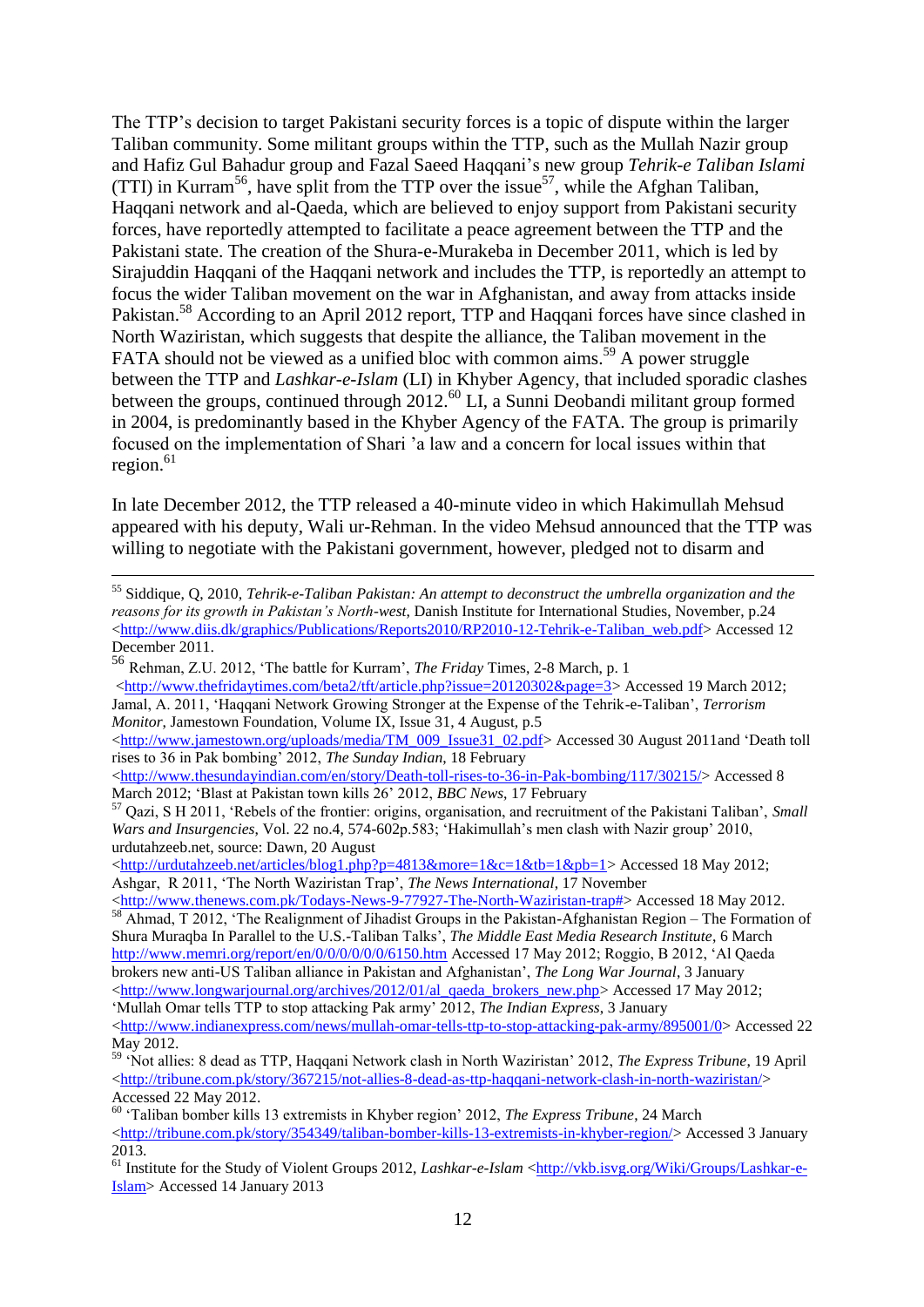The TTP's decision to target Pakistani security forces is a topic of dispute within the larger Taliban community. Some militant groups within the TTP, such as the Mullah Nazir group and Hafiz Gul Bahadur group and Fazal Saeed Haqqani's new group *Tehrik-e Taliban Islami* (TTI) in Kurram[56], have split from the TTP over the issue[57], while the Afghan Taliban, Haqqani network and al-Qaeda, which are believed to enjoy support from Pakistani security forces, have reportedly attempted to facilitate a peace agreement between the TTP and the Pakistani state. The creation of the Shura-e-Murakeba in December 2011, which is led by Sirajuddin Haqqani of the Haqqani network and includes the TTP, is reportedly an attempt to focus the wider Taliban movement on the war in Afghanistan, and away from attacks inside Pakistan.[58] According to an April 2012 report, TTP and Haqqani forces have since clashed in North Waziristan, which suggests that despite the alliance, the Taliban movement in the FATA should not be viewed as a unified bloc with common aims.[59] A power struggle between the TTP and *Lashkar-e-Islam* (LI) in Khyber Agency, that included sporadic clashes between the groups, continued through 2012.[60] LI, a Sunni Deobandi militant group formed in 2004, is predominantly based in the Khyber Agency of the FATA. The group is primarily focused on the implementation of Shari 'a law and a concern for local issues within that region.[61]

In late December 2012, the TTP released a 40-minute video in which Hakimullah Mehsud appeared with his deputy, Wali ur-Rehman. In the video Mehsud announced that the TTP was willing to negotiate with the Pakistani government, however, pledged not to disarm and

---

[55] Siddique, Q, 2010, *Tehrik-e-Taliban Pakistan: An attempt to deconstruct the umbrella organization and the reasons for its growth in Pakistan's North-west*, Danish Institute for International Studies, November, p.24 <http://www.diis.dk/graphics/Publications/Reports2010/RP2010-12-Tehrik-e-Taliban_web.pdf> Accessed 12 December 2011.

[56] Rehman, Z.U. 2012, 'The battle for Kurram', *The Friday* Times, 2-8 March, p. 1 <http://www.thefridaytimes.com/beta2/tft/article.php?issue=20120302&page=3> Accessed 19 March 2012; Jamal, A. 2011, 'Haqqani Network Growing Stronger at the Expense of the Tehrik-e-Taliban', *Terrorism Monitor*, Jamestown Foundation, Volume IX, Issue 31, 4 August, p.5 <http://www.jamestown.org/uploads/media/TM_009_Issue31_02.pdf> Accessed 30 August 2011and 'Death toll rises to 36 in Pak bombing' 2012, *The Sunday Indian*, 18 February <http://www.thesundayindian.com/en/story/Death-toll-rises-to-36-in-Pak-bombing/117/30215/> Accessed 8 March 2012; 'Blast at Pakistan town kills 26' 2012, *BBC News*, 17 February

[57] Qazi, S H 2011, 'Rebels of the frontier: origins, organisation, and recruitment of the Pakistani Taliban', *Small Wars and Insurgencies*, Vol. 22 no.4, 574-602p.583; 'Hakimullah's men clash with Nazir group' 2010, urdutahzeeb.net, source: Dawn, 20 August <http://urdutahzeeb.net/articles/blog1.php?p=4813&more=1&c=1&tb=1&pb=1> Accessed 18 May 2012; Ashgar, R 2011, 'The North Waziristan Trap', *The News International*, 17 November <http://www.thenews.com.pk/Todays-News-9-77927-The-North-Waziristan-trap#> Accessed 18 May 2012.

[58] Ahmad, T 2012, 'The Realignment of Jihadist Groups in the Pakistan-Afghanistan Region – The Formation of Shura Muraqba In Parallel to the U.S.-Taliban Talks', *The Middle East Media Research Institute*, 6 March http://www.memri.org/report/en/0/0/0/0/0/0/6150.htm Accessed 17 May 2012; Roggio, B 2012, 'Al Qaeda brokers new anti-US Taliban alliance in Pakistan and Afghanistan', *The Long War Journal*, 3 January <http://www.longwarjournal.org/archives/2012/01/al_qaeda_brokers_new.php> Accessed 17 May 2012; 'Mullah Omar tells TTP to stop attacking Pak army' 2012, *The Indian Express*, 3 January <http://www.indianexpress.com/news/mullah-omar-tells-ttp-to-stop-attacking-pak-army/895001/0> Accessed 22 May 2012.

[59] 'Not allies: 8 dead as TTP, Haqqani Network clash in North Waziristan' 2012, *The Express Tribune*, 19 April <http://tribune.com.pk/story/367215/not-allies-8-dead-as-ttp-haqqani-network-clash-in-north-waziristan/> Accessed 22 May 2012.

[60] 'Taliban bomber kills 13 extremists in Khyber region' 2012, *The Express Tribune*, 24 March <http://tribune.com.pk/story/354349/taliban-bomber-kills-13-extremists-in-khyber-region/> Accessed 3 January 2013.

[61] Institute for the Study of Violent Groups 2012, *Lashkar-e-Islam* <http://vkb.isvg.org/Wiki/Groups/Lashkar-e-Islam> Accessed 14 January 2013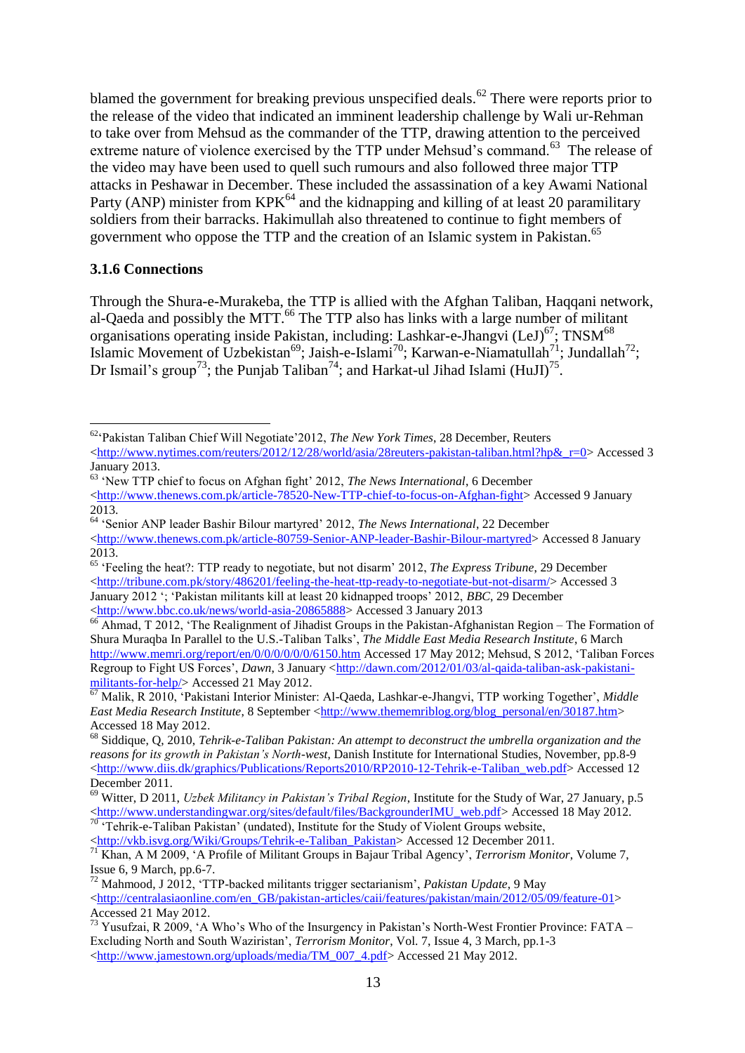blamed the government for breaking previous unspecified deals.[62] There were reports prior to the release of the video that indicated an imminent leadership challenge by Wali ur-Rehman to take over from Mehsud as the commander of the TTP, drawing attention to the perceived extreme nature of violence exercised by the TTP under Mehsud's command.[63] The release of the video may have been used to quell such rumours and also followed three major TTP attacks in Peshawar in December. These included the assassination of a key Awami National Party (ANP) minister from KPK[64] and the kidnapping and killing of at least 20 paramilitary soldiers from their barracks. Hakimullah also threatened to continue to fight members of government who oppose the TTP and the creation of an Islamic system in Pakistan.[65]

### 3.1.6 Connections

Through the Shura-e-Murakeba, the TTP is allied with the Afghan Taliban, Haqqani network, al-Qaeda and possibly the MTT.[66] The TTP also has links with a large number of militant organisations operating inside Pakistan, including: Lashkar-e-Jhangvi (LeJ)[67]; TNSM[68] Islamic Movement of Uzbekistan[69]; Jaish-e-Islami[70]; Karwan-e-Niamatullah[71]; Jundallah[72]; Dr Ismail's group[73]; the Punjab Taliban[74]; and Harkat-ul Jihad Islami (HuJI)[75].

---

[62] 'Pakistan Taliban Chief Will Negotiate'2012, *The New York Times*, 28 December, Reuters <http://www.nytimes.com/reuters/2012/12/28/world/asia/28reuters-pakistan-taliban.html?hp&_r=0> Accessed 3 January 2013.

[63] 'New TTP chief to focus on Afghan fight' 2012, *The News International*, 6 December <http://www.thenews.com.pk/article-78520-New-TTP-chief-to-focus-on-Afghan-fight> Accessed 9 January 2013.

[64] 'Senior ANP leader Bashir Bilour martyred' 2012, *The News International*, 22 December <http://www.thenews.com.pk/article-80759-Senior-ANP-leader-Bashir-Bilour-martyred> Accessed 8 January 2013.

[65] 'Feeling the heat?: TTP ready to negotiate, but not disarm' 2012, *The Express Tribune*, 29 December <http://tribune.com.pk/story/486201/feeling-the-heat-ttp-ready-to-negotiate-but-not-disarm/> Accessed 3 January 2012 '; 'Pakistan militants kill at least 20 kidnapped troops' 2012, *BBC*, 29 December <http://www.bbc.co.uk/news/world-asia-20865888> Accessed 3 January 2013

[66] Ahmad, T 2012, 'The Realignment of Jihadist Groups in the Pakistan-Afghanistan Region – The Formation of Shura Muraqba In Parallel to the U.S.-Taliban Talks', *The Middle East Media Research Institute*, 6 March http://www.memri.org/report/en/0/0/0/0/0/0/6150.htm Accessed 17 May 2012; Mehsud, S 2012, 'Taliban Forces Regroup to Fight US Forces', *Dawn*, 3 January <http://dawn.com/2012/01/03/al-qaida-taliban-ask-pakistani-militants-for-help/> Accessed 21 May 2012.

[67] Malik, R 2010, 'Pakistani Interior Minister: Al-Qaeda, Lashkar-e-Jhangvi, TTP working Together', *Middle East Media Research Institute*, 8 September <http://www.thememriblog.org/blog_personal/en/30187.htm> Accessed 18 May 2012.

[68] Siddique, Q, 2010, *Tehrik-e-Taliban Pakistan: An attempt to deconstruct the umbrella organization and the reasons for its growth in Pakistan's North-west*, Danish Institute for International Studies, November, pp.8-9 <http://www.diis.dk/graphics/Publications/Reports2010/RP2010-12-Tehrik-e-Taliban_web.pdf> Accessed 12 December 2011.

[69] Witter, D 2011, *Uzbek Militancy in Pakistan's Tribal Region*, Institute for the Study of War, 27 January, p.5 <http://www.understandingwar.org/sites/default/files/BackgrounderIMU_web.pdf> Accessed 18 May 2012.

[70] 'Tehrik-e-Taliban Pakistan' (undated), Institute for the Study of Violent Groups website, <http://vkb.isvg.org/Wiki/Groups/Tehrik-e-Taliban_Pakistan> Accessed 12 December 2011.

[71] Khan, A M 2009, 'A Profile of Militant Groups in Bajaur Tribal Agency', *Terrorism Monitor*, Volume 7, Issue 6, 9 March, pp.6-7.

[72] Mahmood, J 2012, 'TTP-backed militants trigger sectarianism', *Pakistan Update*, 9 May <http://centralasiaonline.com/en_GB/pakistan-articles/caii/features/pakistan/main/2012/05/09/feature-01> Accessed 21 May 2012.

[73] Yusufzai, R 2009, 'A Who's Who of the Insurgency in Pakistan's North-West Frontier Province: FATA – Excluding North and South Waziristan', *Terrorism Monitor*, Vol. 7, Issue 4, 3 March, pp.1-3 <http://www.jamestown.org/uploads/media/TM_007_4.pdf> Accessed 21 May 2012.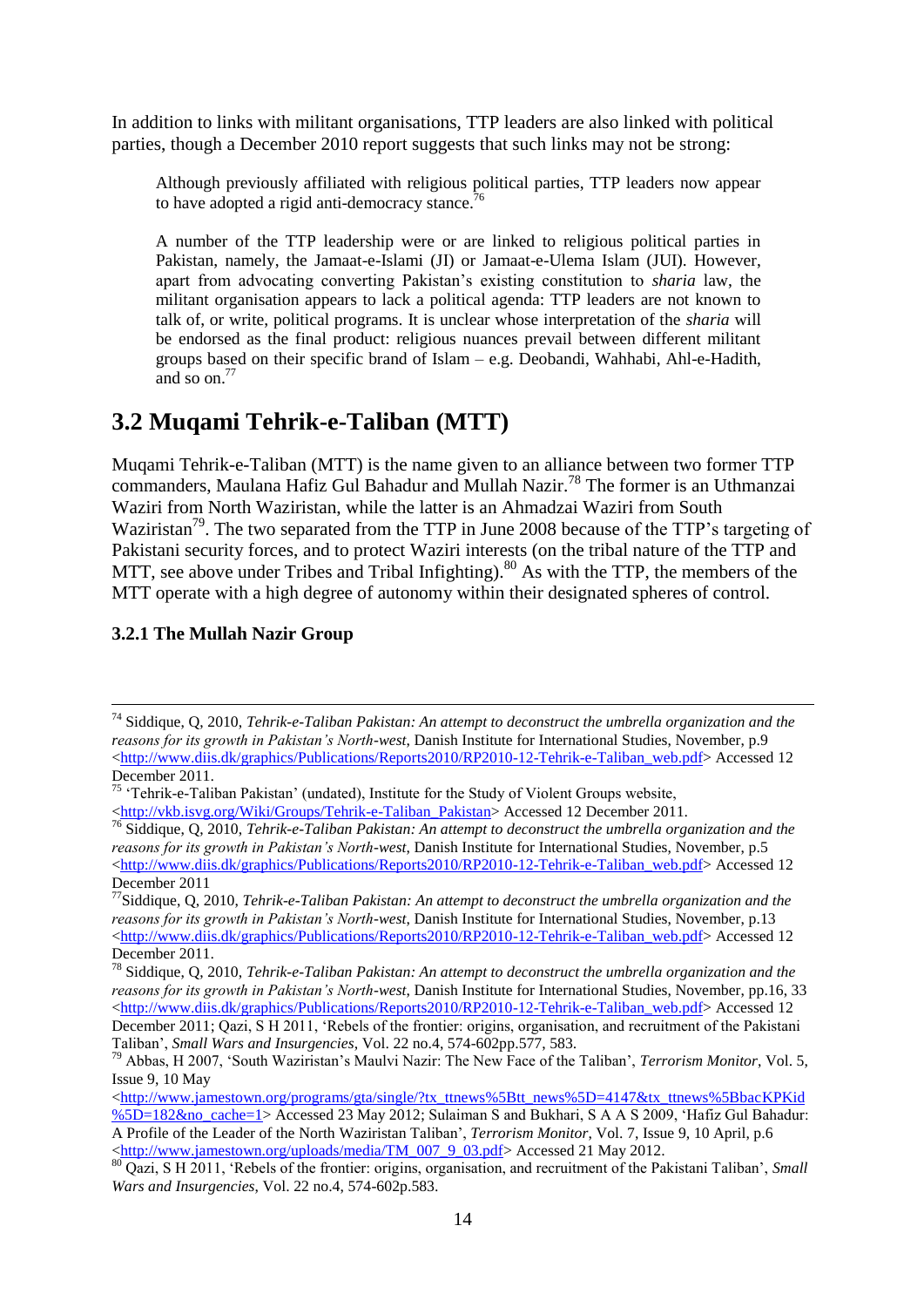In addition to links with militant organisations, TTP leaders are also linked with political parties, though a December 2010 report suggests that such links may not be strong:

> Although previously affiliated with religious political parties, TTP leaders now appear to have adopted a rigid anti-democracy stance.[76]
>
> A number of the TTP leadership were or are linked to religious political parties in Pakistan, namely, the Jamaat-e-Islami (JI) or Jamaat-e-Ulema Islam (JUI). However, apart from advocating converting Pakistan's existing constitution to *sharia* law, the militant organisation appears to lack a political agenda: TTP leaders are not known to talk of, or write, political programs. It is unclear whose interpretation of the *sharia* will be endorsed as the final product: religious nuances prevail between different militant groups based on their specific brand of Islam – e.g. Deobandi, Wahhabi, Ahl-e-Hadith, and so on.[77]

## 3.2 Muqami Tehrik-e-Taliban (MTT)

Muqami Tehrik-e-Taliban (MTT) is the name given to an alliance between two former TTP commanders, Maulana Hafiz Gul Bahadur and Mullah Nazir.[78] The former is an Uthmanzai Waziri from North Waziristan, while the latter is an Ahmadzai Waziri from South Waziristan[79]. The two separated from the TTP in June 2008 because of the TTP's targeting of Pakistani security forces, and to protect Waziri interests (on the tribal nature of the TTP and MTT, see above under Tribes and Tribal Infighting).[80] As with the TTP, the members of the MTT operate with a high degree of autonomy within their designated spheres of control.

### 3.2.1 The Mullah Nazir Group

---

[74] Siddique, Q, 2010, *Tehrik-e-Taliban Pakistan: An attempt to deconstruct the umbrella organization and the reasons for its growth in Pakistan's North-west*, Danish Institute for International Studies, November, p.9 <http://www.diis.dk/graphics/Publications/Reports2010/RP2010-12-Tehrik-e-Taliban_web.pdf> Accessed 12 December 2011.

[75] 'Tehrik-e-Taliban Pakistan' (undated), Institute for the Study of Violent Groups website, <http://vkb.isvg.org/Wiki/Groups/Tehrik-e-Taliban_Pakistan> Accessed 12 December 2011.

[76] Siddique, Q, 2010, *Tehrik-e-Taliban Pakistan: An attempt to deconstruct the umbrella organization and the reasons for its growth in Pakistan's North-west*, Danish Institute for International Studies, November, p.5 <http://www.diis.dk/graphics/Publications/Reports2010/RP2010-12-Tehrik-e-Taliban_web.pdf> Accessed 12 December 2011

[77] Siddique, Q, 2010, *Tehrik-e-Taliban Pakistan: An attempt to deconstruct the umbrella organization and the reasons for its growth in Pakistan's North-west*, Danish Institute for International Studies, November, p.13 <http://www.diis.dk/graphics/Publications/Reports2010/RP2010-12-Tehrik-e-Taliban_web.pdf> Accessed 12 December 2011.

[78] Siddique, Q, 2010, *Tehrik-e-Taliban Pakistan: An attempt to deconstruct the umbrella organization and the reasons for its growth in Pakistan's North-west*, Danish Institute for International Studies, November, pp.16, 33 <http://www.diis.dk/graphics/Publications/Reports2010/RP2010-12-Tehrik-e-Taliban_web.pdf> Accessed 12 December 2011; Qazi, S H 2011, 'Rebels of the frontier: origins, organisation, and recruitment of the Pakistani Taliban', *Small Wars and Insurgencies*, Vol. 22 no.4, 574-602pp.577, 583.

[79] Abbas, H 2007, 'South Waziristan's Maulvi Nazir: The New Face of the Taliban', *Terrorism Monitor*, Vol. 5, Issue 9, 10 May <http://www.jamestown.org/programs/gta/single/?tx_ttnews%5Btt_news%5D=4147&tx_ttnews%5BbacKPKid%5D=182&no_cache=1> Accessed 23 May 2012; Sulaiman S and Bukhari, S A A S 2009, 'Hafiz Gul Bahadur: A Profile of the Leader of the North Waziristan Taliban', *Terrorism Monitor*, Vol. 7, Issue 9, 10 April, p.6 <http://www.jamestown.org/uploads/media/TM_007_9_03.pdf> Accessed 21 May 2012.

[80] Qazi, S H 2011, 'Rebels of the frontier: origins, organisation, and recruitment of the Pakistani Taliban', *Small Wars and Insurgencies*, Vol. 22 no.4, 574-602p.583.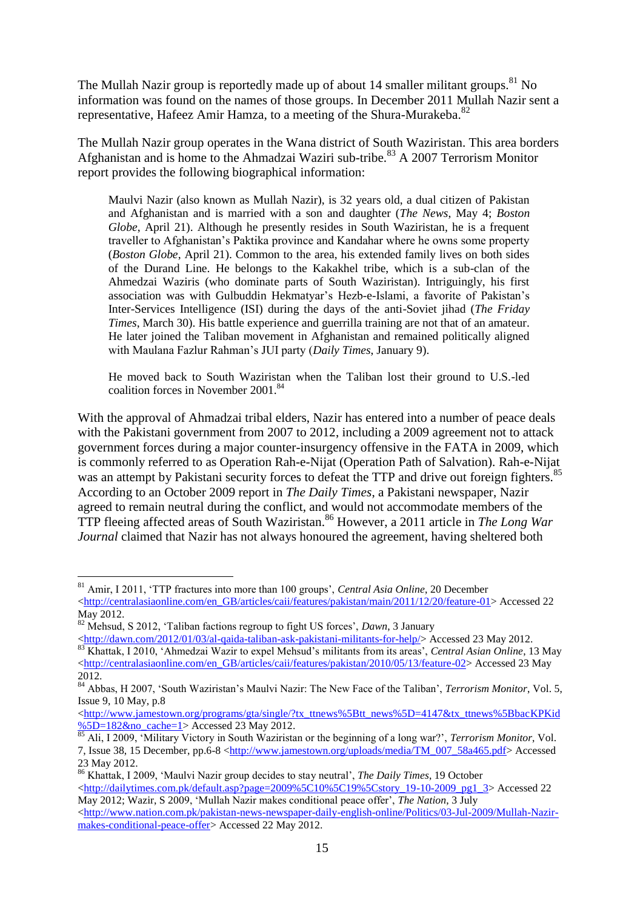The Mullah Nazir group is reportedly made up of about 14 smaller militant groups.[81] No information was found on the names of those groups. In December 2011 Mullah Nazir sent a representative, Hafeez Amir Hamza, to a meeting of the Shura-Murakeba.[82]

The Mullah Nazir group operates in the Wana district of South Waziristan. This area borders Afghanistan and is home to the Ahmadzai Waziri sub-tribe.[83] A 2007 Terrorism Monitor report provides the following biographical information:

> Maulvi Nazir (also known as Mullah Nazir), is 32 years old, a dual citizen of Pakistan and Afghanistan and is married with a son and daughter (*The News*, May 4; *Boston Globe*, April 21). Although he presently resides in South Waziristan, he is a frequent traveller to Afghanistan's Paktika province and Kandahar where he owns some property (*Boston Globe*, April 21). Common to the area, his extended family lives on both sides of the Durand Line. He belongs to the Kakakhel tribe, which is a sub-clan of the Ahmedzai Waziris (who dominate parts of South Waziristan). Intriguingly, his first association was with Gulbuddin Hekmatyar's Hezb-e-Islami, a favorite of Pakistan's Inter-Services Intelligence (ISI) during the days of the anti-Soviet jihad (*The Friday Times*, March 30). His battle experience and guerrilla training are not that of an amateur. He later joined the Taliban movement in Afghanistan and remained politically aligned with Maulana Fazlur Rahman's JUI party (*Daily Times*, January 9).
>
> He moved back to South Waziristan when the Taliban lost their ground to U.S.-led coalition forces in November 2001.[84]

With the approval of Ahmadzai tribal elders, Nazir has entered into a number of peace deals with the Pakistani government from 2007 to 2012, including a 2009 agreement not to attack government forces during a major counter-insurgency offensive in the FATA in 2009, which is commonly referred to as Operation Rah-e-Nijat (Operation Path of Salvation). Rah-e-Nijat was an attempt by Pakistani security forces to defeat the TTP and drive out foreign fighters.[85] According to an October 2009 report in *The Daily Times*, a Pakistani newspaper, Nazir agreed to remain neutral during the conflict, and would not accommodate members of the TTP fleeing affected areas of South Waziristan.[86] However, a 2011 article in *The Long War Journal* claimed that Nazir has not always honoured the agreement, having sheltered both

---

[81] Amir, I 2011, 'TTP fractures into more than 100 groups', *Central Asia Online*, 20 December <http://centralasiaonline.com/en_GB/articles/caii/features/pakistan/main/2011/12/20/feature-01> Accessed 22 May 2012.

[82] Mehsud, S 2012, 'Taliban factions regroup to fight US forces', *Dawn*, 3 January <http://dawn.com/2012/01/03/al-qaida-taliban-ask-pakistani-militants-for-help/> Accessed 23 May 2012.

[83] Khattak, I 2010, 'Ahmedzai Wazir to expel Mehsud's militants from its areas', *Central Asian Online*, 13 May <http://centralasiaonline.com/en_GB/articles/caii/features/pakistan/2010/05/13/feature-02> Accessed 23 May 2012.

[84] Abbas, H 2007, 'South Waziristan's Maulvi Nazir: The New Face of the Taliban', *Terrorism Monitor*, Vol. 5, Issue 9, 10 May, p.8 <http://www.jamestown.org/programs/gta/single/?tx_ttnews%5Btt_news%5D=4147&tx_ttnews%5BbacKPKid%5D=182&no_cache=1> Accessed 23 May 2012.

[85] Ali, I 2009, 'Military Victory in South Waziristan or the beginning of a long war?', *Terrorism Monitor*, Vol. 7, Issue 38, 15 December, pp.6-8 <http://www.jamestown.org/uploads/media/TM_007_58a465.pdf> Accessed 23 May 2012.

[86] Khattak, I 2009, 'Maulvi Nazir group decides to stay neutral', *The Daily Times*, 19 October <http://dailytimes.com.pk/default.asp?page=2009%5C10%5C19%5Cstory_19-10-2009_pg1_3> Accessed 22 May 2012; Wazir, S 2009, 'Mullah Nazir makes conditional peace offer', *The Nation*, 3 July <http://www.nation.com.pk/pakistan-news-newspaper-daily-english-online/Politics/03-Jul-2009/Mullah-Nazir-makes-conditional-peace-offer> Accessed 22 May 2012.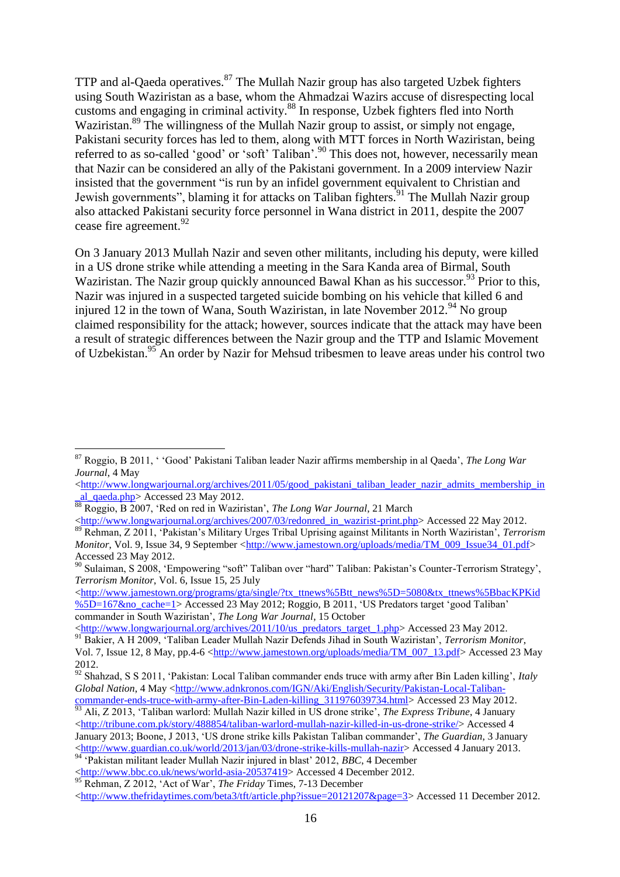TTP and al-Qaeda operatives.[87] The Mullah Nazir group has also targeted Uzbek fighters using South Waziristan as a base, whom the Ahmadzai Wazirs accuse of disrespecting local customs and engaging in criminal activity.[88] In response, Uzbek fighters fled into North Waziristan.[89] The willingness of the Mullah Nazir group to assist, or simply not engage, Pakistani security forces has led to them, along with MTT forces in North Waziristan, being referred to as so-called 'good' or 'soft' Taliban'.[90] This does not, however, necessarily mean that Nazir can be considered an ally of the Pakistani government. In a 2009 interview Nazir insisted that the government "is run by an infidel government equivalent to Christian and Jewish governments", blaming it for attacks on Taliban fighters.[91] The Mullah Nazir group also attacked Pakistani security force personnel in Wana district in 2011, despite the 2007 cease fire agreement.[92]

On 3 January 2013 Mullah Nazir and seven other militants, including his deputy, were killed in a US drone strike while attending a meeting in the Sara Kanda area of Birmal, South Waziristan. The Nazir group quickly announced Bawal Khan as his successor.[93] Prior to this, Nazir was injured in a suspected targeted suicide bombing on his vehicle that killed 6 and injured 12 in the town of Wana, South Waziristan, in late November 2012.[94] No group claimed responsibility for the attack; however, sources indicate that the attack may have been a result of strategic differences between the Nazir group and the TTP and Islamic Movement of Uzbekistan.[95] An order by Nazir for Mehsud tribesmen to leave areas under his control two

---

[87] Roggio, B 2011, ' 'Good' Pakistani Taliban leader Nazir affirms membership in al Qaeda', *The Long War Journal*, 4 May <http://www.longwarjournal.org/archives/2011/05/good_pakistani_taliban_leader_nazir_admits_membership_in_al_qaeda.php> Accessed 23 May 2012.

[88] Roggio, B 2007, 'Red on red in Waziristan', *The Long War Journal*, 21 March <http://www.longwarjournal.org/archives/2007/03/redonred_in_wazirist-print.php> Accessed 22 May 2012.

[89] Rehman, Z 2011, 'Pakistan's Military Urges Tribal Uprising against Militants in North Waziristan', *Terrorism Monitor*, Vol. 9, Issue 34, 9 September <http://www.jamestown.org/uploads/media/TM_009_Issue34_01.pdf> Accessed 23 May 2012.

[90] Sulaiman, S 2008, 'Empowering "soft" Taliban over "hard" Taliban: Pakistan's Counter-Terrorism Strategy', *Terrorism Monitor*, Vol. 6, Issue 15, 25 July <http://www.jamestown.org/programs/gta/single/?tx_ttnews%5Btt_news%5D=5080&tx_ttnews%5BbacKPKid%5D=167&no_cache=1> Accessed 23 May 2012; Roggio, B 2011, 'US Predators target 'good Taliban' commander in South Waziristan', *The Long War Journal*, 15 October <http://www.longwarjournal.org/archives/2011/10/us_predators_target_1.php> Accessed 23 May 2012.

[91] Bakier, A H 2009, 'Taliban Leader Mullah Nazir Defends Jihad in South Waziristan', *Terrorism Monitor*, Vol. 7, Issue 12, 8 May, pp.4-6 <http://www.jamestown.org/uploads/media/TM_007_13.pdf> Accessed 23 May 2012.

[92] Shahzad, S S 2011, 'Pakistan: Local Taliban commander ends truce with army after Bin Laden killing', *Italy Global Nation*, 4 May <http://www.adnkronos.com/IGN/Aki/English/Security/Pakistan-Local-Taliban-commander-ends-truce-with-army-after-Bin-Laden-killing_311976039734.html> Accessed 23 May 2012.

[93] Ali, Z 2013, 'Taliban warlord: Mullah Nazir killed in US drone strike', *The Express Tribune*, 4 January <http://tribune.com.pk/story/488854/taliban-warlord-mullah-nazir-killed-in-us-drone-strike/> Accessed 4 January 2013; Boone, J 2013, 'US drone strike kills Pakistan Taliban commander', *The Guardian*, 3 January <http://www.guardian.co.uk/world/2013/jan/03/drone-strike-kills-mullah-nazir> Accessed 4 January 2013.

[94] 'Pakistan militant leader Mullah Nazir injured in blast' 2012, *BBC*, 4 December <http://www.bbc.co.uk/news/world-asia-20537419> Accessed 4 December 2012.

[95] Rehman, Z 2012, 'Act of War', *The Friday* Times, 7-13 December <http://www.thefridaytimes.com/beta3/tft/article.php?issue=20121207&page=3> Accessed 11 December 2012.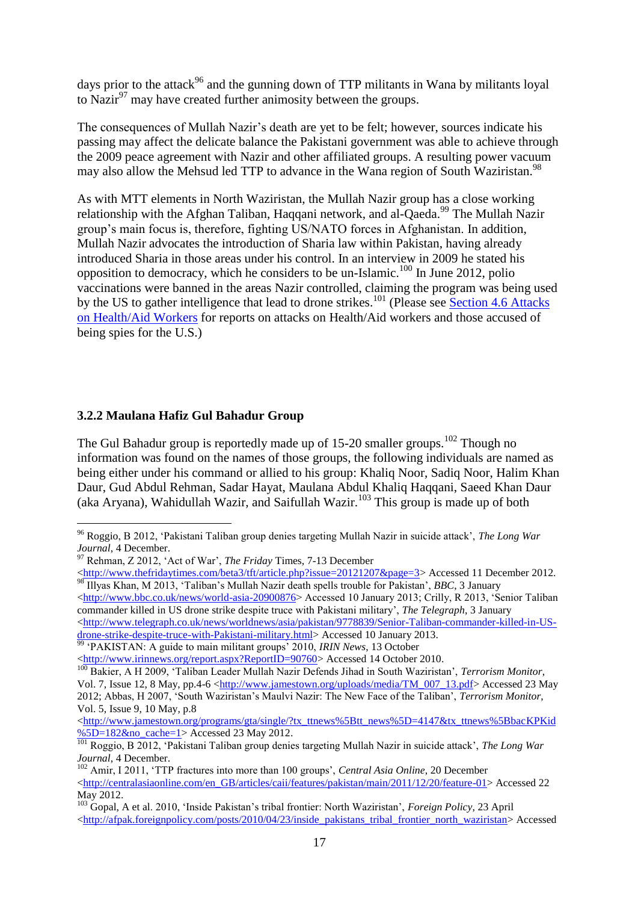days prior to the attack[96] and the gunning down of TTP militants in Wana by militants loyal to Nazir[97] may have created further animosity between the groups.

The consequences of Mullah Nazir's death are yet to be felt; however, sources indicate his passing may affect the delicate balance the Pakistani government was able to achieve through the 2009 peace agreement with Nazir and other affiliated groups. A resulting power vacuum may also allow the Mehsud led TTP to advance in the Wana region of South Waziristan.[98]

As with MTT elements in North Waziristan, the Mullah Nazir group has a close working relationship with the Afghan Taliban, Haqqani network, and al-Qaeda.[99] The Mullah Nazir group's main focus is, therefore, fighting US/NATO forces in Afghanistan. In addition, Mullah Nazir advocates the introduction of Sharia law within Pakistan, having already introduced Sharia in those areas under his control. In an interview in 2009 he stated his opposition to democracy, which he considers to be un-Islamic.[100] In June 2012, polio vaccinations were banned in the areas Nazir controlled, claiming the program was being used by the US to gather intelligence that lead to drone strikes.[101] (Please see Section 4.6 Attacks on Health/Aid Workers for reports on attacks on Health/Aid workers and those accused of being spies for the U.S.)

### 3.2.2 Maulana Hafiz Gul Bahadur Group

The Gul Bahadur group is reportedly made up of 15-20 smaller groups.[102] Though no information was found on the names of those groups, the following individuals are named as being either under his command or allied to his group: Khaliq Noor, Sadiq Noor, Halim Khan Daur, Gud Abdul Rehman, Sadar Hayat, Maulana Abdul Khaliq Haqqani, Saeed Khan Daur (aka Aryana), Wahidullah Wazir, and Saifullah Wazir.[103] This group is made up of both

---

[96] Roggio, B 2012, 'Pakistani Taliban group denies targeting Mullah Nazir in suicide attack', *The Long War Journal*, 4 December.

[97] Rehman, Z 2012, 'Act of War', *The Friday* Times, 7-13 December <http://www.thefridaytimes.com/beta3/tft/article.php?issue=20121207&page=3> Accessed 11 December 2012.

[98] Illyas Khan, M 2013, 'Taliban's Mullah Nazir death spells trouble for Pakistan', *BBC*, 3 January <http://www.bbc.co.uk/news/world-asia-20900876> Accessed 10 January 2013; Crilly, R 2013, 'Senior Taliban commander killed in US drone strike despite truce with Pakistani military', *The Telegraph*, 3 January <http://www.telegraph.co.uk/news/worldnews/asia/pakistan/9778839/Senior-Taliban-commander-killed-in-US-drone-strike-despite-truce-with-Pakistani-military.html> Accessed 10 January 2013.

[99] 'PAKISTAN: A guide to main militant groups' 2010, *IRIN News*, 13 October <http://www.irinnews.org/report.aspx?ReportID=90760> Accessed 14 October 2010.

[100] Bakier, A H 2009, 'Taliban Leader Mullah Nazir Defends Jihad in South Waziristan', *Terrorism Monitor*, Vol. 7, Issue 12, 8 May, pp.4-6 <http://www.jamestown.org/uploads/media/TM_007_13.pdf> Accessed 23 May 2012; Abbas, H 2007, 'South Waziristan's Maulvi Nazir: The New Face of the Taliban', *Terrorism Monitor*, Vol. 5, Issue 9, 10 May, p.8 <http://www.jamestown.org/programs/gta/single/?tx_ttnews%5Btt_news%5D=4147&tx_ttnews%5BbacKPKid%5D=182&no_cache=1> Accessed 23 May 2012.

[101] Roggio, B 2012, 'Pakistani Taliban group denies targeting Mullah Nazir in suicide attack', *The Long War Journal*, 4 December.

[102] Amir, I 2011, 'TTP fractures into more than 100 groups', *Central Asia Online*, 20 December <http://centralasiaonline.com/en_GB/articles/caii/features/pakistan/main/2011/12/20/feature-01> Accessed 22 May 2012.

[103] Gopal, A et al. 2010, 'Inside Pakistan's tribal frontier: North Waziristan', *Foreign Policy*, 23 April <http://afpak.foreignpolicy.com/posts/2010/04/23/inside_pakistans_tribal_frontier_north_waziristan> Accessed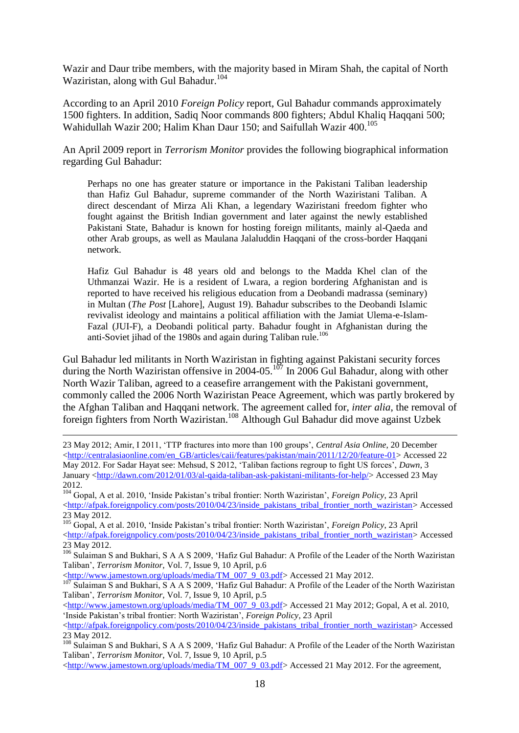Wazir and Daur tribe members, with the majority based in Miram Shah, the capital of North Waziristan, along with Gul Bahadur.[104]

According to an April 2010 *Foreign Policy* report, Gul Bahadur commands approximately 1500 fighters. In addition, Sadiq Noor commands 800 fighters; Abdul Khaliq Haqqani 500; Wahidullah Wazir 200; Halim Khan Daur 150; and Saifullah Wazir 400.[105]

An April 2009 report in *Terrorism Monitor* provides the following biographical information regarding Gul Bahadur:

> Perhaps no one has greater stature or importance in the Pakistani Taliban leadership than Hafiz Gul Bahadur, supreme commander of the North Waziristani Taliban. A direct descendant of Mirza Ali Khan, a legendary Waziristani freedom fighter who fought against the British Indian government and later against the newly established Pakistani State, Bahadur is known for hosting foreign militants, mainly al-Qaeda and other Arab groups, as well as Maulana Jalaluddin Haqqani of the cross-border Haqqani network.
>
> Hafiz Gul Bahadur is 48 years old and belongs to the Madda Khel clan of the Uthmanzai Wazir. He is a resident of Lwara, a region bordering Afghanistan and is reported to have received his religious education from a Deobandi madrassa (seminary) in Multan (*The Post* [Lahore], August 19). Bahadur subscribes to the Deobandi Islamic revivalist ideology and maintains a political affiliation with the Jamiat Ulema-e-Islam-Fazal (JUI-F), a Deobandi political party. Bahadur fought in Afghanistan during the anti-Soviet jihad of the 1980s and again during Taliban rule.[106]

Gul Bahadur led militants in North Waziristan in fighting against Pakistani security forces during the North Waziristan offensive in 2004-05.[107] In 2006 Gul Bahadur, along with other North Wazir Taliban, agreed to a ceasefire arrangement with the Pakistani government, commonly called the 2006 North Waziristan Peace Agreement, which was partly brokered by the Afghan Taliban and Haqqani network. The agreement called for, *inter alia*, the removal of foreign fighters from North Waziristan.[108] Although Gul Bahadur did move against Uzbek

---

23 May 2012; Amir, I 2011, 'TTP fractures into more than 100 groups', *Central Asia Online*, 20 December <http://centralasiaonline.com/en_GB/articles/caii/features/pakistan/main/2011/12/20/feature-01> Accessed 22 May 2012. For Sadar Hayat see: Mehsud, S 2012, 'Taliban factions regroup to fight US forces', *Dawn*, 3 January <http://dawn.com/2012/01/03/al-qaida-taliban-ask-pakistani-militants-for-help/> Accessed 23 May 2012.

[104] Gopal, A et al. 2010, 'Inside Pakistan's tribal frontier: North Waziristan', *Foreign Policy*, 23 April <http://afpak.foreignpolicy.com/posts/2010/04/23/inside_pakistans_tribal_frontier_north_waziristan> Accessed 23 May 2012.

[105] Gopal, A et al. 2010, 'Inside Pakistan's tribal frontier: North Waziristan', *Foreign Policy*, 23 April <http://afpak.foreignpolicy.com/posts/2010/04/23/inside_pakistans_tribal_frontier_north_waziristan> Accessed 23 May 2012.

[106] Sulaiman S and Bukhari, S A A S 2009, 'Hafiz Gul Bahadur: A Profile of the Leader of the North Waziristan Taliban', *Terrorism Monitor*, Vol. 7, Issue 9, 10 April, p.6 <http://www.jamestown.org/uploads/media/TM_007_9_03.pdf> Accessed 21 May 2012.

[107] Sulaiman S and Bukhari, S A A S 2009, 'Hafiz Gul Bahadur: A Profile of the Leader of the North Waziristan Taliban', *Terrorism Monitor*, Vol. 7, Issue 9, 10 April, p.5 <http://www.jamestown.org/uploads/media/TM_007_9_03.pdf> Accessed 21 May 2012; Gopal, A et al. 2010, 'Inside Pakistan's tribal frontier: North Waziristan', *Foreign Policy*, 23 April <http://afpak.foreignpolicy.com/posts/2010/04/23/inside_pakistans_tribal_frontier_north_waziristan> Accessed 23 May 2012.

[108] Sulaiman S and Bukhari, S A A S 2009, 'Hafiz Gul Bahadur: A Profile of the Leader of the North Waziristan Taliban', *Terrorism Monitor*, Vol. 7, Issue 9, 10 April, p.5 <http://www.jamestown.org/uploads/media/TM_007_9_03.pdf> Accessed 21 May 2012. For the agreement,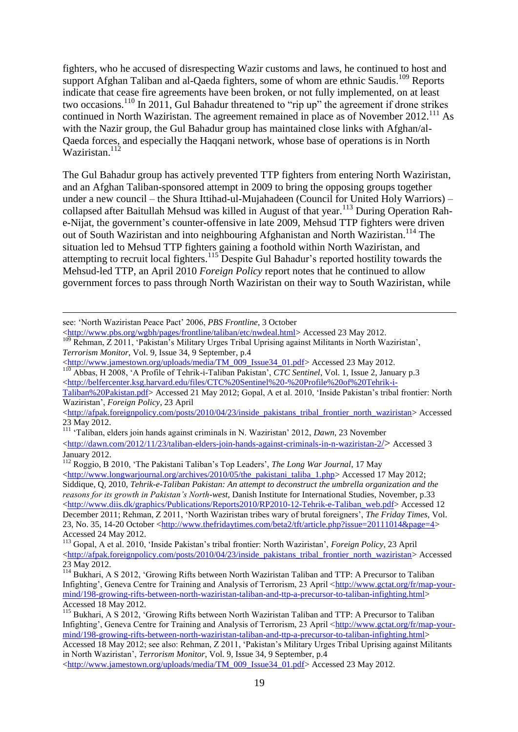fighters, who he accused of disrespecting Wazir customs and laws, he continued to host and support Afghan Taliban and al-Qaeda fighters, some of whom are ethnic Saudis.[109] Reports indicate that cease fire agreements have been broken, or not fully implemented, on at least two occasions.[110] In 2011, Gul Bahadur threatened to "rip up" the agreement if drone strikes continued in North Waziristan. The agreement remained in place as of November 2012.[111] As with the Nazir group, the Gul Bahadur group has maintained close links with Afghan/al-Qaeda forces, and especially the Haqqani network, whose base of operations is in North Waziristan.[112]

The Gul Bahadur group has actively prevented TTP fighters from entering North Waziristan, and an Afghan Taliban-sponsored attempt in 2009 to bring the opposing groups together under a new council – the Shura Ittihad-ul-Mujahadeen (Council for United Holy Warriors) – collapsed after Baitullah Mehsud was killed in August of that year.[113] During Operation Rah-e-Nijat, the government's counter-offensive in late 2009, Mehsud TTP fighters were driven out of South Waziristan and into neighbouring Afghanistan and North Waziristan.[114] The situation led to Mehsud TTP fighters gaining a foothold within North Waziristan, and attempting to recruit local fighters.[115] Despite Gul Bahadur's reported hostility towards the Mehsud-led TTP, an April 2010 *Foreign Policy* report notes that he continued to allow government forces to pass through North Waziristan on their way to South Waziristan, while

---

see: 'North Waziristan Peace Pact' 2006, *PBS Frontline*, 3 October <http://www.pbs.org/wgbh/pages/frontline/taliban/etc/nwdeal.html> Accessed 23 May 2012.

[109] Rehman, Z 2011, 'Pakistan's Military Urges Tribal Uprising against Militants in North Waziristan', *Terrorism Monitor*, Vol. 9, Issue 34, 9 September, p.4 <http://www.jamestown.org/uploads/media/TM_009_Issue34_01.pdf> Accessed 23 May 2012.

[110] Abbas, H 2008, 'A Profile of Tehrik-i-Taliban Pakistan', *CTC Sentinel*, Vol. 1, Issue 2, January p.3 <http://belfercenter.ksg.harvard.edu/files/CTC%20Sentinel%20-%20Profile%20of%20Tehrik-i-Taliban%20Pakistan.pdf> Accessed 21 May 2012; Gopal, A et al. 2010, 'Inside Pakistan's tribal frontier: North Waziristan', *Foreign Policy*, 23 April <http://afpak.foreignpolicy.com/posts/2010/04/23/inside_pakistans_tribal_frontier_north_waziristan> Accessed 23 May 2012.

[111] 'Taliban, elders join hands against criminals in N. Waziristan' 2012, *Dawn*, 23 November <http://dawn.com/2012/11/23/taliban-elders-join-hands-against-criminals-in-n-waziristan-2/> Accessed 3 January 2012.

[112] Roggio, B 2010, 'The Pakistani Taliban's Top Leaders', *The Long War Journal*, 17 May <http://www.longwarjournal.org/archives/2010/05/the_pakistani_taliba_1.php> Accessed 17 May 2012; Siddique, Q, 2010, *Tehrik-e-Taliban Pakistan: An attempt to deconstruct the umbrella organization and the reasons for its growth in Pakistan's North-west*, Danish Institute for International Studies, November, p.33 <http://www.diis.dk/graphics/Publications/Reports2010/RP2010-12-Tehrik-e-Taliban_web.pdf> Accessed 12 December 2011; Rehman, Z 2011, 'North Waziristan tribes wary of brutal foreigners', *The Friday Times*, Vol. 23, No. 35, 14-20 October <http://www.thefridaytimes.com/beta2/tft/article.php?issue=20111014&page=4> Accessed 24 May 2012.

[113] Gopal, A et al. 2010, 'Inside Pakistan's tribal frontier: North Waziristan', *Foreign Policy*, 23 April <http://afpak.foreignpolicy.com/posts/2010/04/23/inside_pakistans_tribal_frontier_north_waziristan> Accessed 23 May 2012.

[114] Bukhari, A S 2012, 'Growing Rifts between North Waziristan Taliban and TTP: A Precursor to Taliban Infighting', Geneva Centre for Training and Analysis of Terrorism, 23 April <http://www.gctat.org/fr/map-your-mind/198-growing-rifts-between-north-waziristan-taliban-and-ttp-a-precursor-to-taliban-infighting.html> Accessed 18 May 2012.

[115] Bukhari, A S 2012, 'Growing Rifts between North Waziristan Taliban and TTP: A Precursor to Taliban Infighting', Geneva Centre for Training and Analysis of Terrorism, 23 April <http://www.gctat.org/fr/map-your-mind/198-growing-rifts-between-north-waziristan-taliban-and-ttp-a-precursor-to-taliban-infighting.html> Accessed 18 May 2012; see also: Rehman, Z 2011, 'Pakistan's Military Urges Tribal Uprising against Militants in North Waziristan', *Terrorism Monitor*, Vol. 9, Issue 34, 9 September, p.4 <http://www.jamestown.org/uploads/media/TM_009_Issue34_01.pdf> Accessed 23 May 2012.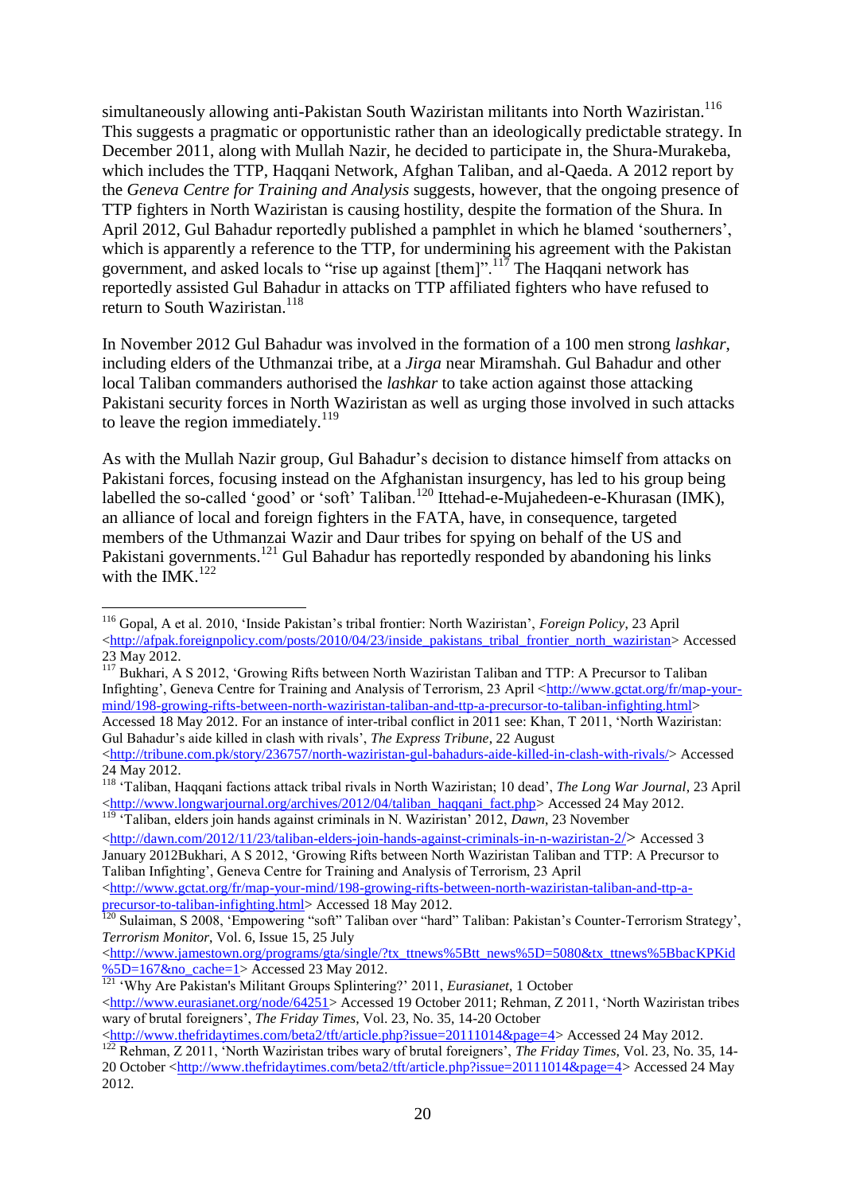simultaneously allowing anti-Pakistan South Waziristan militants into North Waziristan.[116] This suggests a pragmatic or opportunistic rather than an ideologically predictable strategy. In December 2011, along with Mullah Nazir, he decided to participate in, the Shura-Murakeba, which includes the TTP, Haqqani Network, Afghan Taliban, and al-Qaeda. A 2012 report by the *Geneva Centre for Training and Analysis* suggests, however, that the ongoing presence of TTP fighters in North Waziristan is causing hostility, despite the formation of the Shura. In April 2012, Gul Bahadur reportedly published a pamphlet in which he blamed 'southerners', which is apparently a reference to the TTP, for undermining his agreement with the Pakistan government, and asked locals to "rise up against [them]".[117] The Haqqani network has reportedly assisted Gul Bahadur in attacks on TTP affiliated fighters who have refused to return to South Waziristan.[118]

In November 2012 Gul Bahadur was involved in the formation of a 100 men strong *lashkar*, including elders of the Uthmanzai tribe, at a *Jirga* near Miramshah. Gul Bahadur and other local Taliban commanders authorised the *lashkar* to take action against those attacking Pakistani security forces in North Waziristan as well as urging those involved in such attacks to leave the region immediately.[119]

As with the Mullah Nazir group, Gul Bahadur's decision to distance himself from attacks on Pakistani forces, focusing instead on the Afghanistan insurgency, has led to his group being labelled the so-called 'good' or 'soft' Taliban.[120] Ittehad-e-Mujahedeen-e-Khurasan (IMK), an alliance of local and foreign fighters in the FATA, have, in consequence, targeted members of the Uthmanzai Wazir and Daur tribes for spying on behalf of the US and Pakistani governments.[121] Gul Bahadur has reportedly responded by abandoning his links with the IMK.[122]

---

[116] Gopal, A et al. 2010, 'Inside Pakistan's tribal frontier: North Waziristan', *Foreign Policy*, 23 April <http://afpak.foreignpolicy.com/posts/2010/04/23/inside_pakistans_tribal_frontier_north_waziristan> Accessed 23 May 2012.

[117] Bukhari, A S 2012, 'Growing Rifts between North Waziristan Taliban and TTP: A Precursor to Taliban Infighting', Geneva Centre for Training and Analysis of Terrorism, 23 April <http://www.gctat.org/fr/map-your-mind/198-growing-rifts-between-north-waziristan-taliban-and-ttp-a-precursor-to-taliban-infighting.html> Accessed 18 May 2012. For an instance of inter-tribal conflict in 2011 see: Khan, T 2011, 'North Waziristan: Gul Bahadur's aide killed in clash with rivals', *The Express Tribune*, 22 August <http://tribune.com.pk/story/236757/north-waziristan-gul-bahadurs-aide-killed-in-clash-with-rivals/> Accessed 24 May 2012.

[118] 'Taliban, Haqqani factions attack tribal rivals in North Waziristan; 10 dead', *The Long War Journal*, 23 April <http://www.longwarjournal.org/archives/2012/04/taliban_haqqani_fact.php> Accessed 24 May 2012.

[119] 'Taliban, elders join hands against criminals in N. Waziristan' 2012, *Dawn*, 23 November <http://dawn.com/2012/11/23/taliban-elders-join-hands-against-criminals-in-n-waziristan-2/> Accessed 3 January 2012Bukhari, A S 2012, 'Growing Rifts between North Waziristan Taliban and TTP: A Precursor to Taliban Infighting', Geneva Centre for Training and Analysis of Terrorism, 23 April <http://www.gctat.org/fr/map-your-mind/198-growing-rifts-between-north-waziristan-taliban-and-ttp-a-precursor-to-taliban-infighting.html> Accessed 18 May 2012.

[120] Sulaiman, S 2008, 'Empowering "soft" Taliban over "hard" Taliban: Pakistan's Counter-Terrorism Strategy', *Terrorism Monitor*, Vol. 6, Issue 15, 25 July <http://www.jamestown.org/programs/gta/single/?tx_ttnews%5Btt_news%5D=5080&tx_ttnews%5BbacKPKid%5D=167&no_cache=1> Accessed 23 May 2012.

[121] 'Why Are Pakistan's Militant Groups Splintering?' 2011, *Eurasianet*, 1 October <http://www.eurasianet.org/node/64251> Accessed 19 October 2011; Rehman, Z 2011, 'North Waziristan tribes wary of brutal foreigners', *The Friday Times*, Vol. 23, No. 35, 14-20 October <http://www.thefridaytimes.com/beta2/tft/article.php?issue=20111014&page=4> Accessed 24 May 2012.

[122] Rehman, Z 2011, 'North Waziristan tribes wary of brutal foreigners', *The Friday Times*, Vol. 23, No. 35, 14-20 October <http://www.thefridaytimes.com/beta2/tft/article.php?issue=20111014&page=4> Accessed 24 May 2012.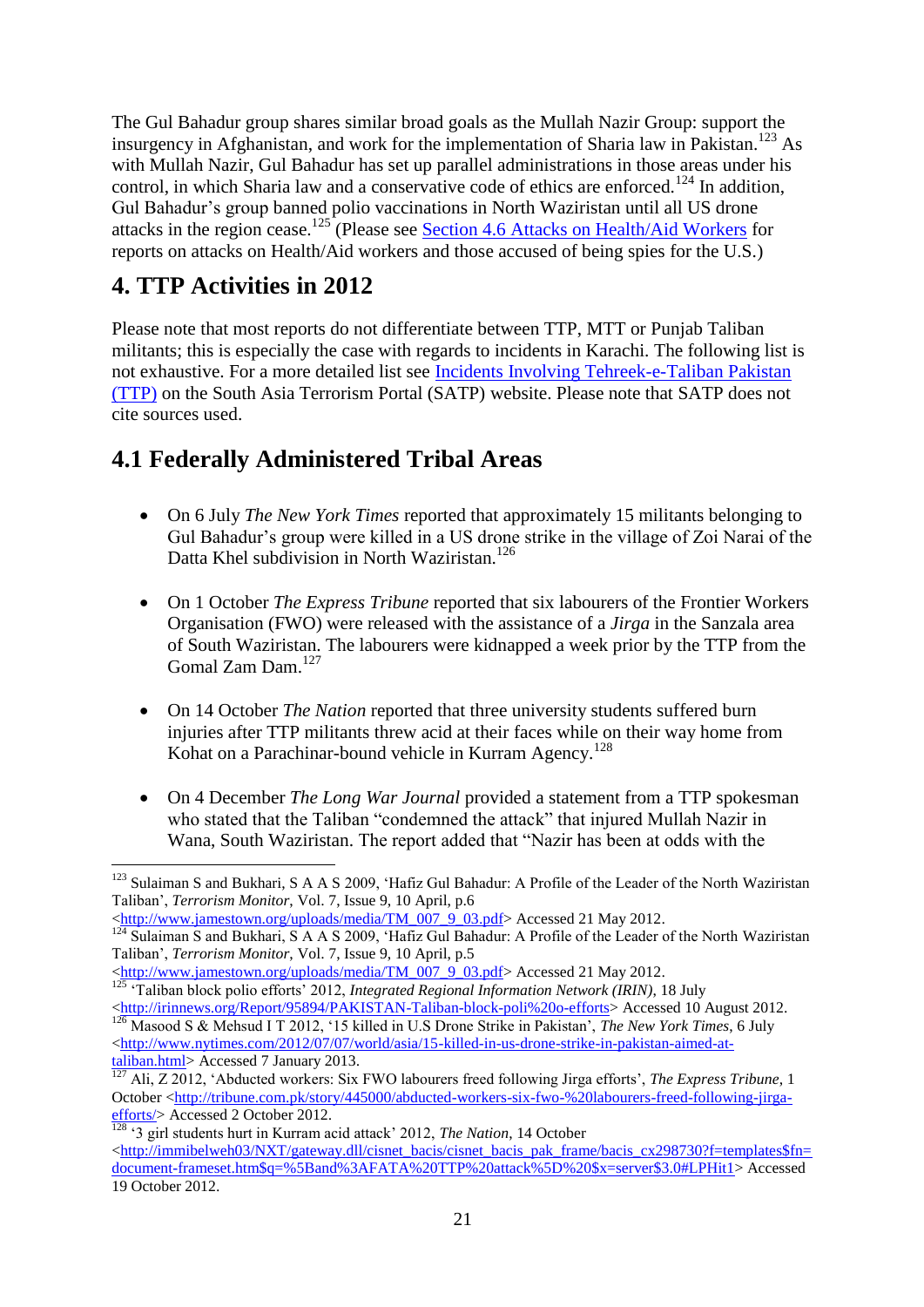The Gul Bahadur group shares similar broad goals as the Mullah Nazir Group: support the insurgency in Afghanistan, and work for the implementation of Sharia law in Pakistan.[123] As with Mullah Nazir, Gul Bahadur has set up parallel administrations in those areas under his control, in which Sharia law and a conservative code of ethics are enforced.[124] In addition, Gul Bahadur's group banned polio vaccinations in North Waziristan until all US drone attacks in the region cease.[125] (Please see Section 4.6 Attacks on Health/Aid Workers for reports on attacks on Health/Aid workers and those accused of being spies for the U.S.)

# 4. TTP Activities in 2012

Please note that most reports do not differentiate between TTP, MTT or Punjab Taliban militants; this is especially the case with regards to incidents in Karachi. The following list is not exhaustive. For a more detailed list see Incidents Involving Tehreek-e-Taliban Pakistan (TTP) on the South Asia Terrorism Portal (SATP) website. Please note that SATP does not cite sources used.

## 4.1 Federally Administered Tribal Areas

- On 6 July *The New York Times* reported that approximately 15 militants belonging to Gul Bahadur's group were killed in a US drone strike in the village of Zoi Narai of the Datta Khel subdivision in North Waziristan.[126]

- On 1 October *The Express Tribune* reported that six labourers of the Frontier Workers Organisation (FWO) were released with the assistance of a *Jirga* in the Sanzala area of South Waziristan. The labourers were kidnapped a week prior by the TTP from the Gomal Zam Dam.[127]

- On 14 October *The Nation* reported that three university students suffered burn injuries after TTP militants threw acid at their faces while on their way home from Kohat on a Parachinar-bound vehicle in Kurram Agency.[128]

- On 4 December *The Long War Journal* provided a statement from a TTP spokesman who stated that the Taliban "condemned the attack" that injured Mullah Nazir in Wana, South Waziristan. The report added that "Nazir has been at odds with the

---

[123] Sulaiman S and Bukhari, S A A S 2009, 'Hafiz Gul Bahadur: A Profile of the Leader of the North Waziristan Taliban', *Terrorism Monitor*, Vol. 7, Issue 9, 10 April, p.6 <http://www.jamestown.org/uploads/media/TM_007_9_03.pdf> Accessed 21 May 2012.

[124] Sulaiman S and Bukhari, S A A S 2009, 'Hafiz Gul Bahadur: A Profile of the Leader of the North Waziristan Taliban', *Terrorism Monitor*, Vol. 7, Issue 9, 10 April, p.5 <http://www.jamestown.org/uploads/media/TM_007_9_03.pdf> Accessed 21 May 2012.

[125] 'Taliban block polio efforts' 2012, *Integrated Regional Information Network (IRIN)*, 18 July <http://irinnews.org/Report/95894/PAKISTAN-Taliban-block-poli%20o-efforts> Accessed 10 August 2012.

[126] Masood S & Mehsud I T 2012, '15 killed in U.S Drone Strike in Pakistan', *The New York Times*, 6 July <http://www.nytimes.com/2012/07/07/world/asia/15-killed-in-us-drone-strike-in-pakistan-aimed-at-taliban.html> Accessed 7 January 2013.

[127] Ali, Z 2012, 'Abducted workers: Six FWO labourers freed following Jirga efforts', *The Express Tribune*, 1 October <http://tribune.com.pk/story/445000/abducted-workers-six-fwo-%20labourers-freed-following-jirga-efforts/> Accessed 2 October 2012.

[128] '3 girl students hurt in Kurram acid attack' 2012, *The Nation*, 14 October <http://immibelweh03/NXT/gateway.dll/cisnet_bacis/cisnet_bacis_pak_frame/bacis_cx298730?f=templates$fn=document-frameset.htm$q=%5Band%3AFATA%20TTP%20attack%5D%20$x=server$3.0#LPHit1> Accessed 19 October 2012.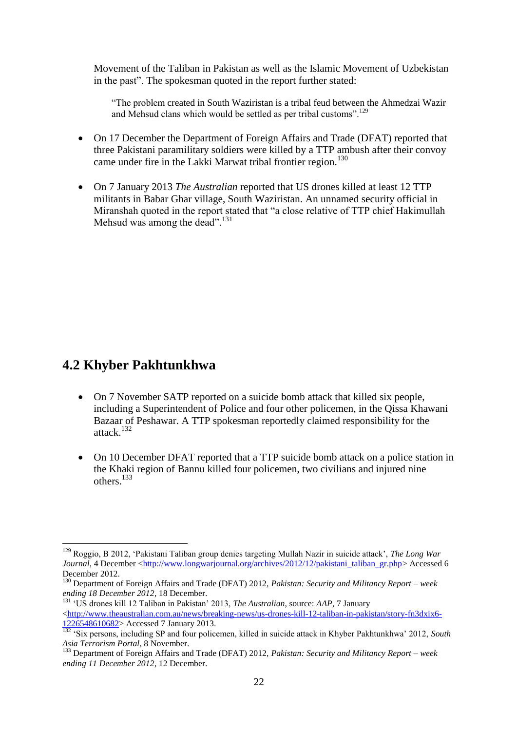Movement of the Taliban in Pakistan as well as the Islamic Movement of Uzbekistan in the past". The spokesman quoted in the report further stated:

> "The problem created in South Waziristan is a tribal feud between the Ahmedzai Wazir and Mehsud clans which would be settled as per tribal customs".[129]

- On 17 December the Department of Foreign Affairs and Trade (DFAT) reported that three Pakistani paramilitary soldiers were killed by a TTP ambush after their convoy came under fire in the Lakki Marwat tribal frontier region.[130]

- On 7 January 2013 *The Australian* reported that US drones killed at least 12 TTP militants in Babar Ghar village, South Waziristan. An unnamed security official in Miranshah quoted in the report stated that "a close relative of TTP chief Hakimullah Mehsud was among the dead".[131]

## 4.2 Khyber Pakhtunkhwa

- On 7 November SATP reported on a suicide bomb attack that killed six people, including a Superintendent of Police and four other policemen, in the Qissa Khawani Bazaar of Peshawar. A TTP spokesman reportedly claimed responsibility for the attack.[132]

- On 10 December DFAT reported that a TTP suicide bomb attack on a police station in the Khaki region of Bannu killed four policemen, two civilians and injured nine others.[133]

---

[129] Roggio, B 2012, 'Pakistani Taliban group denies targeting Mullah Nazir in suicide attack', *The Long War Journal*, 4 December <http://www.longwarjournal.org/archives/2012/12/pakistani_taliban_gr.php> Accessed 6 December 2012.

[130] Department of Foreign Affairs and Trade (DFAT) 2012, *Pakistan: Security and Militancy Report – week ending 18 December 2012*, 18 December.

[131] 'US drones kill 12 Taliban in Pakistan' 2013, *The Australian*, source: *AAP*, 7 January <http://www.theaustralian.com.au/news/breaking-news/us-drones-kill-12-taliban-in-pakistan/story-fn3dxix6-1226548610682> Accessed 7 January 2013.

[132] 'Six persons, including SP and four policemen, killed in suicide attack in Khyber Pakhtunkhwa' 2012, *South Asia Terrorism Portal*, 8 November.

[133] Department of Foreign Affairs and Trade (DFAT) 2012, *Pakistan: Security and Militancy Report – week ending 11 December 2012*, 12 December.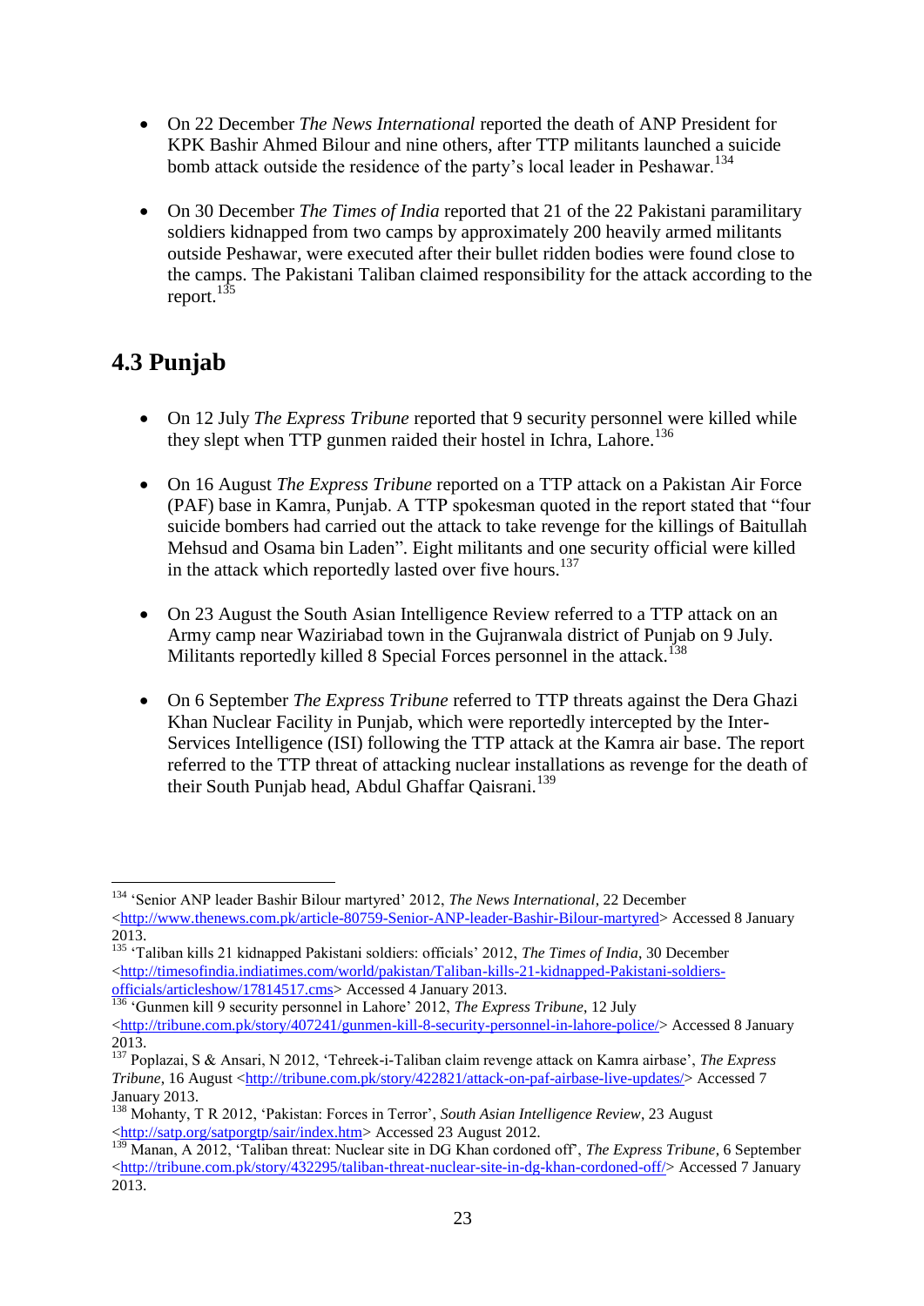- On 22 December *The News International* reported the death of ANP President for KPK Bashir Ahmed Bilour and nine others, after TTP militants launched a suicide bomb attack outside the residence of the party's local leader in Peshawar.[134]

- On 30 December *The Times of India* reported that 21 of the 22 Pakistani paramilitary soldiers kidnapped from two camps by approximately 200 heavily armed militants outside Peshawar, were executed after their bullet ridden bodies were found close to the camps. The Pakistani Taliban claimed responsibility for the attack according to the report.[135]

## 4.3 Punjab

- On 12 July *The Express Tribune* reported that 9 security personnel were killed while they slept when TTP gunmen raided their hostel in Ichra, Lahore.[136]

- On 16 August *The Express Tribune* reported on a TTP attack on a Pakistan Air Force (PAF) base in Kamra, Punjab. A TTP spokesman quoted in the report stated that "four suicide bombers had carried out the attack to take revenge for the killings of Baitullah Mehsud and Osama bin Laden". Eight militants and one security official were killed in the attack which reportedly lasted over five hours.[137]

- On 23 August the South Asian Intelligence Review referred to a TTP attack on an Army camp near Waziriabad town in the Gujranwala district of Punjab on 9 July. Militants reportedly killed 8 Special Forces personnel in the attack.[138]

- On 6 September *The Express Tribune* referred to TTP threats against the Dera Ghazi Khan Nuclear Facility in Punjab, which were reportedly intercepted by the Inter-Services Intelligence (ISI) following the TTP attack at the Kamra air base. The report referred to the TTP threat of attacking nuclear installations as revenge for the death of their South Punjab head, Abdul Ghaffar Qaisrani.[139]

---

[134] 'Senior ANP leader Bashir Bilour martyred' 2012, *The News International*, 22 December <http://www.thenews.com.pk/article-80759-Senior-ANP-leader-Bashir-Bilour-martyred> Accessed 8 January 2013.

[135] 'Taliban kills 21 kidnapped Pakistani soldiers: officials' 2012, *The Times of India*, 30 December <http://timesofindia.indiatimes.com/world/pakistan/Taliban-kills-21-kidnapped-Pakistani-soldiers-officials/articleshow/17814517.cms> Accessed 4 January 2013.

[136] 'Gunmen kill 9 security personnel in Lahore' 2012, *The Express Tribune*, 12 July <http://tribune.com.pk/story/407241/gunmen-kill-8-security-personnel-in-lahore-police/> Accessed 8 January 2013.

[137] Poplazai, S & Ansari, N 2012, 'Tehreek-i-Taliban claim revenge attack on Kamra airbase', *The Express Tribune*, 16 August <http://tribune.com.pk/story/422821/attack-on-paf-airbase-live-updates/> Accessed 7 January 2013.

[138] Mohanty, T R 2012, 'Pakistan: Forces in Terror', *South Asian Intelligence Review*, 23 August <http://satp.org/satporgtp/sair/index.htm> Accessed 23 August 2012.

[139] Manan, A 2012, 'Taliban threat: Nuclear site in DG Khan cordoned off', *The Express Tribune*, 6 September <http://tribune.com.pk/story/432295/taliban-threat-nuclear-site-in-dg-khan-cordoned-off/> Accessed 7 January 2013.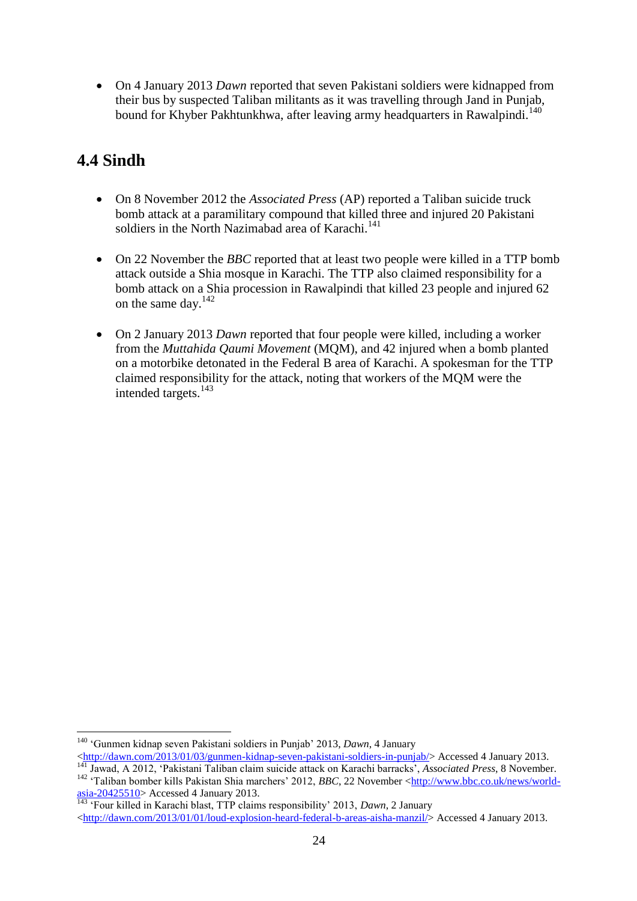- On 4 January 2013 *Dawn* reported that seven Pakistani soldiers were kidnapped from their bus by suspected Taliban militants as it was travelling through Jand in Punjab, bound for Khyber Pakhtunkhwa, after leaving army headquarters in Rawalpindi.[140]

## 4.4 Sindh

- On 8 November 2012 the *Associated Press* (AP) reported a Taliban suicide truck bomb attack at a paramilitary compound that killed three and injured 20 Pakistani soldiers in the North Nazimabad area of Karachi.[141]

- On 22 November the *BBC* reported that at least two people were killed in a TTP bomb attack outside a Shia mosque in Karachi. The TTP also claimed responsibility for a bomb attack on a Shia procession in Rawalpindi that killed 23 people and injured 62 on the same day.[142]

- On 2 January 2013 *Dawn* reported that four people were killed, including a worker from the *Muttahida Qaumi Movement* (MQM), and 42 injured when a bomb planted on a motorbike detonated in the Federal B area of Karachi. A spokesman for the TTP claimed responsibility for the attack, noting that workers of the MQM were the intended targets.[143]

---

[140] 'Gunmen kidnap seven Pakistani soldiers in Punjab' 2013, *Dawn*, 4 January <http://dawn.com/2013/01/03/gunmen-kidnap-seven-pakistani-soldiers-in-punjab/> Accessed 4 January 2013.

[141] Jawad, A 2012, 'Pakistani Taliban claim suicide attack on Karachi barracks', *Associated Press*, 8 November.

[142] 'Taliban bomber kills Pakistan Shia marchers' 2012, *BBC*, 22 November <http://www.bbc.co.uk/news/world-asia-20425510> Accessed 4 January 2013.

[143] 'Four killed in Karachi blast, TTP claims responsibility' 2013, *Dawn*, 2 January <http://dawn.com/2013/01/01/loud-explosion-heard-federal-b-areas-aisha-manzil/> Accessed 4 January 2013.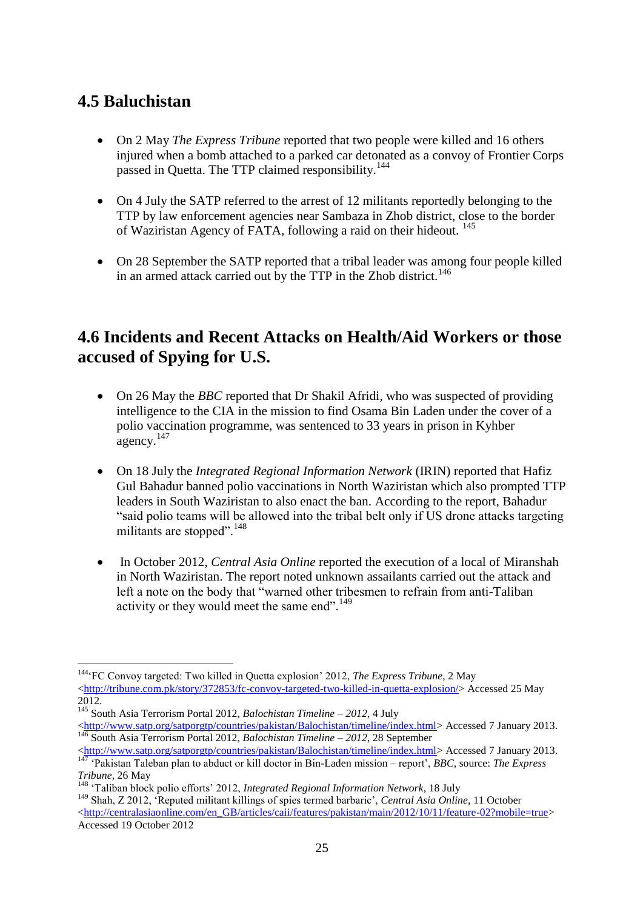## 4.5 Baluchistan

- On 2 May *The Express Tribune* reported that two people were killed and 16 others injured when a bomb attached to a parked car detonated as a convoy of Frontier Corps passed in Quetta. The TTP claimed responsibility.[144]

- On 4 July the SATP referred to the arrest of 12 militants reportedly belonging to the TTP by law enforcement agencies near Sambaza in Zhob district, close to the border of Waziristan Agency of FATA, following a raid on their hideout. [145]

- On 28 September the SATP reported that a tribal leader was among four people killed in an armed attack carried out by the TTP in the Zhob district.[146]

## 4.6 Incidents and Recent Attacks on Health/Aid Workers or those accused of Spying for U.S.

- On 26 May the *BBC* reported that Dr Shakil Afridi, who was suspected of providing intelligence to the CIA in the mission to find Osama Bin Laden under the cover of a polio vaccination programme, was sentenced to 33 years in prison in Kyhber agency.[147]

- On 18 July the *Integrated Regional Information Network* (IRIN) reported that Hafiz Gul Bahadur banned polio vaccinations in North Waziristan which also prompted TTP leaders in South Waziristan to also enact the ban. According to the report, Bahadur "said polio teams will be allowed into the tribal belt only if US drone attacks targeting militants are stopped".[148]

- In October 2012, *Central Asia Online* reported the execution of a local of Miranshah in North Waziristan. The report noted unknown assailants carried out the attack and left a note on the body that "warned other tribesmen to refrain from anti-Taliban activity or they would meet the same end".[149]

---

[144] 'FC Convoy targeted: Two killed in Quetta explosion' 2012, *The Express Tribune*, 2 May <http://tribune.com.pk/story/372853/fc-convoy-targeted-two-killed-in-quetta-explosion/> Accessed 25 May 2012.

[145] South Asia Terrorism Portal 2012, *Balochistan Timeline – 2012*, 4 July <http://www.satp.org/satporgtp/countries/pakistan/Balochistan/timeline/index.html> Accessed 7 January 2013.

[146] South Asia Terrorism Portal 2012, *Balochistan Timeline – 2012*, 28 September <http://www.satp.org/satporgtp/countries/pakistan/Balochistan/timeline/index.html> Accessed 7 January 2013.

[147] 'Pakistan Taleban plan to abduct or kill doctor in Bin-Laden mission – report', *BBC*, source: *The Express Tribune*, 26 May

[148] 'Taliban block polio efforts' 2012, *Integrated Regional Information Network*, 18 July

[149] Shah, Z 2012, 'Reputed militant killings of spies termed barbaric', *Central Asia Online*, 11 October <http://centralasiaonline.com/en_GB/articles/caii/features/pakistan/main/2012/10/11/feature-02?mobile=true> Accessed 19 October 2012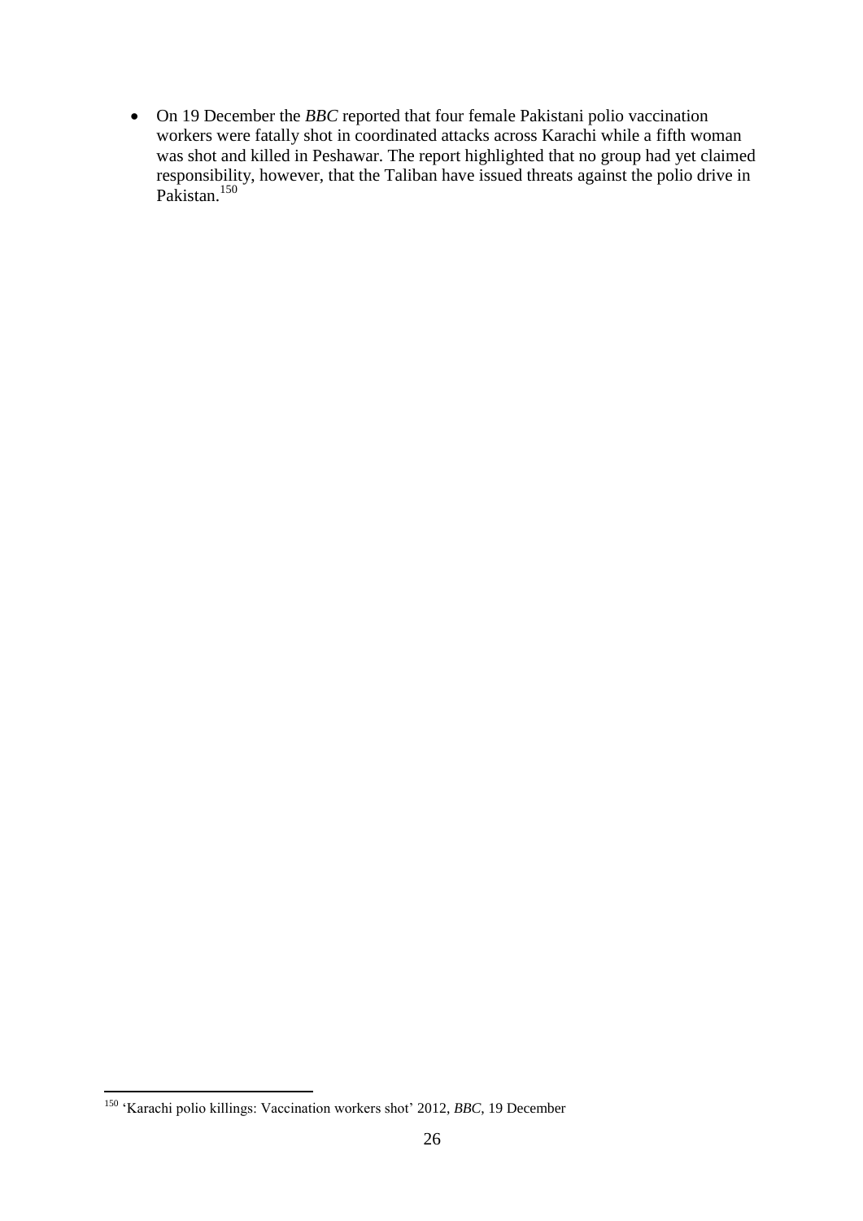- On 19 December the *BBC* reported that four female Pakistani polio vaccination workers were fatally shot in coordinated attacks across Karachi while a fifth woman was shot and killed in Peshawar. The report highlighted that no group had yet claimed responsibility, however, that the Taliban have issued threats against the polio drive in Pakistan.[150]

---

[150] 'Karachi polio killings: Vaccination workers shot' 2012, *BBC*, 19 December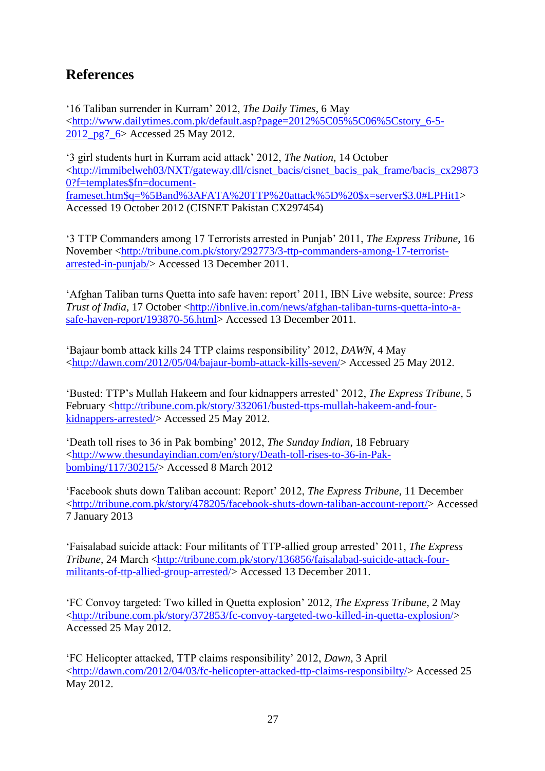## References

'16 Taliban surrender in Kurram' 2012, *The Daily Times*, 6 May <http://www.dailytimes.com.pk/default.asp?page=2012%5C05%5C06%5Cstory_6-5-2012_pg7_6> Accessed 25 May 2012.

'3 girl students hurt in Kurram acid attack' 2012, *The Nation*, 14 October <http://immibelweh03/NXT/gateway.dll/cisnet_bacis/cisnet_bacis_pak_frame/bacis_cx298730?f=templates$fn=document-frameset.htm$q=%5Band%3AFATA%20TTP%20attack%5D%20$x=server$3.0#LPHit1> Accessed 19 October 2012 (CISNET Pakistan CX297454)

'3 TTP Commanders among 17 Terrorists arrested in Punjab' 2011, *The Express Tribune*, 16 November <http://tribune.com.pk/story/292773/3-ttp-commanders-among-17-terrorist-arrested-in-punjab/> Accessed 13 December 2011.

'Afghan Taliban turns Quetta into safe haven: report' 2011, IBN Live website, source: *Press Trust of India*, 17 October <http://ibnlive.in.com/news/afghan-taliban-turns-quetta-into-a-safe-haven-report/193870-56.html> Accessed 13 December 2011.

'Bajaur bomb attack kills 24 TTP claims responsibility' 2012, *DAWN*, 4 May <http://dawn.com/2012/05/04/bajaur-bomb-attack-kills-seven/> Accessed 25 May 2012.

'Busted: TTP's Mullah Hakeem and four kidnappers arrested' 2012, *The Express Tribune*, 5 February <http://tribune.com.pk/story/332061/busted-ttps-mullah-hakeem-and-four-kidnappers-arrested/> Accessed 25 May 2012.

'Death toll rises to 36 in Pak bombing' 2012, *The Sunday Indian*, 18 February <http://www.thesundayindian.com/en/story/Death-toll-rises-to-36-in-Pak-bombing/117/30215/> Accessed 8 March 2012

'Facebook shuts down Taliban account: Report' 2012, *The Express Tribune*, 11 December <http://tribune.com.pk/story/478205/facebook-shuts-down-taliban-account-report/> Accessed 7 January 2013

'Faisalabad suicide attack: Four militants of TTP-allied group arrested' 2011, *The Express Tribune*, 24 March <http://tribune.com.pk/story/136856/faisalabad-suicide-attack-four-militants-of-ttp-allied-group-arrested/> Accessed 13 December 2011.

'FC Convoy targeted: Two killed in Quetta explosion' 2012, *The Express Tribune*, 2 May <http://tribune.com.pk/story/372853/fc-convoy-targeted-two-killed-in-quetta-explosion/> Accessed 25 May 2012.

'FC Helicopter attacked, TTP claims responsibility' 2012, *Dawn*, 3 April <http://dawn.com/2012/04/03/fc-helicopter-attacked-ttp-claims-responsibilty/> Accessed 25 May 2012.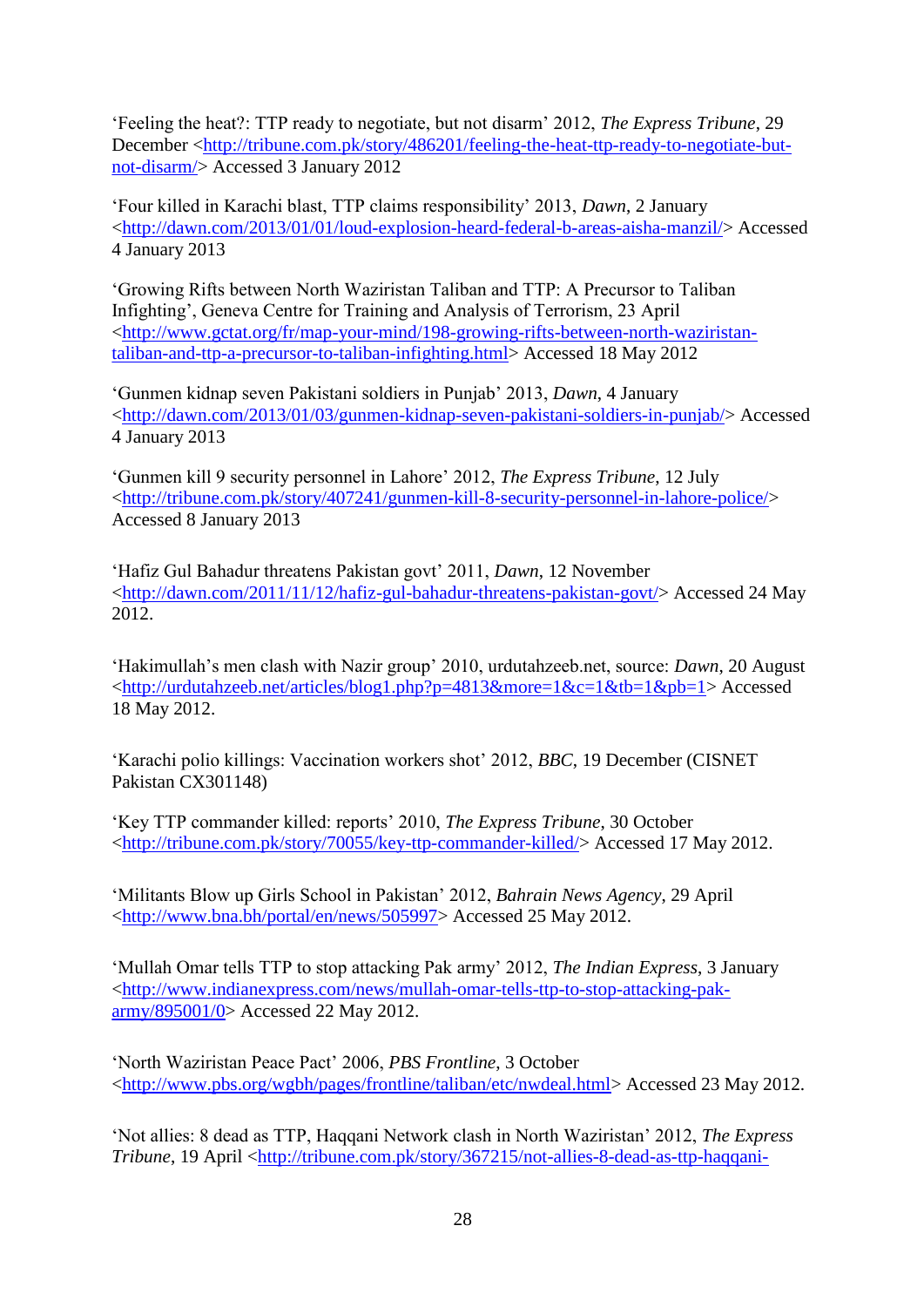'Feeling the heat?: TTP ready to negotiate, but not disarm' 2012, *The Express Tribune*, 29 December <http://tribune.com.pk/story/486201/feeling-the-heat-ttp-ready-to-negotiate-but-not-disarm/> Accessed 3 January 2012

'Four killed in Karachi blast, TTP claims responsibility' 2013, *Dawn*, 2 January <http://dawn.com/2013/01/01/loud-explosion-heard-federal-b-areas-aisha-manzil/> Accessed 4 January 2013

'Growing Rifts between North Waziristan Taliban and TTP: A Precursor to Taliban Infighting', Geneva Centre for Training and Analysis of Terrorism, 23 April <http://www.gctat.org/fr/map-your-mind/198-growing-rifts-between-north-waziristan-taliban-and-ttp-a-precursor-to-taliban-infighting.html> Accessed 18 May 2012

'Gunmen kidnap seven Pakistani soldiers in Punjab' 2013, *Dawn*, 4 January <http://dawn.com/2013/01/03/gunmen-kidnap-seven-pakistani-soldiers-in-punjab/> Accessed 4 January 2013

'Gunmen kill 9 security personnel in Lahore' 2012, *The Express Tribune*, 12 July <http://tribune.com.pk/story/407241/gunmen-kill-8-security-personnel-in-lahore-police/> Accessed 8 January 2013

'Hafiz Gul Bahadur threatens Pakistan govt' 2011, *Dawn*, 12 November <http://dawn.com/2011/11/12/hafiz-gul-bahadur-threatens-pakistan-govt/> Accessed 24 May 2012.

'Hakimullah's men clash with Nazir group' 2010, urdutahzeeb.net, source: *Dawn*, 20 August <http://urdutahzeeb.net/articles/blog1.php?p=4813&more=1&c=1&tb=1&pb=1> Accessed 18 May 2012.

'Karachi polio killings: Vaccination workers shot' 2012, *BBC*, 19 December (CISNET Pakistan CX301148)

'Key TTP commander killed: reports' 2010, *The Express Tribune*, 30 October <http://tribune.com.pk/story/70055/key-ttp-commander-killed/> Accessed 17 May 2012.

'Militants Blow up Girls School in Pakistan' 2012, *Bahrain News Agency*, 29 April <http://www.bna.bh/portal/en/news/505997> Accessed 25 May 2012.

'Mullah Omar tells TTP to stop attacking Pak army' 2012, *The Indian Express*, 3 January <http://www.indianexpress.com/news/mullah-omar-tells-ttp-to-stop-attacking-pak-army/895001/0> Accessed 22 May 2012.

'North Waziristan Peace Pact' 2006, *PBS Frontline*, 3 October <http://www.pbs.org/wgbh/pages/frontline/taliban/etc/nwdeal.html> Accessed 23 May 2012.

'Not allies: 8 dead as TTP, Haqqani Network clash in North Waziristan' 2012, *The Express Tribune*, 19 April <http://tribune.com.pk/story/367215/not-allies-8-dead-as-ttp-haqqani-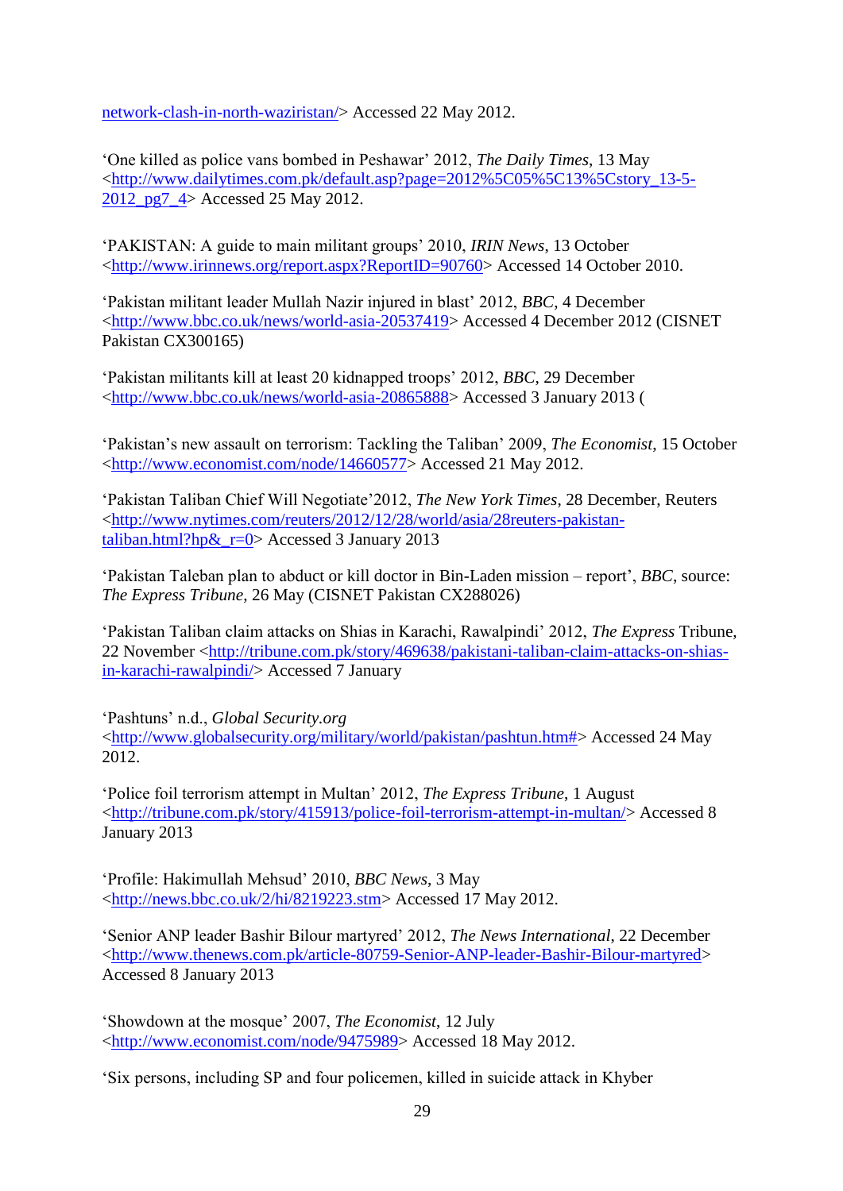network-clash-in-north-waziristan/> Accessed 22 May 2012.

'One killed as police vans bombed in Peshawar' 2012, *The Daily Times*, 13 May <http://www.dailytimes.com.pk/default.asp?page=2012%5C05%5C13%5Cstory_13-5-2012_pg7_4> Accessed 25 May 2012.

'PAKISTAN: A guide to main militant groups' 2010, *IRIN News*, 13 October <http://www.irinnews.org/report.aspx?ReportID=90760> Accessed 14 October 2010.

'Pakistan militant leader Mullah Nazir injured in blast' 2012, *BBC*, 4 December <http://www.bbc.co.uk/news/world-asia-20537419> Accessed 4 December 2012 (CISNET Pakistan CX300165)

'Pakistan militants kill at least 20 kidnapped troops' 2012, *BBC*, 29 December <http://www.bbc.co.uk/news/world-asia-20865888> Accessed 3 January 2013 (

'Pakistan's new assault on terrorism: Tackling the Taliban' 2009, *The Economist*, 15 October <http://www.economist.com/node/14660577> Accessed 21 May 2012.

'Pakistan Taliban Chief Will Negotiate'2012, *The New York Times*, 28 December, Reuters <http://www.nytimes.com/reuters/2012/12/28/world/asia/28reuters-pakistan-taliban.html?hp&_r=0> Accessed 3 January 2013

'Pakistan Taleban plan to abduct or kill doctor in Bin-Laden mission – report', *BBC*, source: *The Express Tribune*, 26 May (CISNET Pakistan CX288026)

'Pakistan Taliban claim attacks on Shias in Karachi, Rawalpindi' 2012, *The Express* Tribune, 22 November <http://tribune.com.pk/story/469638/pakistani-taliban-claim-attacks-on-shias-in-karachi-rawalpindi/> Accessed 7 January

'Pashtuns' n.d., *Global Security.org* <http://www.globalsecurity.org/military/world/pakistan/pashtun.htm#> Accessed 24 May 2012.

'Police foil terrorism attempt in Multan' 2012, *The Express Tribune*, 1 August <http://tribune.com.pk/story/415913/police-foil-terrorism-attempt-in-multan/> Accessed 8 January 2013

'Profile: Hakimullah Mehsud' 2010, *BBC News*, 3 May <http://news.bbc.co.uk/2/hi/8219223.stm> Accessed 17 May 2012.

'Senior ANP leader Bashir Bilour martyred' 2012, *The News International*, 22 December <http://www.thenews.com.pk/article-80759-Senior-ANP-leader-Bashir-Bilour-martyred> Accessed 8 January 2013

'Showdown at the mosque' 2007, *The Economist*, 12 July <http://www.economist.com/node/9475989> Accessed 18 May 2012.

'Six persons, including SP and four policemen, killed in suicide attack in Khyber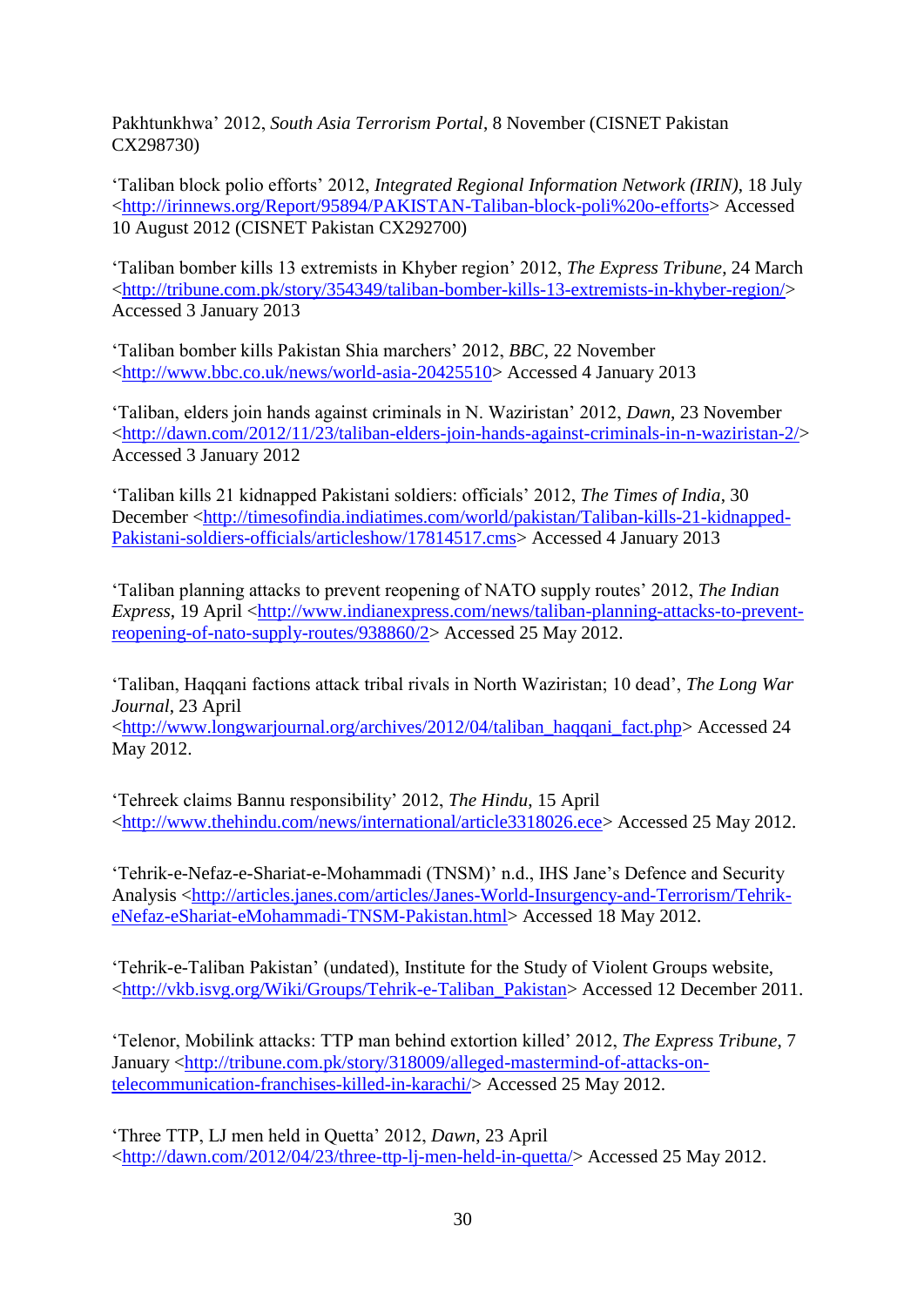Pakhtunkhwa' 2012, *South Asia Terrorism Portal*, 8 November (CISNET Pakistan CX298730)

'Taliban block polio efforts' 2012, *Integrated Regional Information Network (IRIN)*, 18 July <http://irinnews.org/Report/95894/PAKISTAN-Taliban-block-poli%20o-efforts> Accessed 10 August 2012 (CISNET Pakistan CX292700)

'Taliban bomber kills 13 extremists in Khyber region' 2012, *The Express Tribune*, 24 March <http://tribune.com.pk/story/354349/taliban-bomber-kills-13-extremists-in-khyber-region/> Accessed 3 January 2013

'Taliban bomber kills Pakistan Shia marchers' 2012, *BBC*, 22 November <http://www.bbc.co.uk/news/world-asia-20425510> Accessed 4 January 2013

'Taliban, elders join hands against criminals in N. Waziristan' 2012, *Dawn*, 23 November <http://dawn.com/2012/11/23/taliban-elders-join-hands-against-criminals-in-n-waziristan-2/> Accessed 3 January 2012

'Taliban kills 21 kidnapped Pakistani soldiers: officials' 2012, *The Times of India*, 30 December <http://timesofindia.indiatimes.com/world/pakistan/Taliban-kills-21-kidnapped-Pakistani-soldiers-officials/articleshow/17814517.cms> Accessed 4 January 2013

'Taliban planning attacks to prevent reopening of NATO supply routes' 2012, *The Indian Express*, 19 April <http://www.indianexpress.com/news/taliban-planning-attacks-to-prevent-reopening-of-nato-supply-routes/938860/2> Accessed 25 May 2012.

'Taliban, Haqqani factions attack tribal rivals in North Waziristan; 10 dead', *The Long War Journal*, 23 April <http://www.longwarjournal.org/archives/2012/04/taliban_haqqani_fact.php> Accessed 24 May 2012.

'Tehreek claims Bannu responsibility' 2012, *The Hindu*, 15 April <http://www.thehindu.com/news/international/article3318026.ece> Accessed 25 May 2012.

'Tehrik-e-Nefaz-e-Shariat-e-Mohammadi (TNSM)' n.d., IHS Jane's Defence and Security Analysis <http://articles.janes.com/articles/Janes-World-Insurgency-and-Terrorism/Tehrik-eNefaz-eShariat-eMohammadi-TNSM-Pakistan.html> Accessed 18 May 2012.

'Tehrik-e-Taliban Pakistan' (undated), Institute for the Study of Violent Groups website, <http://vkb.isvg.org/Wiki/Groups/Tehrik-e-Taliban_Pakistan> Accessed 12 December 2011.

'Telenor, Mobilink attacks: TTP man behind extortion killed' 2012, *The Express Tribune*, 7 January <http://tribune.com.pk/story/318009/alleged-mastermind-of-attacks-on-telecommunication-franchises-killed-in-karachi/> Accessed 25 May 2012.

'Three TTP, LJ men held in Quetta' 2012, *Dawn*, 23 April <http://dawn.com/2012/04/23/three-ttp-lj-men-held-in-quetta/> Accessed 25 May 2012.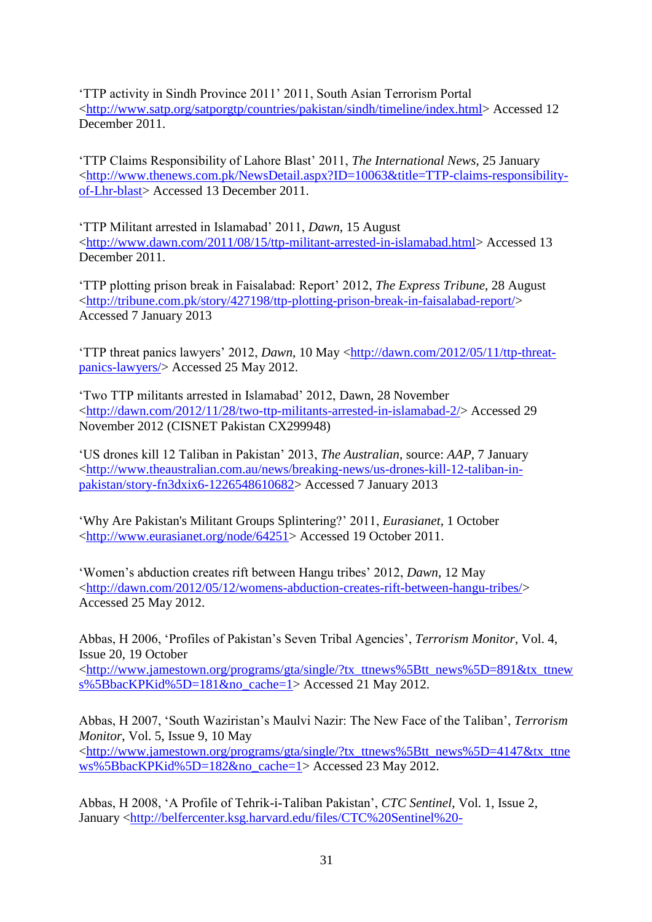'TTP activity in Sindh Province 2011' 2011, South Asian Terrorism Portal <http://www.satp.org/satporgtp/countries/pakistan/sindh/timeline/index.html> Accessed 12 December 2011.

'TTP Claims Responsibility of Lahore Blast' 2011, *The International News*, 25 January <http://www.thenews.com.pk/NewsDetail.aspx?ID=10063&title=TTP-claims-responsibility-of-Lhr-blast> Accessed 13 December 2011.

'TTP Militant arrested in Islamabad' 2011, *Dawn*, 15 August <http://www.dawn.com/2011/08/15/ttp-militant-arrested-in-islamabad.html> Accessed 13 December 2011.

'TTP plotting prison break in Faisalabad: Report' 2012, *The Express Tribune*, 28 August <http://tribune.com.pk/story/427198/ttp-plotting-prison-break-in-faisalabad-report/> Accessed 7 January 2013

'TTP threat panics lawyers' 2012, *Dawn*, 10 May <http://dawn.com/2012/05/11/ttp-threat-panics-lawyers/> Accessed 25 May 2012.

'Two TTP militants arrested in Islamabad' 2012, Dawn, 28 November <http://dawn.com/2012/11/28/two-ttp-militants-arrested-in-islamabad-2/> Accessed 29 November 2012 (CISNET Pakistan CX299948)

'US drones kill 12 Taliban in Pakistan' 2013, *The Australian*, source: *AAP*, 7 January <http://www.theaustralian.com.au/news/breaking-news/us-drones-kill-12-taliban-in-pakistan/story-fn3dxix6-1226548610682> Accessed 7 January 2013

'Why Are Pakistan's Militant Groups Splintering?' 2011, *Eurasianet*, 1 October <http://www.eurasianet.org/node/64251> Accessed 19 October 2011.

'Women's abduction creates rift between Hangu tribes' 2012, *Dawn*, 12 May <http://dawn.com/2012/05/12/womens-abduction-creates-rift-between-hangu-tribes/> Accessed 25 May 2012.

Abbas, H 2006, 'Profiles of Pakistan's Seven Tribal Agencies', *Terrorism Monitor*, Vol. 4, Issue 20, 19 October <http://www.jamestown.org/programs/gta/single/?tx_ttnews%5Btt_news%5D=891&tx_ttnews%5BbacKPKid%5D=181&no_cache=1> Accessed 21 May 2012.

Abbas, H 2007, 'South Waziristan's Maulvi Nazir: The New Face of the Taliban', *Terrorism Monitor*, Vol. 5, Issue 9, 10 May <http://www.jamestown.org/programs/gta/single/?tx_ttnews%5Btt_news%5D=4147&tx_ttnews%5BbacKPKid%5D=182&no_cache=1> Accessed 23 May 2012.

Abbas, H 2008, 'A Profile of Tehrik-i-Taliban Pakistan', *CTC Sentinel*, Vol. 1, Issue 2, January <http://belfercenter.ksg.harvard.edu/files/CTC%20Sentinel%20-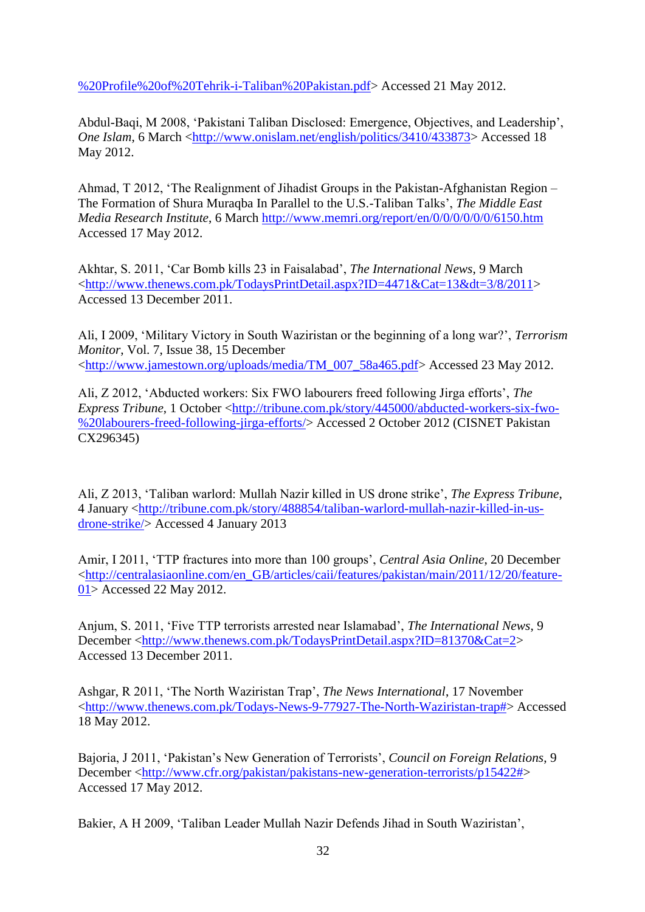%20Profile%20of%20Tehrik-i-Taliban%20Pakistan.pdf> Accessed 21 May 2012.

Abdul-Baqi, M 2008, 'Pakistani Taliban Disclosed: Emergence, Objectives, and Leadership', *One Islam*, 6 March <http://www.onislam.net/english/politics/3410/433873> Accessed 18 May 2012.

Ahmad, T 2012, 'The Realignment of Jihadist Groups in the Pakistan-Afghanistan Region – The Formation of Shura Muraqba In Parallel to the U.S.-Taliban Talks', *The Middle East Media Research Institute*, 6 March http://www.memri.org/report/en/0/0/0/0/0/0/6150.htm Accessed 17 May 2012.

Akhtar, S. 2011, 'Car Bomb kills 23 in Faisalabad', *The International News*, 9 March <http://www.thenews.com.pk/TodaysPrintDetail.aspx?ID=4471&Cat=13&dt=3/8/2011> Accessed 13 December 2011.

Ali, I 2009, 'Military Victory in South Waziristan or the beginning of a long war?', *Terrorism Monitor*, Vol. 7, Issue 38, 15 December <http://www.jamestown.org/uploads/media/TM_007_58a465.pdf> Accessed 23 May 2012.

Ali, Z 2012, 'Abducted workers: Six FWO labourers freed following Jirga efforts', *The Express Tribune*, 1 October <http://tribune.com.pk/story/445000/abducted-workers-six-fwo-%20labourers-freed-following-jirga-efforts/> Accessed 2 October 2012 (CISNET Pakistan CX296345)

Ali, Z 2013, 'Taliban warlord: Mullah Nazir killed in US drone strike', *The Express Tribune*, 4 January <http://tribune.com.pk/story/488854/taliban-warlord-mullah-nazir-killed-in-us-drone-strike/> Accessed 4 January 2013

Amir, I 2011, 'TTP fractures into more than 100 groups', *Central Asia Online*, 20 December <http://centralasiaonline.com/en_GB/articles/caii/features/pakistan/main/2011/12/20/feature-01> Accessed 22 May 2012.

Anjum, S. 2011, 'Five TTP terrorists arrested near Islamabad', *The International News*, 9 December <http://www.thenews.com.pk/TodaysPrintDetail.aspx?ID=81370&Cat=2> Accessed 13 December 2011.

Ashgar, R 2011, 'The North Waziristan Trap', *The News International*, 17 November <http://www.thenews.com.pk/Todays-News-9-77927-The-North-Waziristan-trap#> Accessed 18 May 2012.

Bajoria, J 2011, 'Pakistan's New Generation of Terrorists', *Council on Foreign Relations*, 9 December <http://www.cfr.org/pakistan/pakistans-new-generation-terrorists/p15422#> Accessed 17 May 2012.

Bakier, A H 2009, 'Taliban Leader Mullah Nazir Defends Jihad in South Waziristan',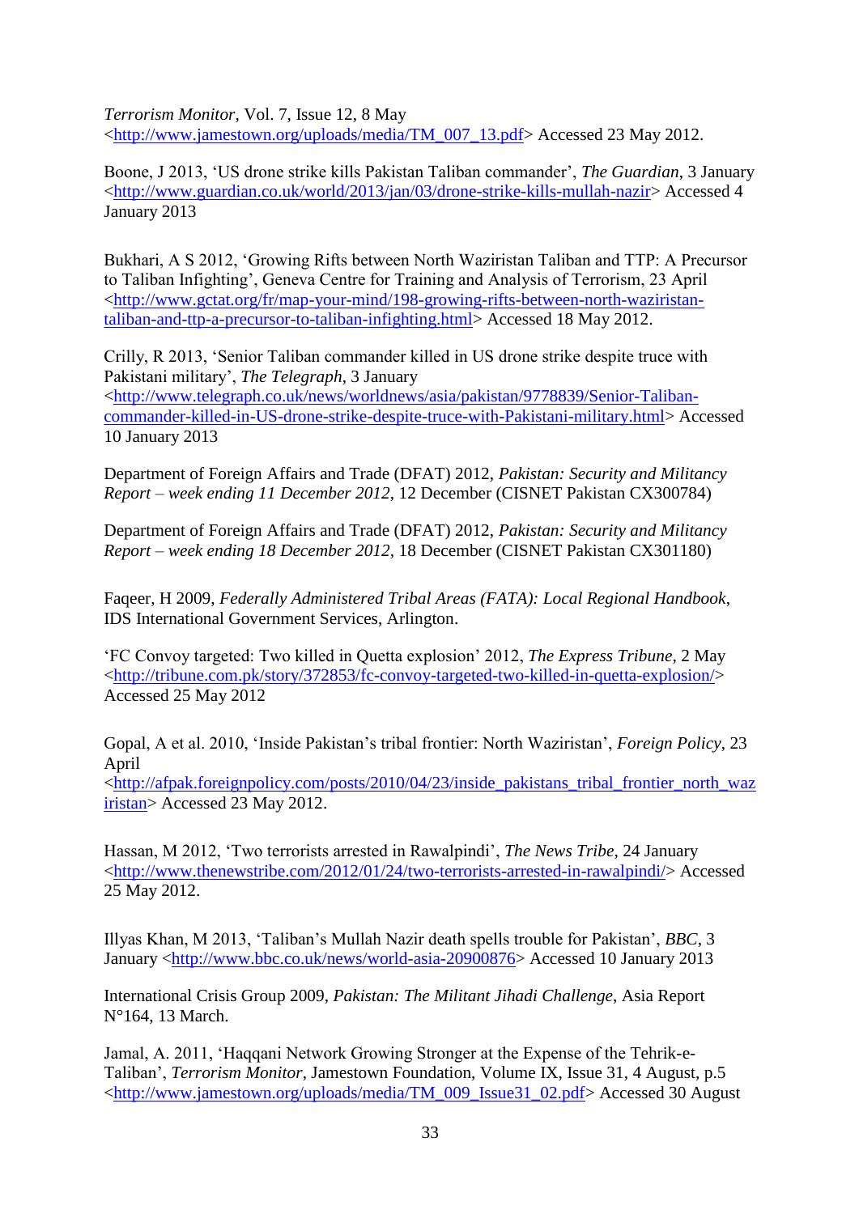*Terrorism Monitor*, Vol. 7, Issue 12, 8 May <http://www.jamestown.org/uploads/media/TM_007_13.pdf> Accessed 23 May 2012.

Boone, J 2013, 'US drone strike kills Pakistan Taliban commander', *The Guardian*, 3 January <http://www.guardian.co.uk/world/2013/jan/03/drone-strike-kills-mullah-nazir> Accessed 4 January 2013

Bukhari, A S 2012, 'Growing Rifts between North Waziristan Taliban and TTP: A Precursor to Taliban Infighting', Geneva Centre for Training and Analysis of Terrorism, 23 April <http://www.gctat.org/fr/map-your-mind/198-growing-rifts-between-north-waziristan-taliban-and-ttp-a-precursor-to-taliban-infighting.html> Accessed 18 May 2012.

Crilly, R 2013, 'Senior Taliban commander killed in US drone strike despite truce with Pakistani military', *The Telegraph*, 3 January <http://www.telegraph.co.uk/news/worldnews/asia/pakistan/9778839/Senior-Taliban-commander-killed-in-US-drone-strike-despite-truce-with-Pakistani-military.html> Accessed 10 January 2013

Department of Foreign Affairs and Trade (DFAT) 2012, *Pakistan: Security and Militancy Report – week ending 11 December 2012*, 12 December (CISNET Pakistan CX300784)

Department of Foreign Affairs and Trade (DFAT) 2012, *Pakistan: Security and Militancy Report – week ending 18 December 2012*, 18 December (CISNET Pakistan CX301180)

Faqeer, H 2009, *Federally Administered Tribal Areas (FATA): Local Regional Handbook*, IDS International Government Services, Arlington.

'FC Convoy targeted: Two killed in Quetta explosion' 2012, *The Express Tribune*, 2 May <http://tribune.com.pk/story/372853/fc-convoy-targeted-two-killed-in-quetta-explosion/> Accessed 25 May 2012

Gopal, A et al. 2010, 'Inside Pakistan's tribal frontier: North Waziristan', *Foreign Policy*, 23 April <http://afpak.foreignpolicy.com/posts/2010/04/23/inside_pakistans_tribal_frontier_north_waziristan> Accessed 23 May 2012.

Hassan, M 2012, 'Two terrorists arrested in Rawalpindi', *The News Tribe*, 24 January <http://www.thenewstribe.com/2012/01/24/two-terrorists-arrested-in-rawalpindi/> Accessed 25 May 2012.

Illyas Khan, M 2013, 'Taliban's Mullah Nazir death spells trouble for Pakistan', *BBC*, 3 January <http://www.bbc.co.uk/news/world-asia-20900876> Accessed 10 January 2013

International Crisis Group 2009, *Pakistan: The Militant Jihadi Challenge*, Asia Report N°164, 13 March.

Jamal, A. 2011, 'Haqqani Network Growing Stronger at the Expense of the Tehrik-e-Taliban', *Terrorism Monitor*, Jamestown Foundation, Volume IX, Issue 31, 4 August, p.5 <http://www.jamestown.org/uploads/media/TM_009_Issue31_02.pdf> Accessed 30 August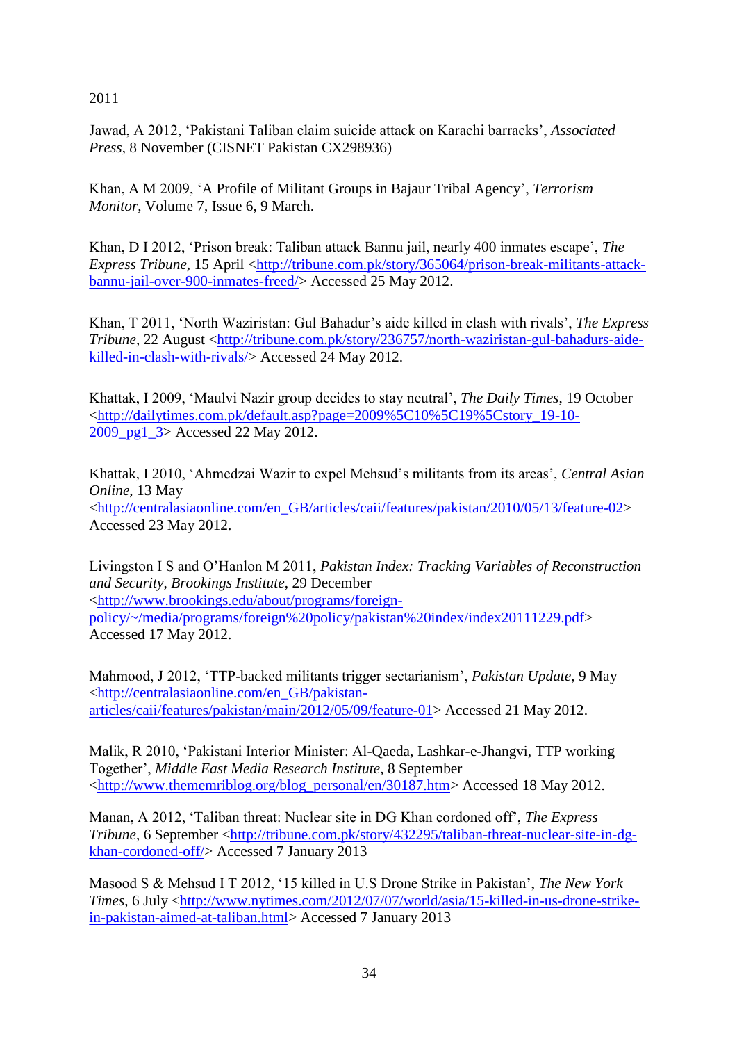2011

Jawad, A 2012, ‘Pakistani Taliban claim suicide attack on Karachi barracks’, *Associated Press*, 8 November (CISNET Pakistan CX298936)

Khan, A M 2009, ‘A Profile of Militant Groups in Bajaur Tribal Agency’, *Terrorism Monitor*, Volume 7, Issue 6, 9 March.

Khan, D I 2012, ‘Prison break: Taliban attack Bannu jail, nearly 400 inmates escape’, *The Express Tribune*, 15 April <http://tribune.com.pk/story/365064/prison-break-militants-attack-bannu-jail-over-900-inmates-freed/> Accessed 25 May 2012.

Khan, T 2011, ‘North Waziristan: Gul Bahadur’s aide killed in clash with rivals’, *The Express Tribune*, 22 August <http://tribune.com.pk/story/236757/north-waziristan-gul-bahadurs-aide-killed-in-clash-with-rivals/> Accessed 24 May 2012.

Khattak, I 2009, ‘Maulvi Nazir group decides to stay neutral’, *The Daily Times*, 19 October <http://dailytimes.com.pk/default.asp?page=2009%5C10%5C19%5Cstory_19-10-2009_pg1_3> Accessed 22 May 2012.

Khattak, I 2010, ‘Ahmedzai Wazir to expel Mehsud’s militants from its areas’, *Central Asian Online*, 13 May <http://centralasiaonline.com/en_GB/articles/caii/features/pakistan/2010/05/13/feature-02> Accessed 23 May 2012.

Livingston I S and O’Hanlon M 2011, *Pakistan Index: Tracking Variables of Reconstruction and Security*, *Brookings Institute*, 29 December <http://www.brookings.edu/about/programs/foreign-policy/~/media/programs/foreign%20policy/pakistan%20index/index20111229.pdf> Accessed 17 May 2012.

Mahmood, J 2012, ‘TTP-backed militants trigger sectarianism’, *Pakistan Update*, 9 May <http://centralasiaonline.com/en_GB/pakistan-articles/caii/features/pakistan/main/2012/05/09/feature-01> Accessed 21 May 2012.

Malik, R 2010, ‘Pakistani Interior Minister: Al-Qaeda, Lashkar-e-Jhangvi, TTP working Together’, *Middle East Media Research Institute*, 8 September <http://www.thememriblog.org/blog_personal/en/30187.htm> Accessed 18 May 2012.

Manan, A 2012, ‘Taliban threat: Nuclear site in DG Khan cordoned off’, *The Express Tribune*, 6 September <http://tribune.com.pk/story/432295/taliban-threat-nuclear-site-in-dg-khan-cordoned-off/> Accessed 7 January 2013

Masood S & Mehsud I T 2012, ‘15 killed in U.S Drone Strike in Pakistan’, *The New York Times*, 6 July <http://www.nytimes.com/2012/07/07/world/asia/15-killed-in-us-drone-strike-in-pakistan-aimed-at-taliban.html> Accessed 7 January 2013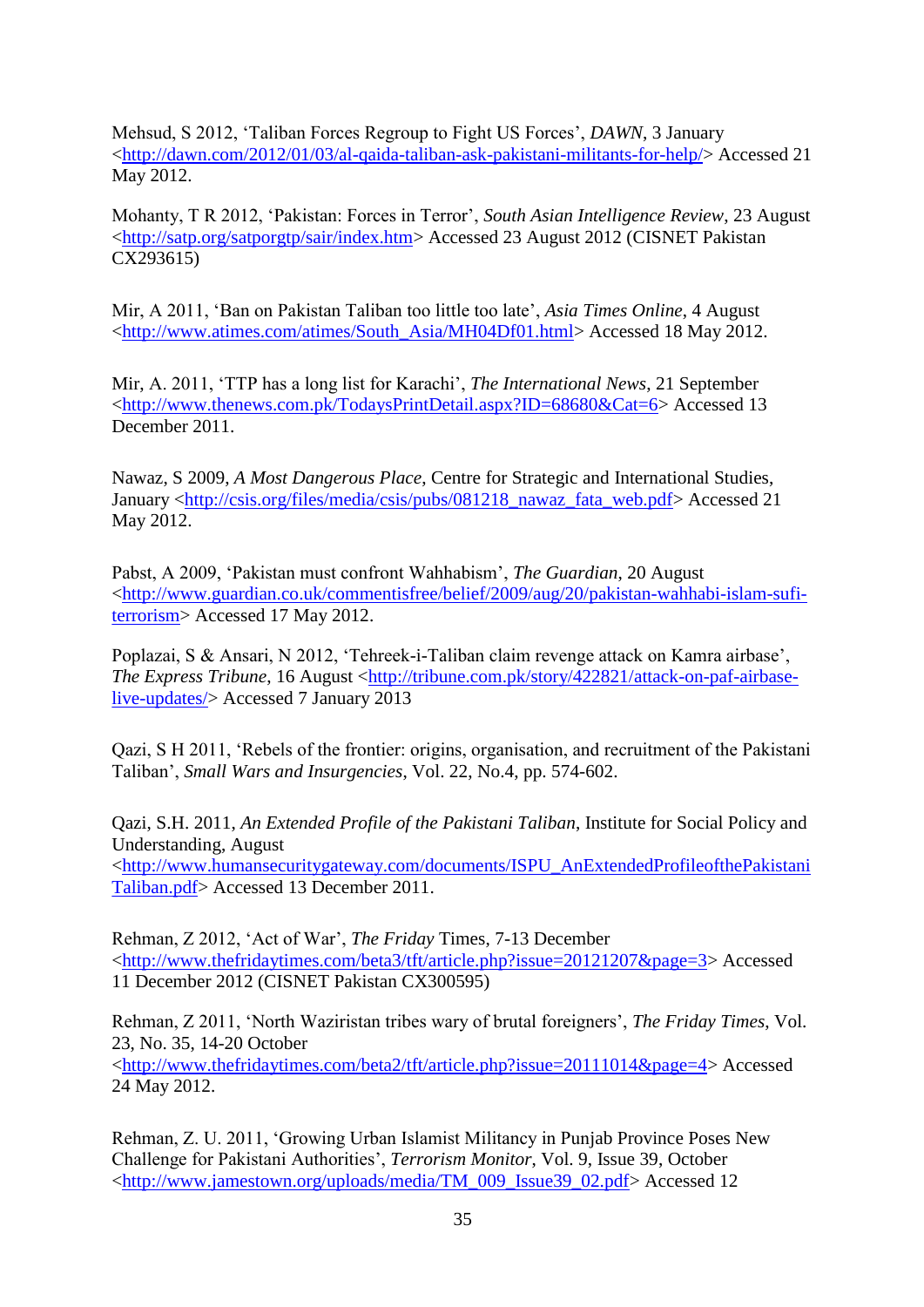Mehsud, S 2012, ‘Taliban Forces Regroup to Fight US Forces’, *DAWN*, 3 January <http://dawn.com/2012/01/03/al-qaida-taliban-ask-pakistani-militants-for-help/> Accessed 21 May 2012.

Mohanty, T R 2012, ‘Pakistan: Forces in Terror’, *South Asian Intelligence Review*, 23 August <http://satp.org/satporgtp/sair/index.htm> Accessed 23 August 2012 (CISNET Pakistan CX293615)

Mir, A 2011, ‘Ban on Pakistan Taliban too little too late’, *Asia Times Online*, 4 August <http://www.atimes.com/atimes/South_Asia/MH04Df01.html> Accessed 18 May 2012.

Mir, A. 2011, ‘TTP has a long list for Karachi’, *The International News*, 21 September <http://www.thenews.com.pk/TodaysPrintDetail.aspx?ID=68680&Cat=6> Accessed 13 December 2011.

Nawaz, S 2009, *A Most Dangerous Place*, Centre for Strategic and International Studies, January <http://csis.org/files/media/csis/pubs/081218_nawaz_fata_web.pdf> Accessed 21 May 2012.

Pabst, A 2009, ‘Pakistan must confront Wahhabism’, *The Guardian*, 20 August <http://www.guardian.co.uk/commentisfree/belief/2009/aug/20/pakistan-wahhabi-islam-sufi-terrorism> Accessed 17 May 2012.

Poplazai, S & Ansari, N 2012, ‘Tehreek-i-Taliban claim revenge attack on Kamra airbase’, *The Express Tribune*, 16 August <http://tribune.com.pk/story/422821/attack-on-paf-airbase-live-updates/> Accessed 7 January 2013

Qazi, S H 2011, ‘Rebels of the frontier: origins, organisation, and recruitment of the Pakistani Taliban’, *Small Wars and Insurgencies*, Vol. 22, No.4, pp. 574-602.

Qazi, S.H. 2011, *An Extended Profile of the Pakistani Taliban*, Institute for Social Policy and Understanding, August <http://www.humansecuritygateway.com/documents/ISPU_AnExtendedProfileofthePakistaniTaliban.pdf> Accessed 13 December 2011.

Rehman, Z 2012, ‘Act of War’, *The Friday* Times, 7-13 December <http://www.thefridaytimes.com/beta3/tft/article.php?issue=20121207&page=3> Accessed 11 December 2012 (CISNET Pakistan CX300595)

Rehman, Z 2011, ‘North Waziristan tribes wary of brutal foreigners’, *The Friday Times*, Vol. 23, No. 35, 14-20 October <http://www.thefridaytimes.com/beta2/tft/article.php?issue=20111014&page=4> Accessed 24 May 2012.

Rehman, Z. U. 2011, ‘Growing Urban Islamist Militancy in Punjab Province Poses New Challenge for Pakistani Authorities’, *Terrorism Monitor*, Vol. 9, Issue 39, October <http://www.jamestown.org/uploads/media/TM_009_Issue39_02.pdf> Accessed 12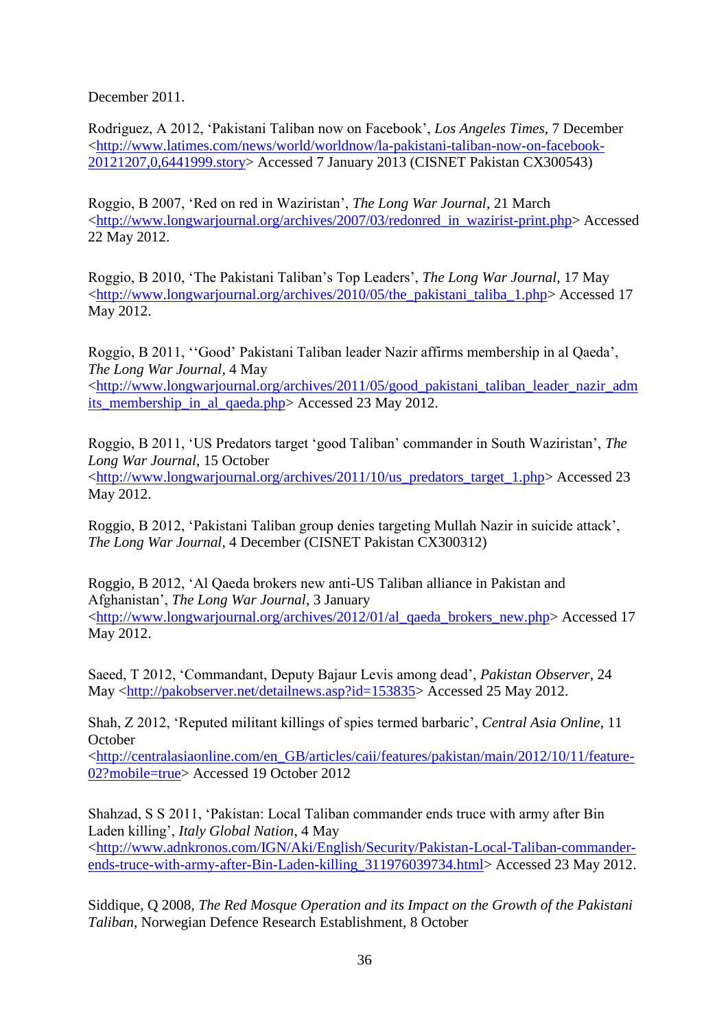December 2011.

Rodriguez, A 2012, 'Pakistani Taliban now on Facebook', *Los Angeles Times*, 7 December <http://www.latimes.com/news/world/worldnow/la-pakistani-taliban-now-on-facebook-20121207,0,6441999.story> Accessed 7 January 2013 (CISNET Pakistan CX300543)

Roggio, B 2007, 'Red on red in Waziristan', *The Long War Journal*, 21 March <http://www.longwarjournal.org/archives/2007/03/redonred_in_wazirist-print.php> Accessed 22 May 2012.

Roggio, B 2010, 'The Pakistani Taliban's Top Leaders', *The Long War Journal*, 17 May <http://www.longwarjournal.org/archives/2010/05/the_pakistani_taliba_1.php> Accessed 17 May 2012.

Roggio, B 2011, ''Good' Pakistani Taliban leader Nazir affirms membership in al Qaeda', *The Long War Journal*, 4 May <http://www.longwarjournal.org/archives/2011/05/good_pakistani_taliban_leader_nazir_admits_membership_in_al_qaeda.php> Accessed 23 May 2012.

Roggio, B 2011, 'US Predators target 'good Taliban' commander in South Waziristan', *The Long War Journal*, 15 October <http://www.longwarjournal.org/archives/2011/10/us_predators_target_1.php> Accessed 23 May 2012.

Roggio, B 2012, 'Pakistani Taliban group denies targeting Mullah Nazir in suicide attack', *The Long War Journal*, 4 December (CISNET Pakistan CX300312)

Roggio, B 2012, 'Al Qaeda brokers new anti-US Taliban alliance in Pakistan and Afghanistan', *The Long War Journal*, 3 January <http://www.longwarjournal.org/archives/2012/01/al_qaeda_brokers_new.php> Accessed 17 May 2012.

Saeed, T 2012, 'Commandant, Deputy Bajaur Levis among dead', *Pakistan Observer*, 24 May <http://pakobserver.net/detailnews.asp?id=153835> Accessed 25 May 2012.

Shah, Z 2012, 'Reputed militant killings of spies termed barbaric', *Central Asia Online*, 11 October <http://centralasiaonline.com/en_GB/articles/caii/features/pakistan/main/2012/10/11/feature-02?mobile=true> Accessed 19 October 2012

Shahzad, S S 2011, 'Pakistan: Local Taliban commander ends truce with army after Bin Laden killing', *Italy Global Nation*, 4 May <http://www.adnkronos.com/IGN/Aki/English/Security/Pakistan-Local-Taliban-commander-ends-truce-with-army-after-Bin-Laden-killing_311976039734.html> Accessed 23 May 2012.

Siddique, Q 2008, *The Red Mosque Operation and its Impact on the Growth of the Pakistani Taliban*, Norwegian Defence Research Establishment, 8 October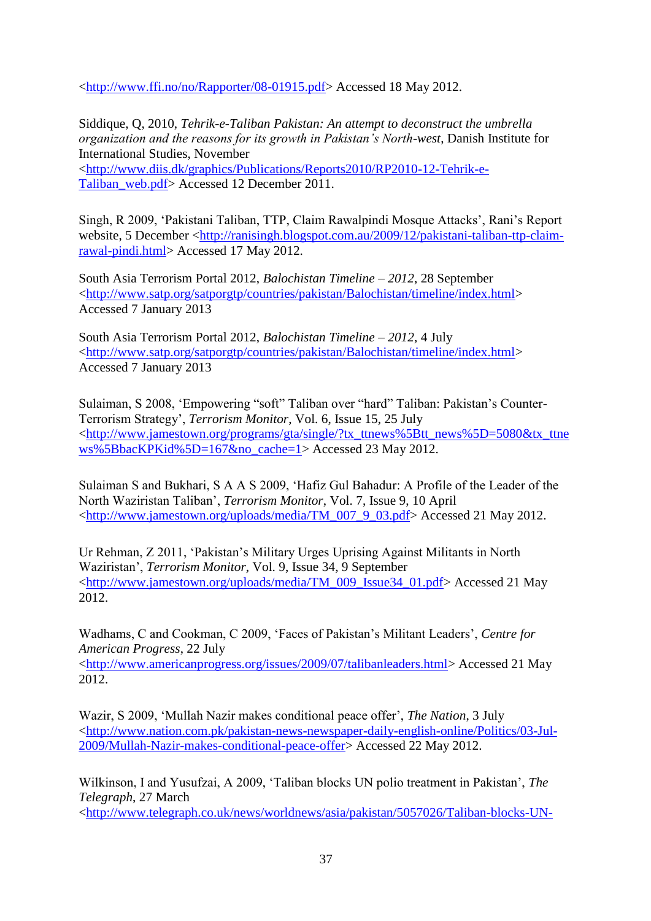<http://www.ffi.no/no/Rapporter/08-01915.pdf> Accessed 18 May 2012.

Siddique, Q, 2010, *Tehrik-e-Taliban Pakistan: An attempt to deconstruct the umbrella organization and the reasons for its growth in Pakistan's North-west*, Danish Institute for International Studies, November <http://www.diis.dk/graphics/Publications/Reports2010/RP2010-12-Tehrik-e-Taliban_web.pdf> Accessed 12 December 2011.

Singh, R 2009, 'Pakistani Taliban, TTP, Claim Rawalpindi Mosque Attacks', Rani's Report website, 5 December <http://ranisingh.blogspot.com.au/2009/12/pakistani-taliban-ttp-claim-rawal-pindi.html> Accessed 17 May 2012.

South Asia Terrorism Portal 2012, *Balochistan Timeline – 2012*, 28 September <http://www.satp.org/satporgtp/countries/pakistan/Balochistan/timeline/index.html> Accessed 7 January 2013

South Asia Terrorism Portal 2012, *Balochistan Timeline – 2012*, 4 July <http://www.satp.org/satporgtp/countries/pakistan/Balochistan/timeline/index.html> Accessed 7 January 2013

Sulaiman, S 2008, 'Empowering "soft" Taliban over "hard" Taliban: Pakistan's Counter-Terrorism Strategy', *Terrorism Monitor*, Vol. 6, Issue 15, 25 July <http://www.jamestown.org/programs/gta/single/?tx_ttnews%5Btt_news%5D=5080&tx_ttnews%5BbacKPKid%5D=167&no_cache=1> Accessed 23 May 2012.

Sulaiman S and Bukhari, S A A S 2009, 'Hafiz Gul Bahadur: A Profile of the Leader of the North Waziristan Taliban', *Terrorism Monitor*, Vol. 7, Issue 9, 10 April <http://www.jamestown.org/uploads/media/TM_007_9_03.pdf> Accessed 21 May 2012.

Ur Rehman, Z 2011, 'Pakistan's Military Urges Uprising Against Militants in North Waziristan', *Terrorism Monitor*, Vol. 9, Issue 34, 9 September <http://www.jamestown.org/uploads/media/TM_009_Issue34_01.pdf> Accessed 21 May 2012.

Wadhams, C and Cookman, C 2009, 'Faces of Pakistan's Militant Leaders', *Centre for American Progress*, 22 July <http://www.americanprogress.org/issues/2009/07/talibanleaders.html> Accessed 21 May 2012.

Wazir, S 2009, 'Mullah Nazir makes conditional peace offer', *The Nation*, 3 July <http://www.nation.com.pk/pakistan-news-newspaper-daily-english-online/Politics/03-Jul-2009/Mullah-Nazir-makes-conditional-peace-offer> Accessed 22 May 2012.

Wilkinson, I and Yusufzai, A 2009, 'Taliban blocks UN polio treatment in Pakistan', *The Telegraph*, 27 March <http://www.telegraph.co.uk/news/worldnews/asia/pakistan/5057026/Taliban-blocks-UN-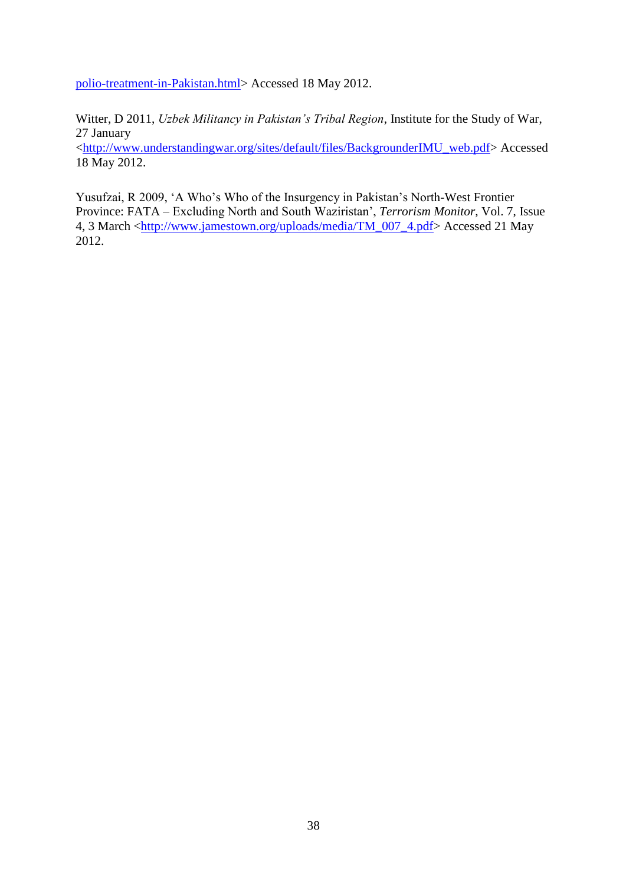polio-treatment-in-Pakistan.html> Accessed 18 May 2012.

Witter, D 2011, *Uzbek Militancy in Pakistan's Tribal Region*, Institute for the Study of War, 27 January <http://www.understandingwar.org/sites/default/files/BackgrounderIMU_web.pdf> Accessed 18 May 2012.

Yusufzai, R 2009, 'A Who's Who of the Insurgency in Pakistan's North-West Frontier Province: FATA – Excluding North and South Waziristan', *Terrorism Monitor*, Vol. 7, Issue 4, 3 March <http://www.jamestown.org/uploads/media/TM_007_4.pdf> Accessed 21 May 2012.